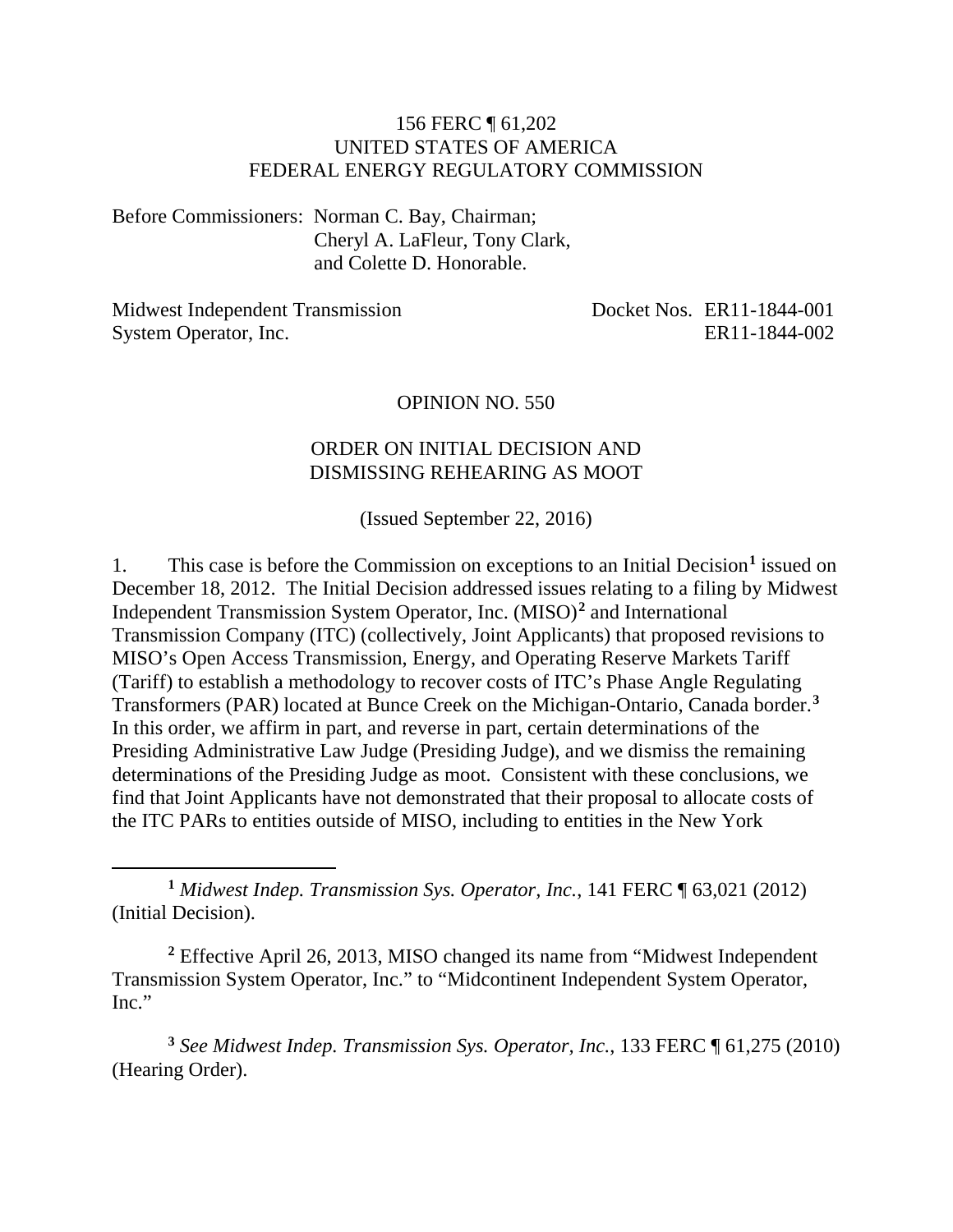156 FERC ¶ 61,202
UNITED STATES OF AMERICA
FEDERAL ENERGY REGULATORY COMMISSION

Before Commissioners: Norman C. Bay, Chairman;
Cheryl A. LaFleur, Tony Clark,
and Colette D. Honorable.

Midwest Independent Transmission System Operator, Inc. — Docket Nos. ER11-1844-001, ER11-1844-002

OPINION NO. 550

ORDER ON INITIAL DECISION AND DISMISSING REHEARING AS MOOT

(Issued September 22, 2016)

1. This case is before the Commission on exceptions to an Initial Decision[1] issued on December 18, 2012. The Initial Decision addressed issues relating to a filing by Midwest Independent Transmission System Operator, Inc. (MISO)[2] and International Transmission Company (ITC) (collectively, Joint Applicants) that proposed revisions to MISO's Open Access Transmission, Energy, and Operating Reserve Markets Tariff (Tariff) to establish a methodology to recover costs of ITC's Phase Angle Regulating Transformers (PAR) located at Bunce Creek on the Michigan-Ontario, Canada border.[3] In this order, we affirm in part, and reverse in part, certain determinations of the Presiding Administrative Law Judge (Presiding Judge), and we dismiss the remaining determinations of the Presiding Judge as moot. Consistent with these conclusions, we find that Joint Applicants have not demonstrated that their proposal to allocate costs of the ITC PARs to entities outside of MISO, including to entities in the New York

---

[1] *Midwest Indep. Transmission Sys. Operator, Inc.*, 141 FERC ¶ 63,021 (2012) (Initial Decision).

[2] Effective April 26, 2013, MISO changed its name from "Midwest Independent Transmission System Operator, Inc." to "Midcontinent Independent System Operator, Inc."

[3] *See Midwest Indep. Transmission Sys. Operator, Inc.*, 133 FERC ¶ 61,275 (2010) (Hearing Order).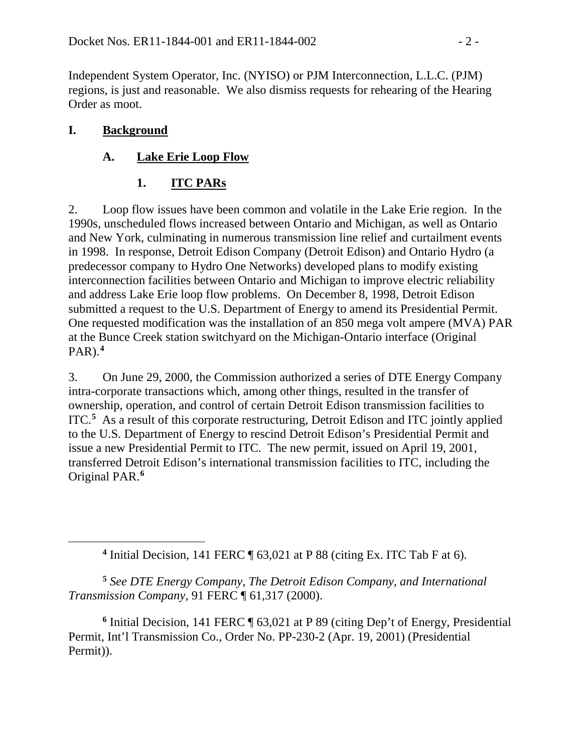Independent System Operator, Inc. (NYISO) or PJM Interconnection, L.L.C. (PJM) regions, is just and reasonable. We also dismiss requests for rehearing of the Hearing Order as moot.

# I. Background

## A. Lake Erie Loop Flow

### 1. ITC PARs

2. Loop flow issues have been common and volatile in the Lake Erie region. In the 1990s, unscheduled flows increased between Ontario and Michigan, as well as Ontario and New York, culminating in numerous transmission line relief and curtailment events in 1998. In response, Detroit Edison Company (Detroit Edison) and Ontario Hydro (a predecessor company to Hydro One Networks) developed plans to modify existing interconnection facilities between Ontario and Michigan to improve electric reliability and address Lake Erie loop flow problems. On December 8, 1998, Detroit Edison submitted a request to the U.S. Department of Energy to amend its Presidential Permit. One requested modification was the installation of an 850 mega volt ampere (MVA) PAR at the Bunce Creek station switchyard on the Michigan-Ontario interface (Original PAR).[4]

3. On June 29, 2000, the Commission authorized a series of DTE Energy Company intra-corporate transactions which, among other things, resulted in the transfer of ownership, operation, and control of certain Detroit Edison transmission facilities to ITC.[5] As a result of this corporate restructuring, Detroit Edison and ITC jointly applied to the U.S. Department of Energy to rescind Detroit Edison's Presidential Permit and issue a new Presidential Permit to ITC. The new permit, issued on April 19, 2001, transferred Detroit Edison's international transmission facilities to ITC, including the Original PAR.[6]

---

[4] Initial Decision, 141 FERC ¶ 63,021 at P 88 (citing Ex. ITC Tab F at 6).

[5] *See DTE Energy Company, The Detroit Edison Company, and International Transmission Company*, 91 FERC ¶ 61,317 (2000).

[6] Initial Decision, 141 FERC ¶ 63,021 at P 89 (citing Dep't of Energy, Presidential Permit, Int'l Transmission Co., Order No. PP-230-2 (Apr. 19, 2001) (Presidential Permit)).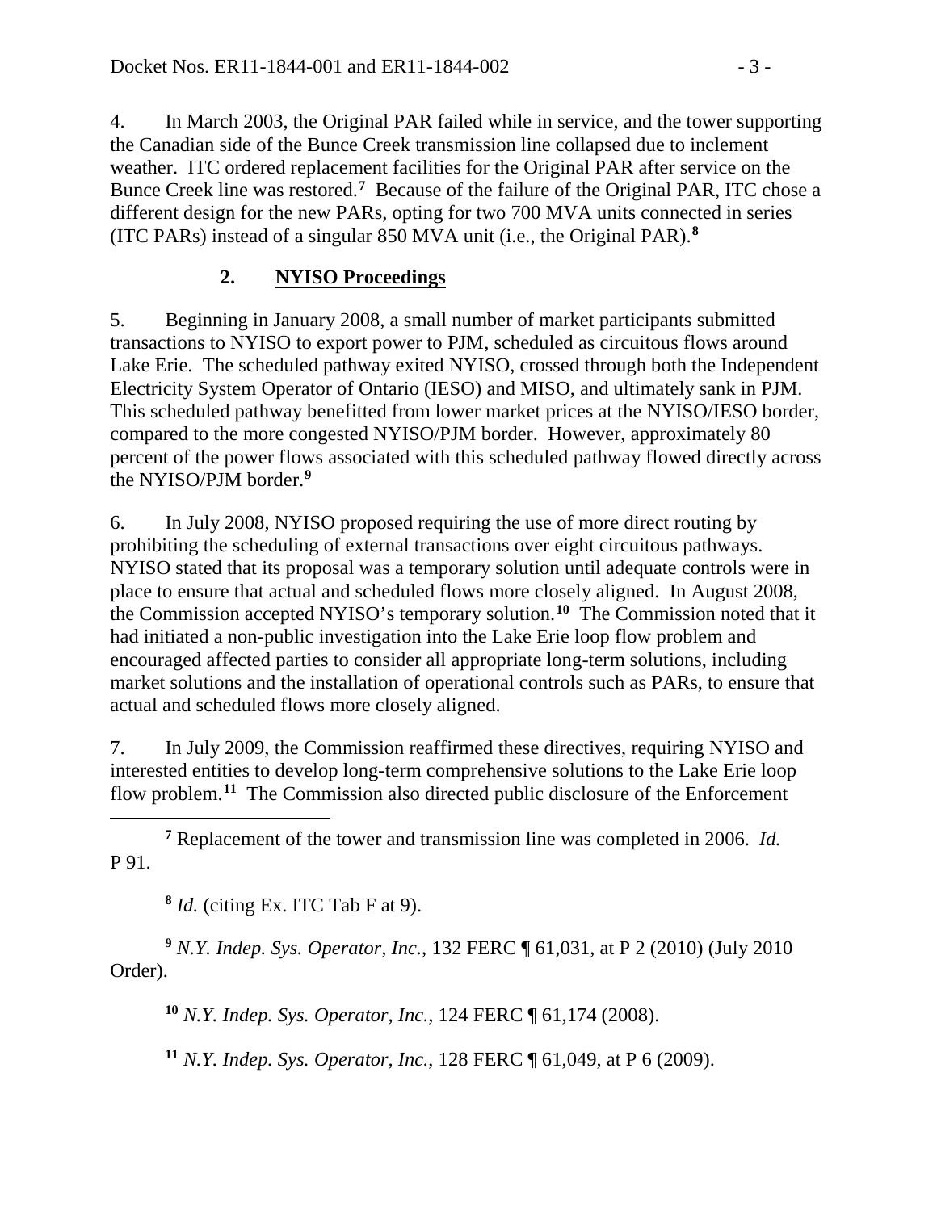4. In March 2003, the Original PAR failed while in service, and the tower supporting the Canadian side of the Bunce Creek transmission line collapsed due to inclement weather. ITC ordered replacement facilities for the Original PAR after service on the Bunce Creek line was restored.[7] Because of the failure of the Original PAR, ITC chose a different design for the new PARs, opting for two 700 MVA units connected in series (ITC PARs) instead of a singular 850 MVA unit (i.e., the Original PAR).[8]

### 2. NYISO Proceedings

5. Beginning in January 2008, a small number of market participants submitted transactions to NYISO to export power to PJM, scheduled as circuitous flows around Lake Erie. The scheduled pathway exited NYISO, crossed through both the Independent Electricity System Operator of Ontario (IESO) and MISO, and ultimately sank in PJM. This scheduled pathway benefitted from lower market prices at the NYISO/IESO border, compared to the more congested NYISO/PJM border. However, approximately 80 percent of the power flows associated with this scheduled pathway flowed directly across the NYISO/PJM border.[9]

6. In July 2008, NYISO proposed requiring the use of more direct routing by prohibiting the scheduling of external transactions over eight circuitous pathways. NYISO stated that its proposal was a temporary solution until adequate controls were in place to ensure that actual and scheduled flows more closely aligned. In August 2008, the Commission accepted NYISO's temporary solution.[10] The Commission noted that it had initiated a non-public investigation into the Lake Erie loop flow problem and encouraged affected parties to consider all appropriate long-term solutions, including market solutions and the installation of operational controls such as PARs, to ensure that actual and scheduled flows more closely aligned.

7. In July 2009, the Commission reaffirmed these directives, requiring NYISO and interested entities to develop long-term comprehensive solutions to the Lake Erie loop flow problem.[11] The Commission also directed public disclosure of the Enforcement

---

[7] Replacement of the tower and transmission line was completed in 2006. *Id.* P 91.

[8] *Id.* (citing Ex. ITC Tab F at 9).

[9] *N.Y. Indep. Sys. Operator, Inc.*, 132 FERC ¶ 61,031, at P 2 (2010) (July 2010 Order).

[10] *N.Y. Indep. Sys. Operator, Inc.*, 124 FERC ¶ 61,174 (2008).

[11] *N.Y. Indep. Sys. Operator, Inc.*, 128 FERC ¶ 61,049, at P 6 (2009).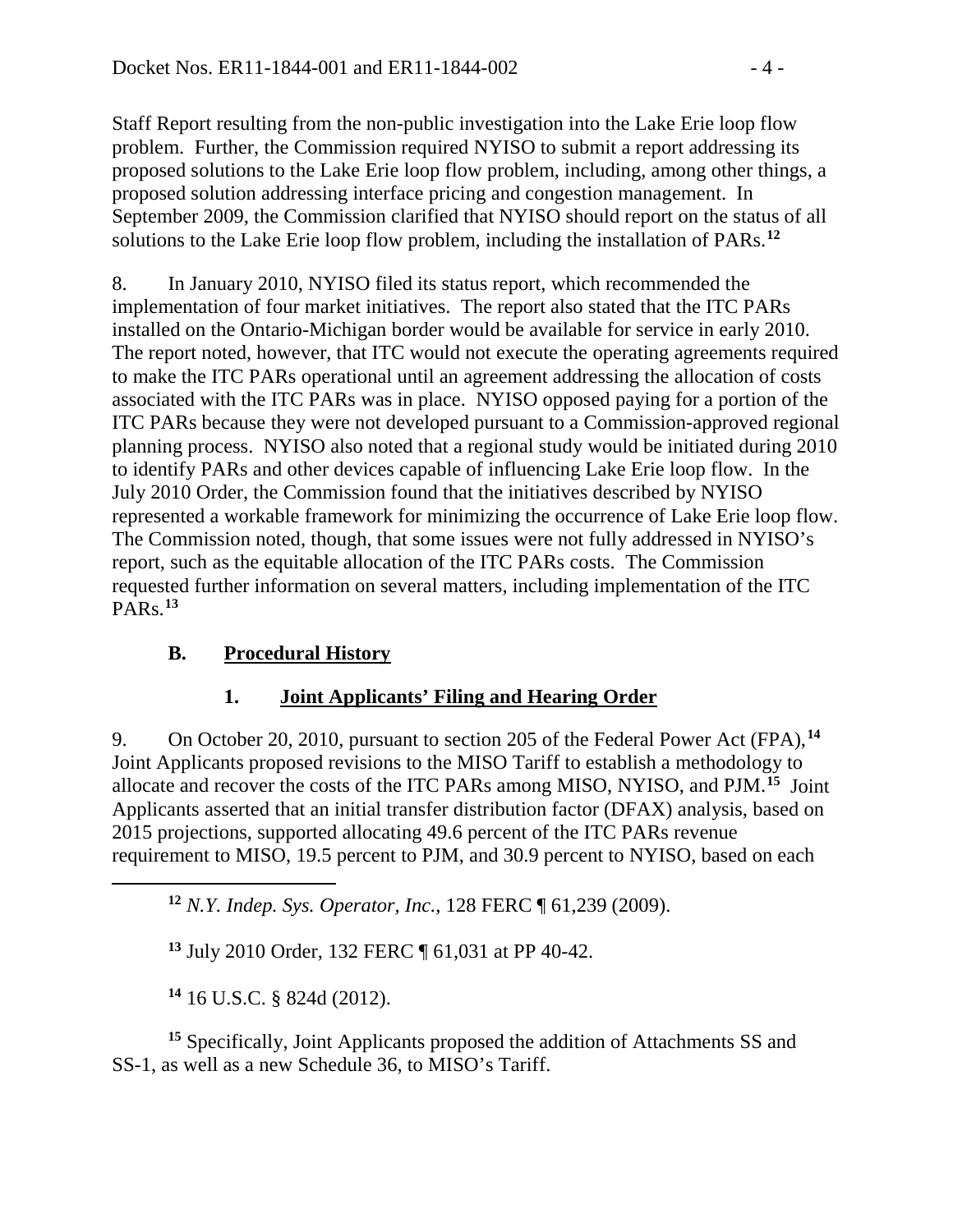Staff Report resulting from the non-public investigation into the Lake Erie loop flow problem. Further, the Commission required NYISO to submit a report addressing its proposed solutions to the Lake Erie loop flow problem, including, among other things, a proposed solution addressing interface pricing and congestion management. In September 2009, the Commission clarified that NYISO should report on the status of all solutions to the Lake Erie loop flow problem, including the installation of PARs.[12]

8. In January 2010, NYISO filed its status report, which recommended the implementation of four market initiatives. The report also stated that the ITC PARs installed on the Ontario-Michigan border would be available for service in early 2010. The report noted, however, that ITC would not execute the operating agreements required to make the ITC PARs operational until an agreement addressing the allocation of costs associated with the ITC PARs was in place. NYISO opposed paying for a portion of the ITC PARs because they were not developed pursuant to a Commission-approved regional planning process. NYISO also noted that a regional study would be initiated during 2010 to identify PARs and other devices capable of influencing Lake Erie loop flow. In the July 2010 Order, the Commission found that the initiatives described by NYISO represented a workable framework for minimizing the occurrence of Lake Erie loop flow. The Commission noted, though, that some issues were not fully addressed in NYISO's report, such as the equitable allocation of the ITC PARs costs. The Commission requested further information on several matters, including implementation of the ITC PARs.[13]

### B. Procedural History

#### 1. Joint Applicants' Filing and Hearing Order

9. On October 20, 2010, pursuant to section 205 of the Federal Power Act (FPA),[14] Joint Applicants proposed revisions to the MISO Tariff to establish a methodology to allocate and recover the costs of the ITC PARs among MISO, NYISO, and PJM.[15] Joint Applicants asserted that an initial transfer distribution factor (DFAX) analysis, based on 2015 projections, supported allocating 49.6 percent of the ITC PARs revenue requirement to MISO, 19.5 percent to PJM, and 30.9 percent to NYISO, based on each

---

[12] *N.Y. Indep. Sys. Operator, Inc.*, 128 FERC ¶ 61,239 (2009).

[13] July 2010 Order, 132 FERC ¶ 61,031 at PP 40-42.

[14] 16 U.S.C. § 824d (2012).

[15] Specifically, Joint Applicants proposed the addition of Attachments SS and SS-1, as well as a new Schedule 36, to MISO's Tariff.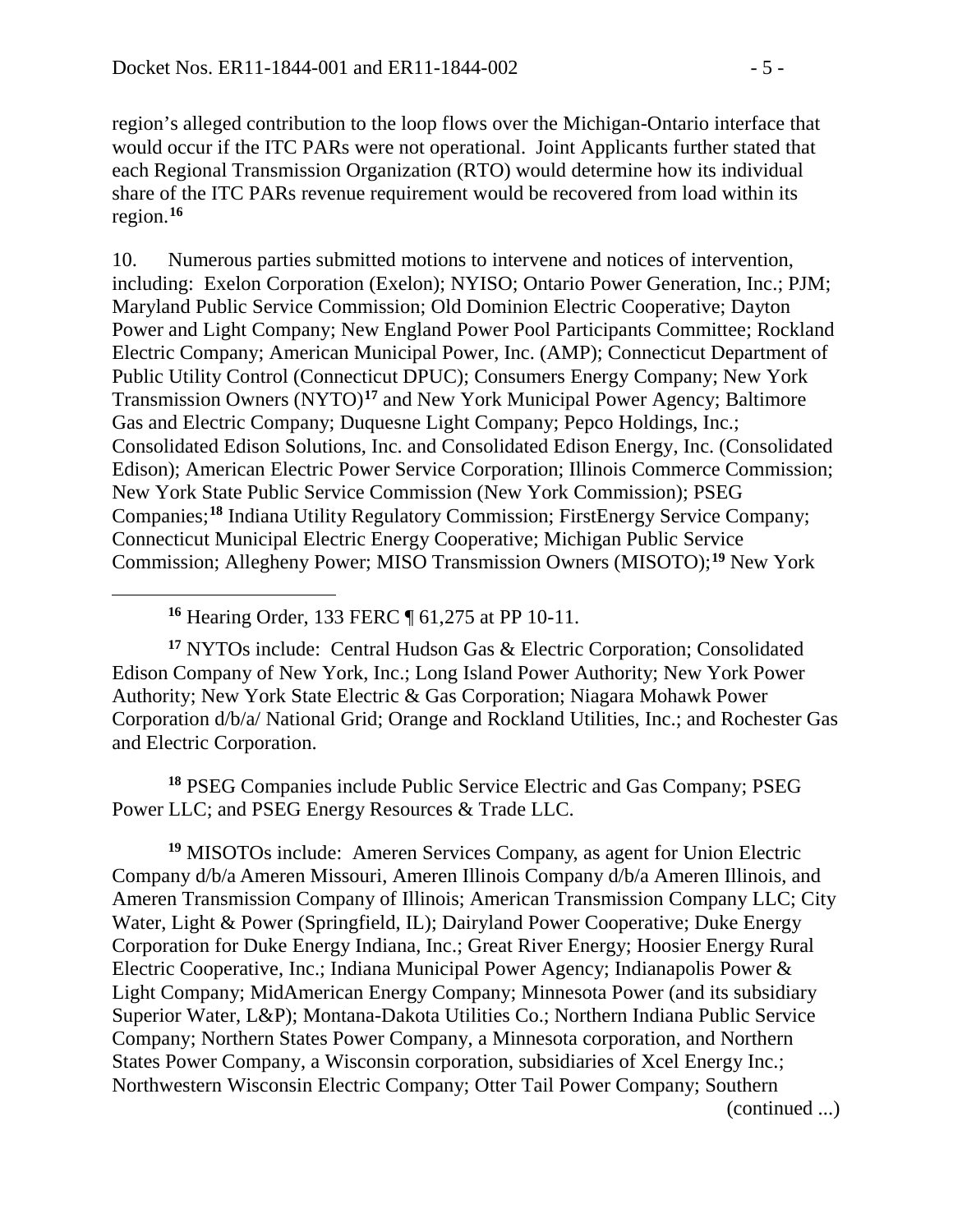region's alleged contribution to the loop flows over the Michigan-Ontario interface that would occur if the ITC PARs were not operational. Joint Applicants further stated that each Regional Transmission Organization (RTO) would determine how its individual share of the ITC PARs revenue requirement would be recovered from load within its region.[16]

10. Numerous parties submitted motions to intervene and notices of intervention, including: Exelon Corporation (Exelon); NYISO; Ontario Power Generation, Inc.; PJM; Maryland Public Service Commission; Old Dominion Electric Cooperative; Dayton Power and Light Company; New England Power Pool Participants Committee; Rockland Electric Company; American Municipal Power, Inc. (AMP); Connecticut Department of Public Utility Control (Connecticut DPUC); Consumers Energy Company; New York Transmission Owners (NYTO)[17] and New York Municipal Power Agency; Baltimore Gas and Electric Company; Duquesne Light Company; Pepco Holdings, Inc.; Consolidated Edison Solutions, Inc. and Consolidated Edison Energy, Inc. (Consolidated Edison); American Electric Power Service Corporation; Illinois Commerce Commission; New York State Public Service Commission (New York Commission); PSEG Companies;[18] Indiana Utility Regulatory Commission; FirstEnergy Service Company; Connecticut Municipal Electric Energy Cooperative; Michigan Public Service Commission; Allegheny Power; MISO Transmission Owners (MISOTO);[19] New York

---

[16] Hearing Order, 133 FERC ¶ 61,275 at PP 10-11.

[17] NYTOs include: Central Hudson Gas & Electric Corporation; Consolidated Edison Company of New York, Inc.; Long Island Power Authority; New York Power Authority; New York State Electric & Gas Corporation; Niagara Mohawk Power Corporation d/b/a/ National Grid; Orange and Rockland Utilities, Inc.; and Rochester Gas and Electric Corporation.

[18] PSEG Companies include Public Service Electric and Gas Company; PSEG Power LLC; and PSEG Energy Resources & Trade LLC.

[19] MISOTOs include: Ameren Services Company, as agent for Union Electric Company d/b/a Ameren Missouri, Ameren Illinois Company d/b/a Ameren Illinois, and Ameren Transmission Company of Illinois; American Transmission Company LLC; City Water, Light & Power (Springfield, IL); Dairyland Power Cooperative; Duke Energy Corporation for Duke Energy Indiana, Inc.; Great River Energy; Hoosier Energy Rural Electric Cooperative, Inc.; Indiana Municipal Power Agency; Indianapolis Power & Light Company; MidAmerican Energy Company; Minnesota Power (and its subsidiary Superior Water, L&P); Montana-Dakota Utilities Co.; Northern Indiana Public Service Company; Northern States Power Company, a Minnesota corporation, and Northern States Power Company, a Wisconsin corporation, subsidiaries of Xcel Energy Inc.; Northwestern Wisconsin Electric Company; Otter Tail Power Company; Southern

(continued ...)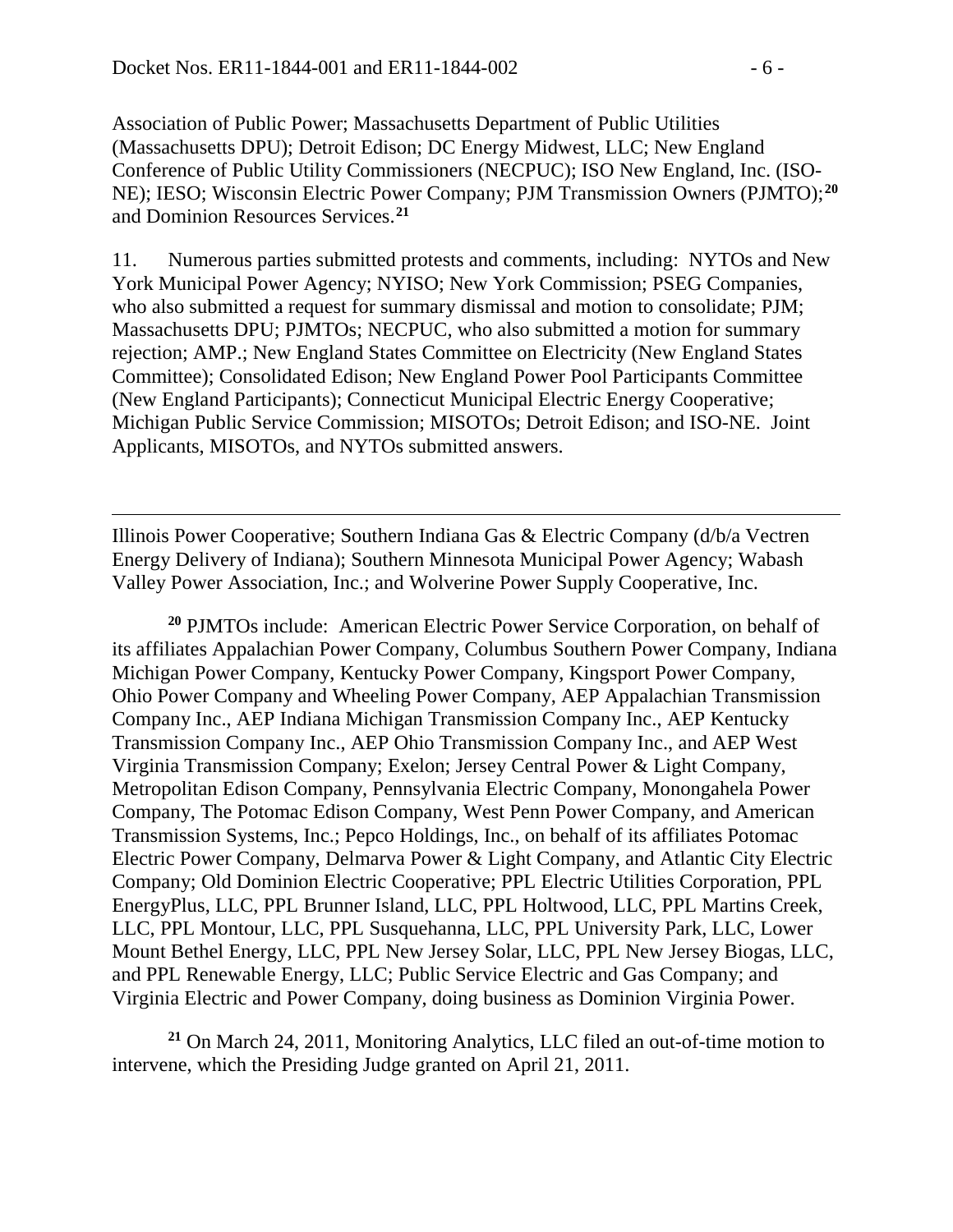Association of Public Power; Massachusetts Department of Public Utilities (Massachusetts DPU); Detroit Edison; DC Energy Midwest, LLC; New England Conference of Public Utility Commissioners (NECPUC); ISO New England, Inc. (ISO-NE); IESO; Wisconsin Electric Power Company; PJM Transmission Owners (PJMTO);[20] and Dominion Resources Services.[21]

11. Numerous parties submitted protests and comments, including: NYTOs and New York Municipal Power Agency; NYISO; New York Commission; PSEG Companies, who also submitted a request for summary dismissal and motion to consolidate; PJM; Massachusetts DPU; PJMTOs; NECPUC, who also submitted a motion for summary rejection; AMP.; New England States Committee on Electricity (New England States Committee); Consolidated Edison; New England Power Pool Participants Committee (New England Participants); Connecticut Municipal Electric Energy Cooperative; Michigan Public Service Commission; MISOTOs; Detroit Edison; and ISO-NE. Joint Applicants, MISOTOs, and NYTOs submitted answers.

---

Illinois Power Cooperative; Southern Indiana Gas & Electric Company (d/b/a Vectren Energy Delivery of Indiana); Southern Minnesota Municipal Power Agency; Wabash Valley Power Association, Inc.; and Wolverine Power Supply Cooperative, Inc.

[20] PJMTOs include: American Electric Power Service Corporation, on behalf of its affiliates Appalachian Power Company, Columbus Southern Power Company, Indiana Michigan Power Company, Kentucky Power Company, Kingsport Power Company, Ohio Power Company and Wheeling Power Company, AEP Appalachian Transmission Company Inc., AEP Indiana Michigan Transmission Company Inc., AEP Kentucky Transmission Company Inc., AEP Ohio Transmission Company Inc., and AEP West Virginia Transmission Company; Exelon; Jersey Central Power & Light Company, Metropolitan Edison Company, Pennsylvania Electric Company, Monongahela Power Company, The Potomac Edison Company, West Penn Power Company, and American Transmission Systems, Inc.; Pepco Holdings, Inc., on behalf of its affiliates Potomac Electric Power Company, Delmarva Power & Light Company, and Atlantic City Electric Company; Old Dominion Electric Cooperative; PPL Electric Utilities Corporation, PPL EnergyPlus, LLC, PPL Brunner Island, LLC, PPL Holtwood, LLC, PPL Martins Creek, LLC, PPL Montour, LLC, PPL Susquehanna, LLC, PPL University Park, LLC, Lower Mount Bethel Energy, LLC, PPL New Jersey Solar, LLC, PPL New Jersey Biogas, LLC, and PPL Renewable Energy, LLC; Public Service Electric and Gas Company; and Virginia Electric and Power Company, doing business as Dominion Virginia Power.

[21] On March 24, 2011, Monitoring Analytics, LLC filed an out-of-time motion to intervene, which the Presiding Judge granted on April 21, 2011.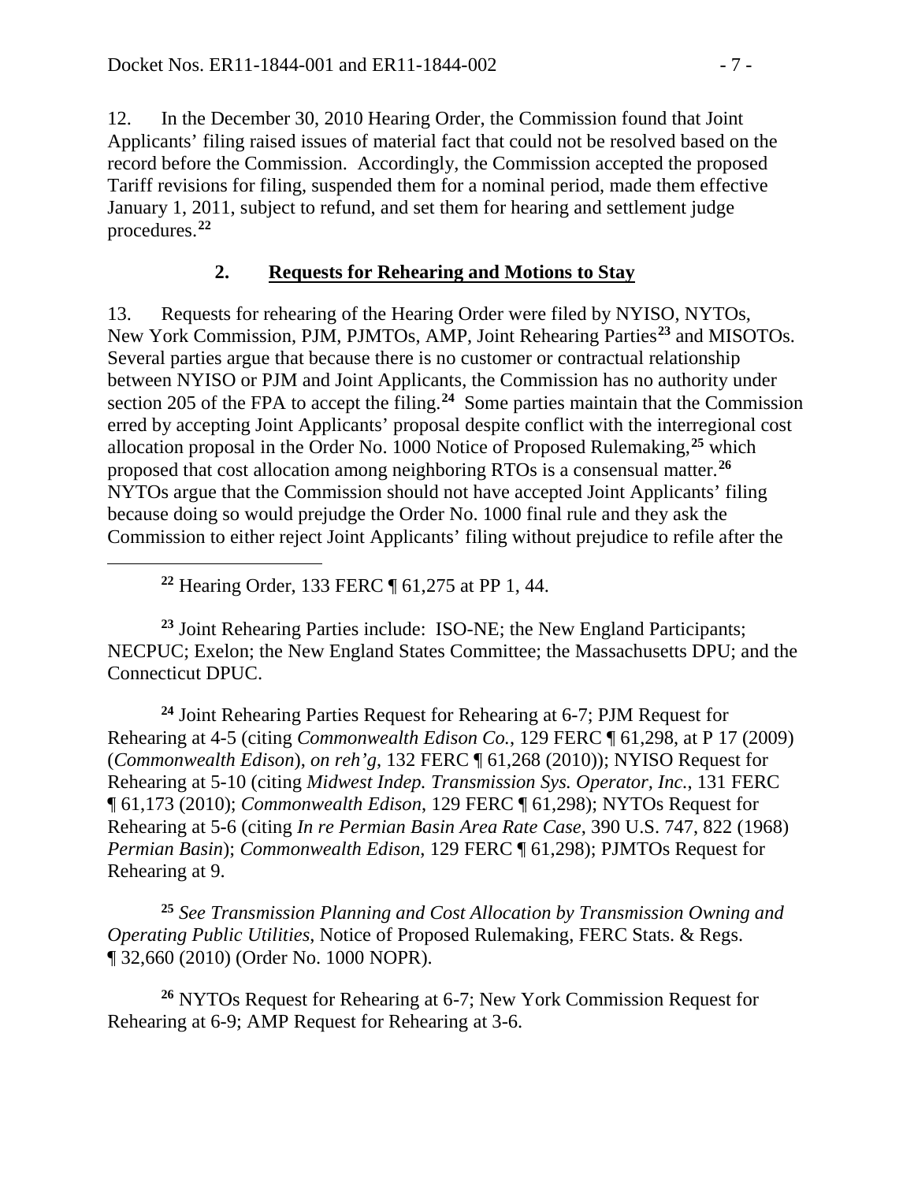12. In the December 30, 2010 Hearing Order, the Commission found that Joint Applicants' filing raised issues of material fact that could not be resolved based on the record before the Commission. Accordingly, the Commission accepted the proposed Tariff revisions for filing, suspended them for a nominal period, made them effective January 1, 2011, subject to refund, and set them for hearing and settlement judge procedures.[22]

### 2. Requests for Rehearing and Motions to Stay

13. Requests for rehearing of the Hearing Order were filed by NYISO, NYTOs, New York Commission, PJM, PJMTOs, AMP, Joint Rehearing Parties[23] and MISOTOs. Several parties argue that because there is no customer or contractual relationship between NYISO or PJM and Joint Applicants, the Commission has no authority under section 205 of the FPA to accept the filing.[24] Some parties maintain that the Commission erred by accepting Joint Applicants' proposal despite conflict with the interregional cost allocation proposal in the Order No. 1000 Notice of Proposed Rulemaking,[25] which proposed that cost allocation among neighboring RTOs is a consensual matter.[26] NYTOs argue that the Commission should not have accepted Joint Applicants' filing because doing so would prejudge the Order No. 1000 final rule and they ask the Commission to either reject Joint Applicants' filing without prejudice to refile after the

---

[22] Hearing Order, 133 FERC ¶ 61,275 at PP 1, 44.

[23] Joint Rehearing Parties include: ISO-NE; the New England Participants; NECPUC; Exelon; the New England States Committee; the Massachusetts DPU; and the Connecticut DPUC.

[24] Joint Rehearing Parties Request for Rehearing at 6-7; PJM Request for Rehearing at 4-5 (citing *Commonwealth Edison Co.*, 129 FERC ¶ 61,298, at P 17 (2009) (*Commonwealth Edison*), *on reh'g*, 132 FERC ¶ 61,268 (2010)); NYISO Request for Rehearing at 5-10 (citing *Midwest Indep. Transmission Sys. Operator, Inc.*, 131 FERC ¶ 61,173 (2010); *Commonwealth Edison*, 129 FERC ¶ 61,298); NYTOs Request for Rehearing at 5-6 (citing *In re Permian Basin Area Rate Case*, 390 U.S. 747, 822 (1968) *Permian Basin*); *Commonwealth Edison*, 129 FERC ¶ 61,298); PJMTOs Request for Rehearing at 9.

[25] *See Transmission Planning and Cost Allocation by Transmission Owning and Operating Public Utilities*, Notice of Proposed Rulemaking, FERC Stats. & Regs. ¶ 32,660 (2010) (Order No. 1000 NOPR).

[26] NYTOs Request for Rehearing at 6-7; New York Commission Request for Rehearing at 6-9; AMP Request for Rehearing at 3-6.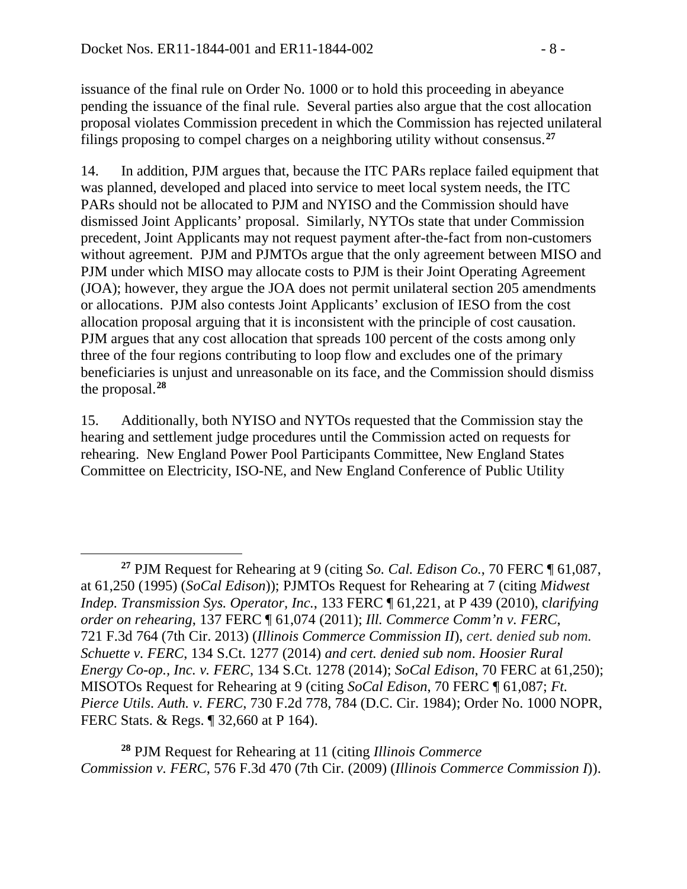issuance of the final rule on Order No. 1000 or to hold this proceeding in abeyance pending the issuance of the final rule. Several parties also argue that the cost allocation proposal violates Commission precedent in which the Commission has rejected unilateral filings proposing to compel charges on a neighboring utility without consensus.[27]

14. In addition, PJM argues that, because the ITC PARs replace failed equipment that was planned, developed and placed into service to meet local system needs, the ITC PARs should not be allocated to PJM and NYISO and the Commission should have dismissed Joint Applicants' proposal. Similarly, NYTOs state that under Commission precedent, Joint Applicants may not request payment after-the-fact from non-customers without agreement. PJM and PJMTOs argue that the only agreement between MISO and PJM under which MISO may allocate costs to PJM is their Joint Operating Agreement (JOA); however, they argue the JOA does not permit unilateral section 205 amendments or allocations. PJM also contests Joint Applicants' exclusion of IESO from the cost allocation proposal arguing that it is inconsistent with the principle of cost causation. PJM argues that any cost allocation that spreads 100 percent of the costs among only three of the four regions contributing to loop flow and excludes one of the primary beneficiaries is unjust and unreasonable on its face, and the Commission should dismiss the proposal.[28]

15. Additionally, both NYISO and NYTOs requested that the Commission stay the hearing and settlement judge procedures until the Commission acted on requests for rehearing. New England Power Pool Participants Committee, New England States Committee on Electricity, ISO-NE, and New England Conference of Public Utility

---

[27] PJM Request for Rehearing at 9 (citing *So. Cal. Edison Co.*, 70 FERC ¶ 61,087, at 61,250 (1995) (*SoCal Edison*)); PJMTOs Request for Rehearing at 7 (citing *Midwest Indep. Transmission Sys. Operator, Inc.*, 133 FERC ¶ 61,221, at P 439 (2010), *clarifying order on rehearing*, 137 FERC ¶ 61,074 (2011); *Ill. Commerce Comm'n v. FERC*, 721 F.3d 764 (7th Cir. 2013) (*Illinois Commerce Commission II*), *cert. denied sub nom. Schuette v. FERC*, 134 S.Ct. 1277 (2014) *and cert. denied sub nom*. *Hoosier Rural Energy Co-op., Inc. v. FERC*, 134 S.Ct. 1278 (2014); *SoCal Edison*, 70 FERC at 61,250); MISOTOs Request for Rehearing at 9 (citing *SoCal Edison*, 70 FERC ¶ 61,087; *Ft. Pierce Utils. Auth. v. FERC*, 730 F.2d 778, 784 (D.C. Cir. 1984); Order No. 1000 NOPR, FERC Stats. & Regs. ¶ 32,660 at P 164).

[28] PJM Request for Rehearing at 11 (citing *Illinois Commerce Commission v. FERC*, 576 F.3d 470 (7th Cir. (2009) (*Illinois Commerce Commission I*)).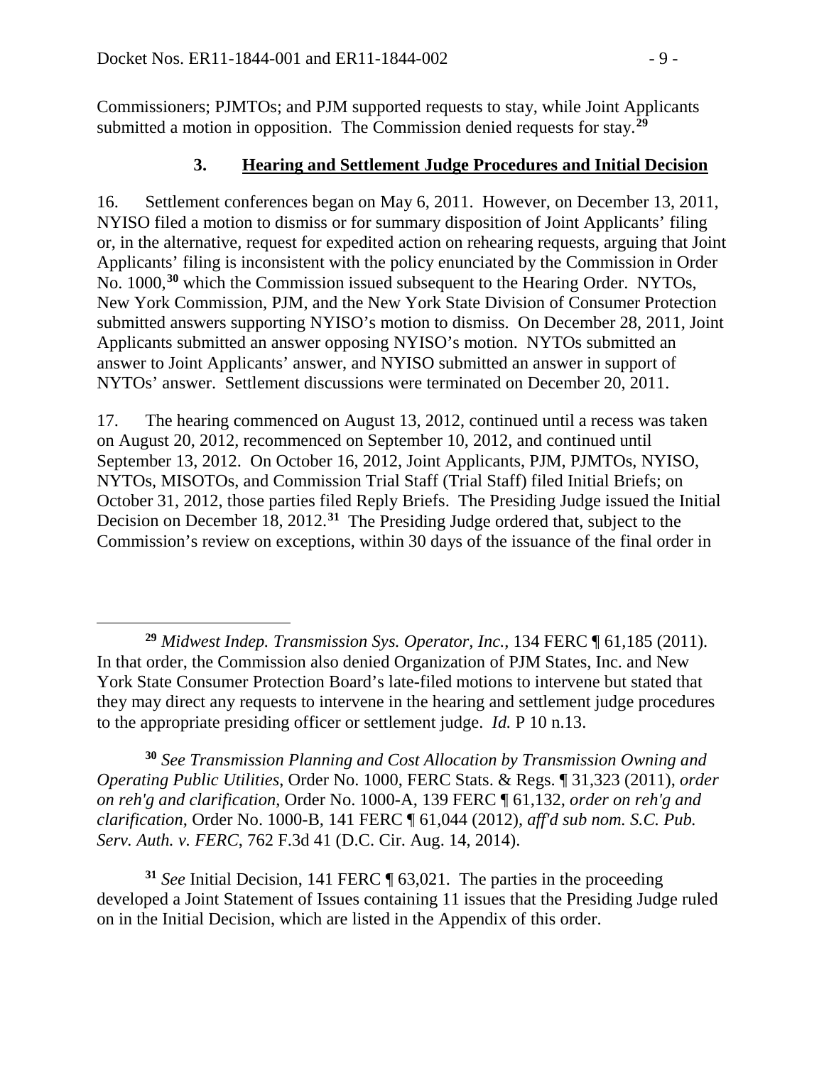Commissioners; PJMTOs; and PJM supported requests to stay, while Joint Applicants submitted a motion in opposition. The Commission denied requests for stay.[29]

### 3. Hearing and Settlement Judge Procedures and Initial Decision

16. Settlement conferences began on May 6, 2011. However, on December 13, 2011, NYISO filed a motion to dismiss or for summary disposition of Joint Applicants' filing or, in the alternative, request for expedited action on rehearing requests, arguing that Joint Applicants' filing is inconsistent with the policy enunciated by the Commission in Order No. 1000,[30] which the Commission issued subsequent to the Hearing Order. NYTOs, New York Commission, PJM, and the New York State Division of Consumer Protection submitted answers supporting NYISO's motion to dismiss. On December 28, 2011, Joint Applicants submitted an answer opposing NYISO's motion. NYTOs submitted an answer to Joint Applicants' answer, and NYISO submitted an answer in support of NYTOs' answer. Settlement discussions were terminated on December 20, 2011.

17. The hearing commenced on August 13, 2012, continued until a recess was taken on August 20, 2012, recommenced on September 10, 2012, and continued until September 13, 2012. On October 16, 2012, Joint Applicants, PJM, PJMTOs, NYISO, NYTOs, MISOTOs, and Commission Trial Staff (Trial Staff) filed Initial Briefs; on October 31, 2012, those parties filed Reply Briefs. The Presiding Judge issued the Initial Decision on December 18, 2012.[31] The Presiding Judge ordered that, subject to the Commission's review on exceptions, within 30 days of the issuance of the final order in

---

[29] *Midwest Indep. Transmission Sys. Operator, Inc.*, 134 FERC ¶ 61,185 (2011). In that order, the Commission also denied Organization of PJM States, Inc. and New York State Consumer Protection Board's late-filed motions to intervene but stated that they may direct any requests to intervene in the hearing and settlement judge procedures to the appropriate presiding officer or settlement judge. *Id.* P 10 n.13.

[30] *See Transmission Planning and Cost Allocation by Transmission Owning and Operating Public Utilities*, Order No. 1000, FERC Stats. & Regs. ¶ 31,323 (2011), *order on reh'g and clarification*, Order No. 1000-A, 139 FERC ¶ 61,132, *order on reh'g and clarification*, Order No. 1000-B, 141 FERC ¶ 61,044 (2012), *aff'd sub nom. S.C. Pub. Serv. Auth. v. FERC*, 762 F.3d 41 (D.C. Cir. Aug. 14, 2014).

[31] *See* Initial Decision, 141 FERC ¶ 63,021. The parties in the proceeding developed a Joint Statement of Issues containing 11 issues that the Presiding Judge ruled on in the Initial Decision, which are listed in the Appendix of this order.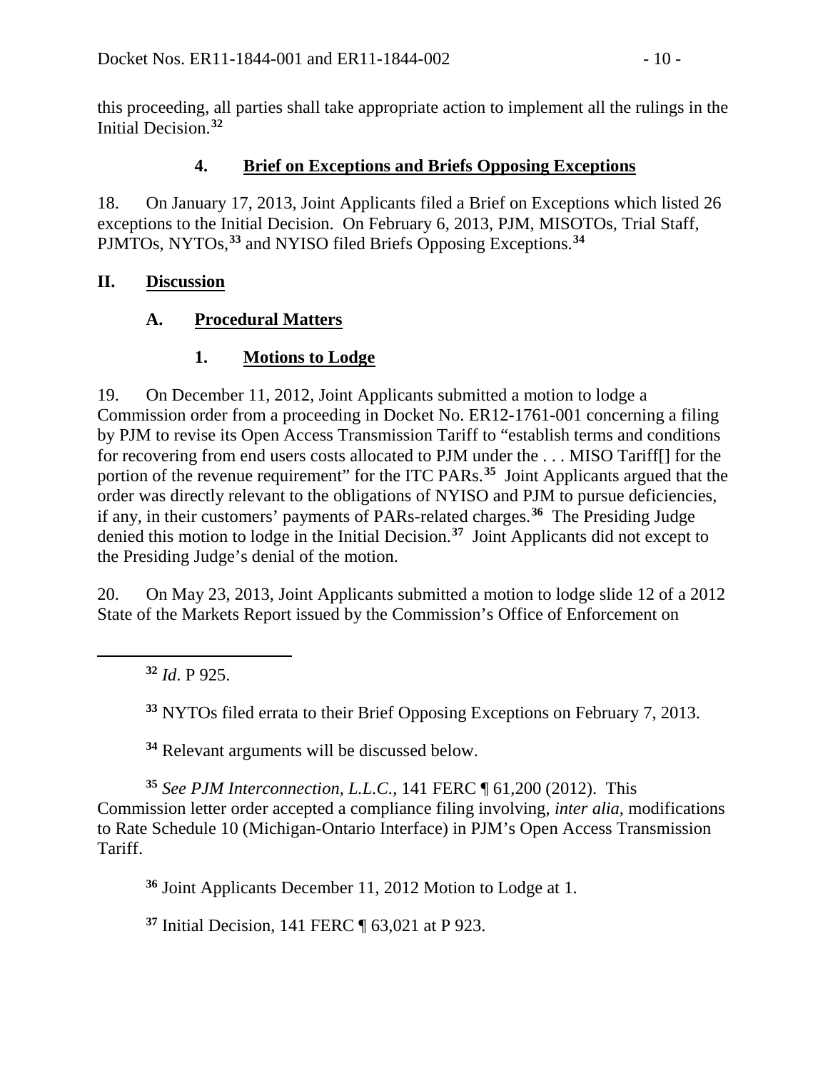this proceeding, all parties shall take appropriate action to implement all the rulings in the Initial Decision.[32]

### 4. Brief on Exceptions and Briefs Opposing Exceptions

18. On January 17, 2013, Joint Applicants filed a Brief on Exceptions which listed 26 exceptions to the Initial Decision. On February 6, 2013, PJM, MISOTOs, Trial Staff, PJMTOs, NYTOs,[33] and NYISO filed Briefs Opposing Exceptions.[34]

## II. Discussion

### A. Procedural Matters

#### 1. Motions to Lodge

19. On December 11, 2012, Joint Applicants submitted a motion to lodge a Commission order from a proceeding in Docket No. ER12-1761-001 concerning a filing by PJM to revise its Open Access Transmission Tariff to "establish terms and conditions for recovering from end users costs allocated to PJM under the . . . MISO Tariff[] for the portion of the revenue requirement" for the ITC PARs.[35] Joint Applicants argued that the order was directly relevant to the obligations of NYISO and PJM to pursue deficiencies, if any, in their customers' payments of PARs-related charges.[36] The Presiding Judge denied this motion to lodge in the Initial Decision.[37] Joint Applicants did not except to the Presiding Judge's denial of the motion.

20. On May 23, 2013, Joint Applicants submitted a motion to lodge slide 12 of a 2012 State of the Markets Report issued by the Commission's Office of Enforcement on

---

[32] *Id*. P 925.

[33] NYTOs filed errata to their Brief Opposing Exceptions on February 7, 2013.

[34] Relevant arguments will be discussed below.

[35] *See PJM Interconnection, L.L.C.*, 141 FERC ¶ 61,200 (2012). This Commission letter order accepted a compliance filing involving, *inter alia*, modifications to Rate Schedule 10 (Michigan-Ontario Interface) in PJM's Open Access Transmission Tariff.

[36] Joint Applicants December 11, 2012 Motion to Lodge at 1.

[37] Initial Decision, 141 FERC ¶ 63,021 at P 923.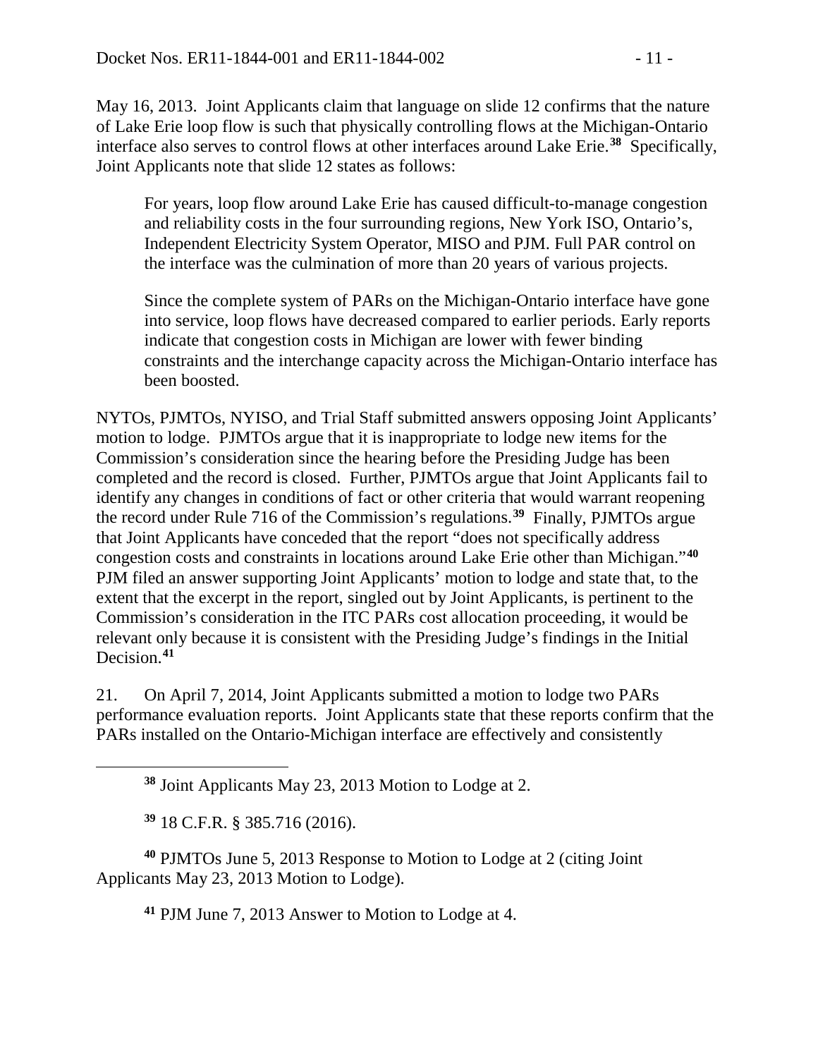May 16, 2013. Joint Applicants claim that language on slide 12 confirms that the nature of Lake Erie loop flow is such that physically controlling flows at the Michigan-Ontario interface also serves to control flows at other interfaces around Lake Erie.[38] Specifically, Joint Applicants note that slide 12 states as follows:

> For years, loop flow around Lake Erie has caused difficult-to-manage congestion and reliability costs in the four surrounding regions, New York ISO, Ontario's, Independent Electricity System Operator, MISO and PJM. Full PAR control on the interface was the culmination of more than 20 years of various projects.
>
> Since the complete system of PARs on the Michigan-Ontario interface have gone into service, loop flows have decreased compared to earlier periods. Early reports indicate that congestion costs in Michigan are lower with fewer binding constraints and the interchange capacity across the Michigan-Ontario interface has been boosted.

NYTOs, PJMTOs, NYISO, and Trial Staff submitted answers opposing Joint Applicants' motion to lodge. PJMTOs argue that it is inappropriate to lodge new items for the Commission's consideration since the hearing before the Presiding Judge has been completed and the record is closed. Further, PJMTOs argue that Joint Applicants fail to identify any changes in conditions of fact or other criteria that would warrant reopening the record under Rule 716 of the Commission's regulations.[39] Finally, PJMTOs argue that Joint Applicants have conceded that the report "does not specifically address congestion costs and constraints in locations around Lake Erie other than Michigan."[40] PJM filed an answer supporting Joint Applicants' motion to lodge and state that, to the extent that the excerpt in the report, singled out by Joint Applicants, is pertinent to the Commission's consideration in the ITC PARs cost allocation proceeding, it would be relevant only because it is consistent with the Presiding Judge's findings in the Initial Decision.[41]

21. On April 7, 2014, Joint Applicants submitted a motion to lodge two PARs performance evaluation reports. Joint Applicants state that these reports confirm that the PARs installed on the Ontario-Michigan interface are effectively and consistently

---

[38] Joint Applicants May 23, 2013 Motion to Lodge at 2.

[39] 18 C.F.R. § 385.716 (2016).

[40] PJMTOs June 5, 2013 Response to Motion to Lodge at 2 (citing Joint Applicants May 23, 2013 Motion to Lodge).

[41] PJM June 7, 2013 Answer to Motion to Lodge at 4.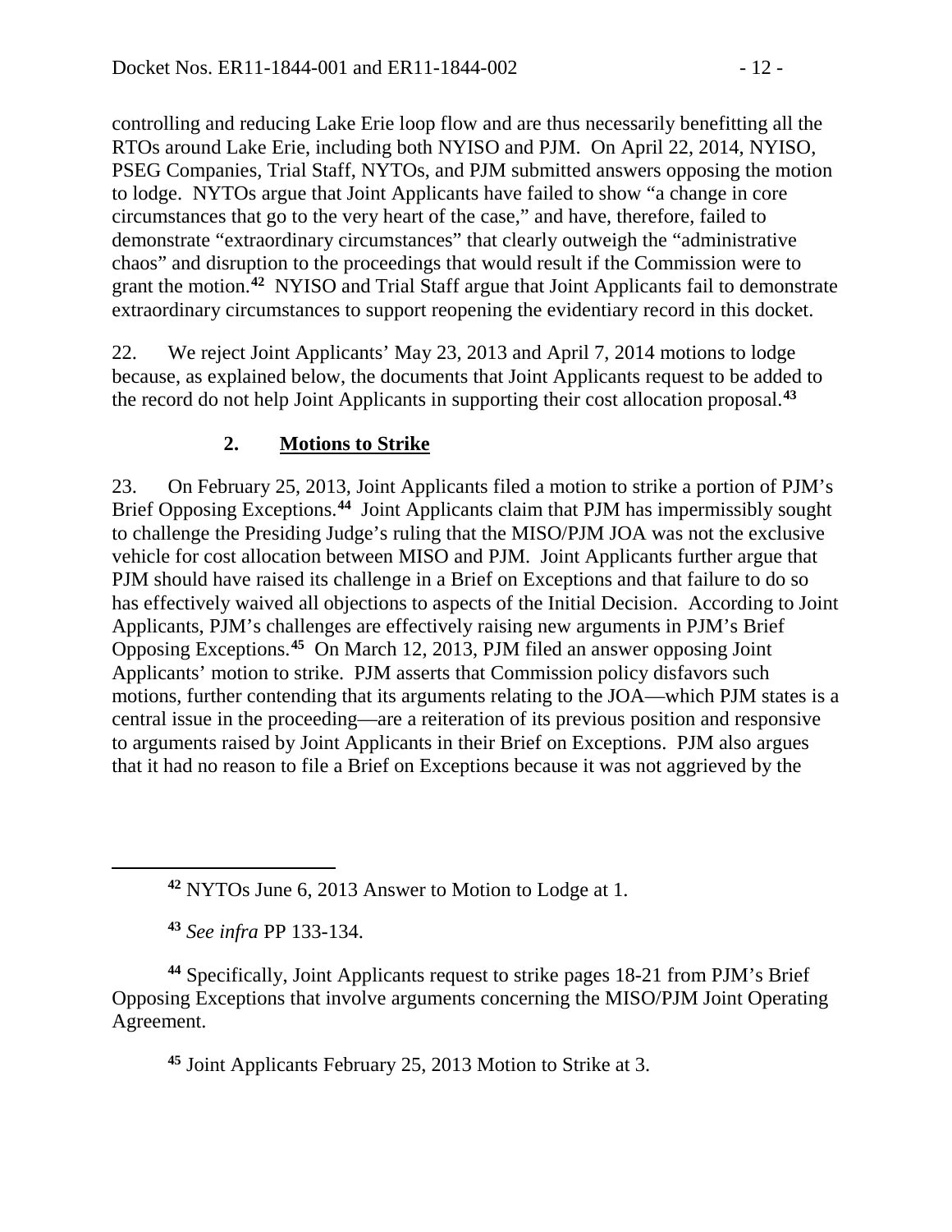controlling and reducing Lake Erie loop flow and are thus necessarily benefitting all the RTOs around Lake Erie, including both NYISO and PJM. On April 22, 2014, NYISO, PSEG Companies, Trial Staff, NYTOs, and PJM submitted answers opposing the motion to lodge. NYTOs argue that Joint Applicants have failed to show "a change in core circumstances that go to the very heart of the case," and have, therefore, failed to demonstrate "extraordinary circumstances" that clearly outweigh the "administrative chaos" and disruption to the proceedings that would result if the Commission were to grant the motion.[42] NYISO and Trial Staff argue that Joint Applicants fail to demonstrate extraordinary circumstances to support reopening the evidentiary record in this docket.

22. We reject Joint Applicants' May 23, 2013 and April 7, 2014 motions to lodge because, as explained below, the documents that Joint Applicants request to be added to the record do not help Joint Applicants in supporting their cost allocation proposal.[43]

### 2. Motions to Strike

23. On February 25, 2013, Joint Applicants filed a motion to strike a portion of PJM's Brief Opposing Exceptions.[44] Joint Applicants claim that PJM has impermissibly sought to challenge the Presiding Judge's ruling that the MISO/PJM JOA was not the exclusive vehicle for cost allocation between MISO and PJM. Joint Applicants further argue that PJM should have raised its challenge in a Brief on Exceptions and that failure to do so has effectively waived all objections to aspects of the Initial Decision. According to Joint Applicants, PJM's challenges are effectively raising new arguments in PJM's Brief Opposing Exceptions.[45] On March 12, 2013, PJM filed an answer opposing Joint Applicants' motion to strike. PJM asserts that Commission policy disfavors such motions, further contending that its arguments relating to the JOA—which PJM states is a central issue in the proceeding—are a reiteration of its previous position and responsive to arguments raised by Joint Applicants in their Brief on Exceptions. PJM also argues that it had no reason to file a Brief on Exceptions because it was not aggrieved by the

---

[42] NYTOs June 6, 2013 Answer to Motion to Lodge at 1.

[43] *See infra* PP 133-134.

[44] Specifically, Joint Applicants request to strike pages 18-21 from PJM's Brief Opposing Exceptions that involve arguments concerning the MISO/PJM Joint Operating Agreement.

[45] Joint Applicants February 25, 2013 Motion to Strike at 3.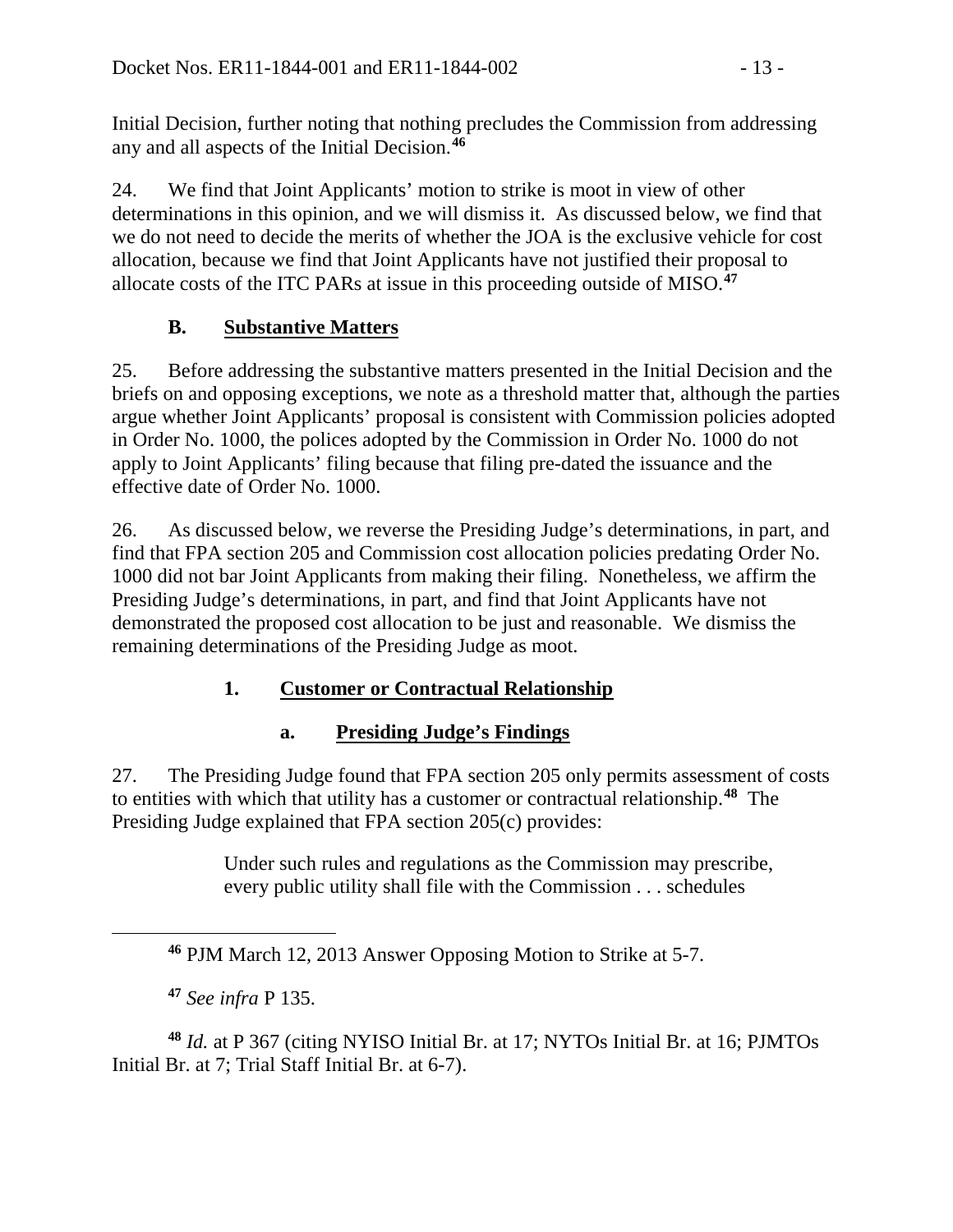Initial Decision, further noting that nothing precludes the Commission from addressing any and all aspects of the Initial Decision.[46]

24. We find that Joint Applicants' motion to strike is moot in view of other determinations in this opinion, and we will dismiss it. As discussed below, we find that we do not need to decide the merits of whether the JOA is the exclusive vehicle for cost allocation, because we find that Joint Applicants have not justified their proposal to allocate costs of the ITC PARs at issue in this proceeding outside of MISO.[47]

### B. Substantive Matters

25. Before addressing the substantive matters presented in the Initial Decision and the briefs on and opposing exceptions, we note as a threshold matter that, although the parties argue whether Joint Applicants' proposal is consistent with Commission policies adopted in Order No. 1000, the polices adopted by the Commission in Order No. 1000 do not apply to Joint Applicants' filing because that filing pre-dated the issuance and the effective date of Order No. 1000.

26. As discussed below, we reverse the Presiding Judge's determinations, in part, and find that FPA section 205 and Commission cost allocation policies predating Order No. 1000 did not bar Joint Applicants from making their filing. Nonetheless, we affirm the Presiding Judge's determinations, in part, and find that Joint Applicants have not demonstrated the proposed cost allocation to be just and reasonable. We dismiss the remaining determinations of the Presiding Judge as moot.

#### 1. Customer or Contractual Relationship

##### a. Presiding Judge's Findings

27. The Presiding Judge found that FPA section 205 only permits assessment of costs to entities with which that utility has a customer or contractual relationship.[48] The Presiding Judge explained that FPA section 205(c) provides:

> Under such rules and regulations as the Commission may prescribe, every public utility shall file with the Commission . . . schedules

---

[46] PJM March 12, 2013 Answer Opposing Motion to Strike at 5-7.

[47] *See infra* P 135.

[48] *Id.* at P 367 (citing NYISO Initial Br. at 17; NYTOs Initial Br. at 16; PJMTOs Initial Br. at 7; Trial Staff Initial Br. at 6-7).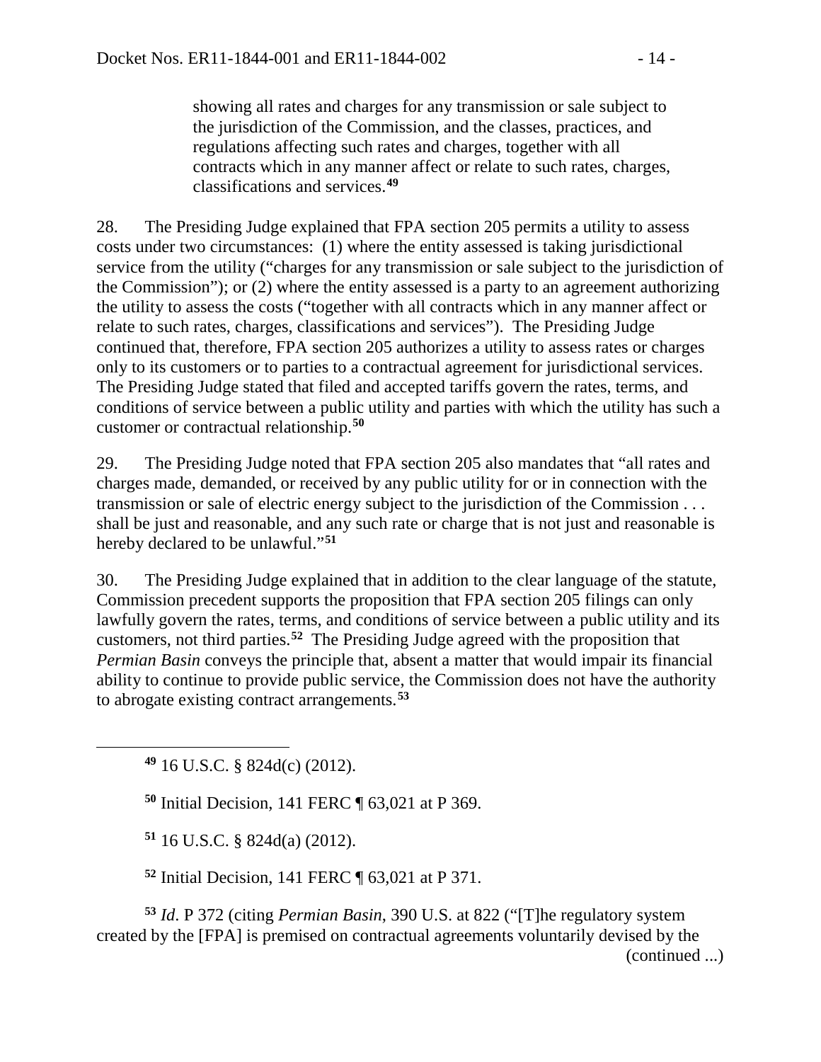> showing all rates and charges for any transmission or sale subject to the jurisdiction of the Commission, and the classes, practices, and regulations affecting such rates and charges, together with all contracts which in any manner affect or relate to such rates, charges, classifications and services.[49]

28. The Presiding Judge explained that FPA section 205 permits a utility to assess costs under two circumstances: (1) where the entity assessed is taking jurisdictional service from the utility ("charges for any transmission or sale subject to the jurisdiction of the Commission"); or (2) where the entity assessed is a party to an agreement authorizing the utility to assess the costs ("together with all contracts which in any manner affect or relate to such rates, charges, classifications and services"). The Presiding Judge continued that, therefore, FPA section 205 authorizes a utility to assess rates or charges only to its customers or to parties to a contractual agreement for jurisdictional services. The Presiding Judge stated that filed and accepted tariffs govern the rates, terms, and conditions of service between a public utility and parties with which the utility has such a customer or contractual relationship.[50]

29. The Presiding Judge noted that FPA section 205 also mandates that "all rates and charges made, demanded, or received by any public utility for or in connection with the transmission or sale of electric energy subject to the jurisdiction of the Commission . . . shall be just and reasonable, and any such rate or charge that is not just and reasonable is hereby declared to be unlawful."[51]

30. The Presiding Judge explained that in addition to the clear language of the statute, Commission precedent supports the proposition that FPA section 205 filings can only lawfully govern the rates, terms, and conditions of service between a public utility and its customers, not third parties.[52] The Presiding Judge agreed with the proposition that *Permian Basin* conveys the principle that, absent a matter that would impair its financial ability to continue to provide public service, the Commission does not have the authority to abrogate existing contract arrangements.[53]

---

[49] 16 U.S.C. § 824d(c) (2012).

[50] Initial Decision, 141 FERC ¶ 63,021 at P 369.

[51] 16 U.S.C. § 824d(a) (2012).

[52] Initial Decision, 141 FERC ¶ 63,021 at P 371.

[53] *Id*. P 372 (citing *Permian Basin*, 390 U.S. at 822 ("[T]he regulatory system created by the [FPA] is premised on contractual agreements voluntarily devised by the

(continued ...)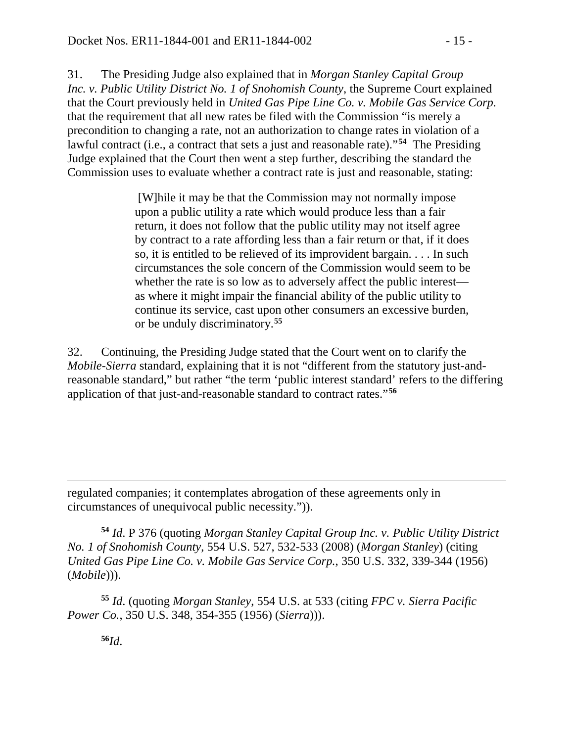31. The Presiding Judge also explained that in *Morgan Stanley Capital Group Inc. v. Public Utility District No. 1 of Snohomish County*, the Supreme Court explained that the Court previously held in *United Gas Pipe Line Co. v. Mobile Gas Service Corp.* that the requirement that all new rates be filed with the Commission "is merely a precondition to changing a rate, not an authorization to change rates in violation of a lawful contract (i.e., a contract that sets a just and reasonable rate)."[54] The Presiding Judge explained that the Court then went a step further, describing the standard the Commission uses to evaluate whether a contract rate is just and reasonable, stating:

> [W]hile it may be that the Commission may not normally impose upon a public utility a rate which would produce less than a fair return, it does not follow that the public utility may not itself agree by contract to a rate affording less than a fair return or that, if it does so, it is entitled to be relieved of its improvident bargain. . . . In such circumstances the sole concern of the Commission would seem to be whether the rate is so low as to adversely affect the public interest—as where it might impair the financial ability of the public utility to continue its service, cast upon other consumers an excessive burden, or be unduly discriminatory.[55]

32. Continuing, the Presiding Judge stated that the Court went on to clarify the *Mobile-Sierra* standard, explaining that it is not "different from the statutory just-and-reasonable standard," but rather "the term 'public interest standard' refers to the differing application of that just-and-reasonable standard to contract rates."[56]

---

regulated companies; it contemplates abrogation of these agreements only in circumstances of unequivocal public necessity.")).

[54] *Id*. P 376 (quoting *Morgan Stanley Capital Group Inc. v. Public Utility District No. 1 of Snohomish County*, 554 U.S. 527, 532-533 (2008) (*Morgan Stanley*) (citing *United Gas Pipe Line Co. v. Mobile Gas Service Corp.*, 350 U.S. 332, 339-344 (1956) (*Mobile*))).

[55] *Id*. (quoting *Morgan Stanley*, 554 U.S. at 533 (citing *FPC v. Sierra Pacific Power Co.*, 350 U.S. 348, 354-355 (1956) (*Sierra*))).

[56] *Id*.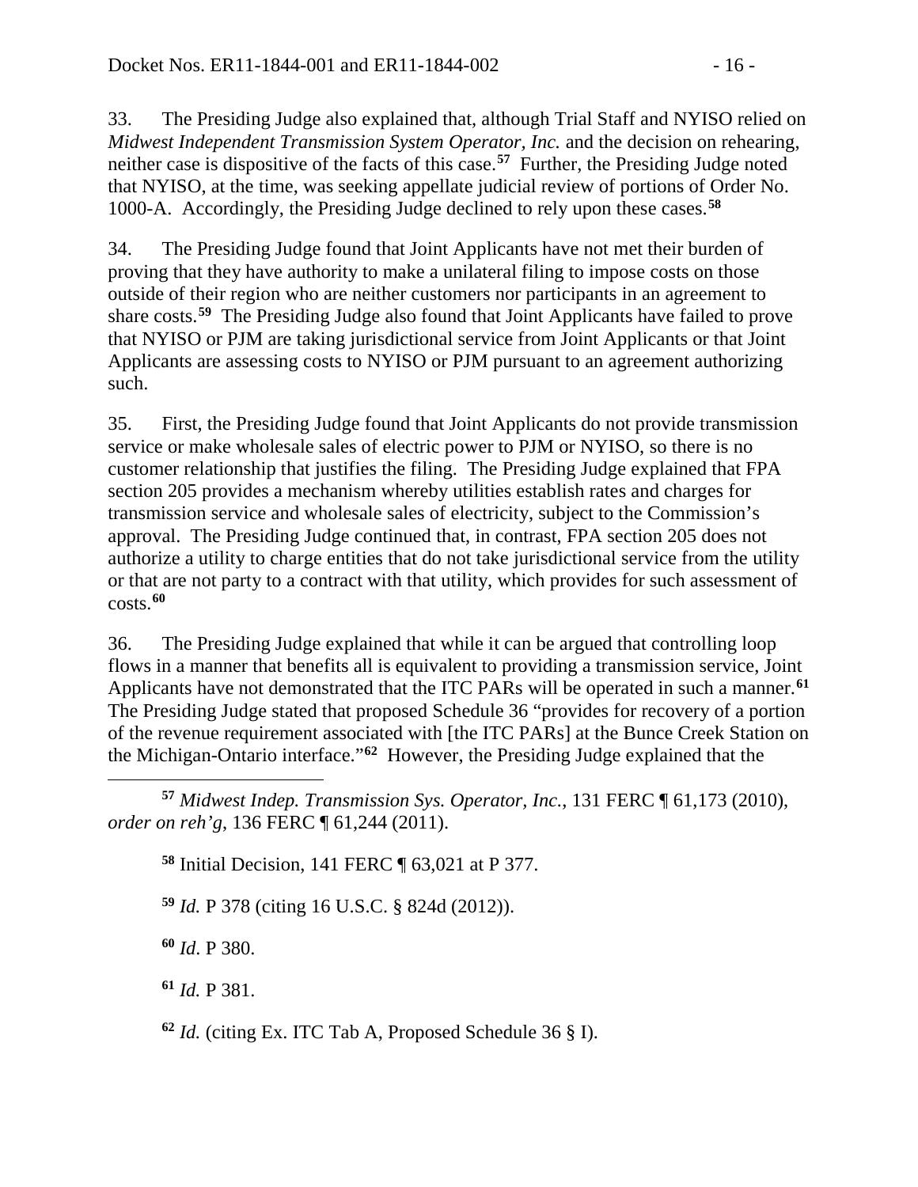33. The Presiding Judge also explained that, although Trial Staff and NYISO relied on *Midwest Independent Transmission System Operator, Inc.* and the decision on rehearing, neither case is dispositive of the facts of this case.[57] Further, the Presiding Judge noted that NYISO, at the time, was seeking appellate judicial review of portions of Order No. 1000-A. Accordingly, the Presiding Judge declined to rely upon these cases.[58]

34. The Presiding Judge found that Joint Applicants have not met their burden of proving that they have authority to make a unilateral filing to impose costs on those outside of their region who are neither customers nor participants in an agreement to share costs.[59] The Presiding Judge also found that Joint Applicants have failed to prove that NYISO or PJM are taking jurisdictional service from Joint Applicants or that Joint Applicants are assessing costs to NYISO or PJM pursuant to an agreement authorizing such.

35. First, the Presiding Judge found that Joint Applicants do not provide transmission service or make wholesale sales of electric power to PJM or NYISO, so there is no customer relationship that justifies the filing. The Presiding Judge explained that FPA section 205 provides a mechanism whereby utilities establish rates and charges for transmission service and wholesale sales of electricity, subject to the Commission's approval. The Presiding Judge continued that, in contrast, FPA section 205 does not authorize a utility to charge entities that do not take jurisdictional service from the utility or that are not party to a contract with that utility, which provides for such assessment of costs.[60]

36. The Presiding Judge explained that while it can be argued that controlling loop flows in a manner that benefits all is equivalent to providing a transmission service, Joint Applicants have not demonstrated that the ITC PARs will be operated in such a manner.[61] The Presiding Judge stated that proposed Schedule 36 "provides for recovery of a portion of the revenue requirement associated with [the ITC PARs] at the Bunce Creek Station on the Michigan-Ontario interface."[62] However, the Presiding Judge explained that the

---

[57] *Midwest Indep. Transmission Sys. Operator, Inc.*, 131 FERC ¶ 61,173 (2010), *order on reh'g*, 136 FERC ¶ 61,244 (2011).

[58] Initial Decision, 141 FERC ¶ 63,021 at P 377.

[59] *Id.* P 378 (citing 16 U.S.C. § 824d (2012)).

[60] *Id*. P 380.

[61] *Id.* P 381.

[62] *Id.* (citing Ex. ITC Tab A, Proposed Schedule 36 § I).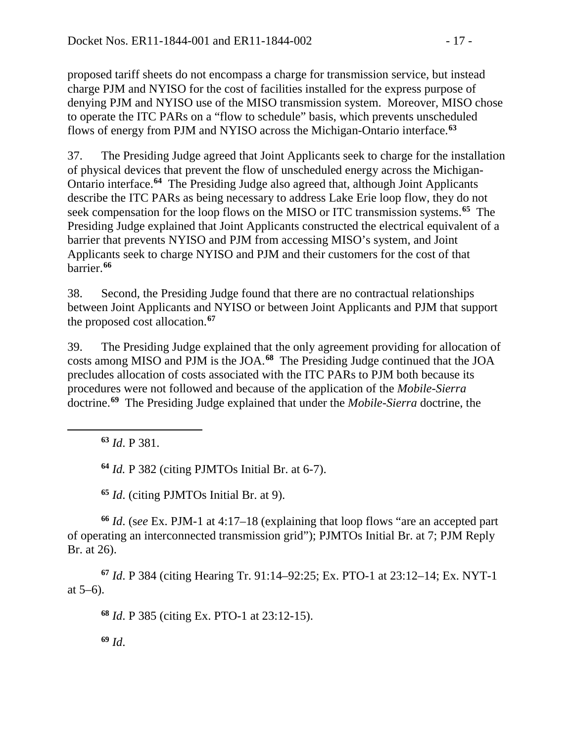proposed tariff sheets do not encompass a charge for transmission service, but instead charge PJM and NYISO for the cost of facilities installed for the express purpose of denying PJM and NYISO use of the MISO transmission system. Moreover, MISO chose to operate the ITC PARs on a "flow to schedule" basis, which prevents unscheduled flows of energy from PJM and NYISO across the Michigan-Ontario interface.[63]

37. The Presiding Judge agreed that Joint Applicants seek to charge for the installation of physical devices that prevent the flow of unscheduled energy across the Michigan-Ontario interface.[64] The Presiding Judge also agreed that, although Joint Applicants describe the ITC PARs as being necessary to address Lake Erie loop flow, they do not seek compensation for the loop flows on the MISO or ITC transmission systems.[65] The Presiding Judge explained that Joint Applicants constructed the electrical equivalent of a barrier that prevents NYISO and PJM from accessing MISO's system, and Joint Applicants seek to charge NYISO and PJM and their customers for the cost of that barrier.[66]

38. Second, the Presiding Judge found that there are no contractual relationships between Joint Applicants and NYISO or between Joint Applicants and PJM that support the proposed cost allocation.[67]

39. The Presiding Judge explained that the only agreement providing for allocation of costs among MISO and PJM is the JOA.[68] The Presiding Judge continued that the JOA precludes allocation of costs associated with the ITC PARs to PJM both because its procedures were not followed and because of the application of the *Mobile-Sierra* doctrine.[69] The Presiding Judge explained that under the *Mobile-Sierra* doctrine, the

---

[63] *Id*. P 381.

[64] *Id.* P 382 (citing PJMTOs Initial Br. at 6-7).

[65] *Id*. (citing PJMTOs Initial Br. at 9).

[66] *Id*. (s*ee* Ex. PJM-1 at 4:17–18 (explaining that loop flows "are an accepted part of operating an interconnected transmission grid"); PJMTOs Initial Br. at 7; PJM Reply Br. at 26).

[67] *Id*. P 384 (citing Hearing Tr. 91:14–92:25; Ex. PTO-1 at 23:12–14; Ex. NYT-1 at 5–6).

[68] *Id*. P 385 (citing Ex. PTO-1 at 23:12-15).

[69] *Id*.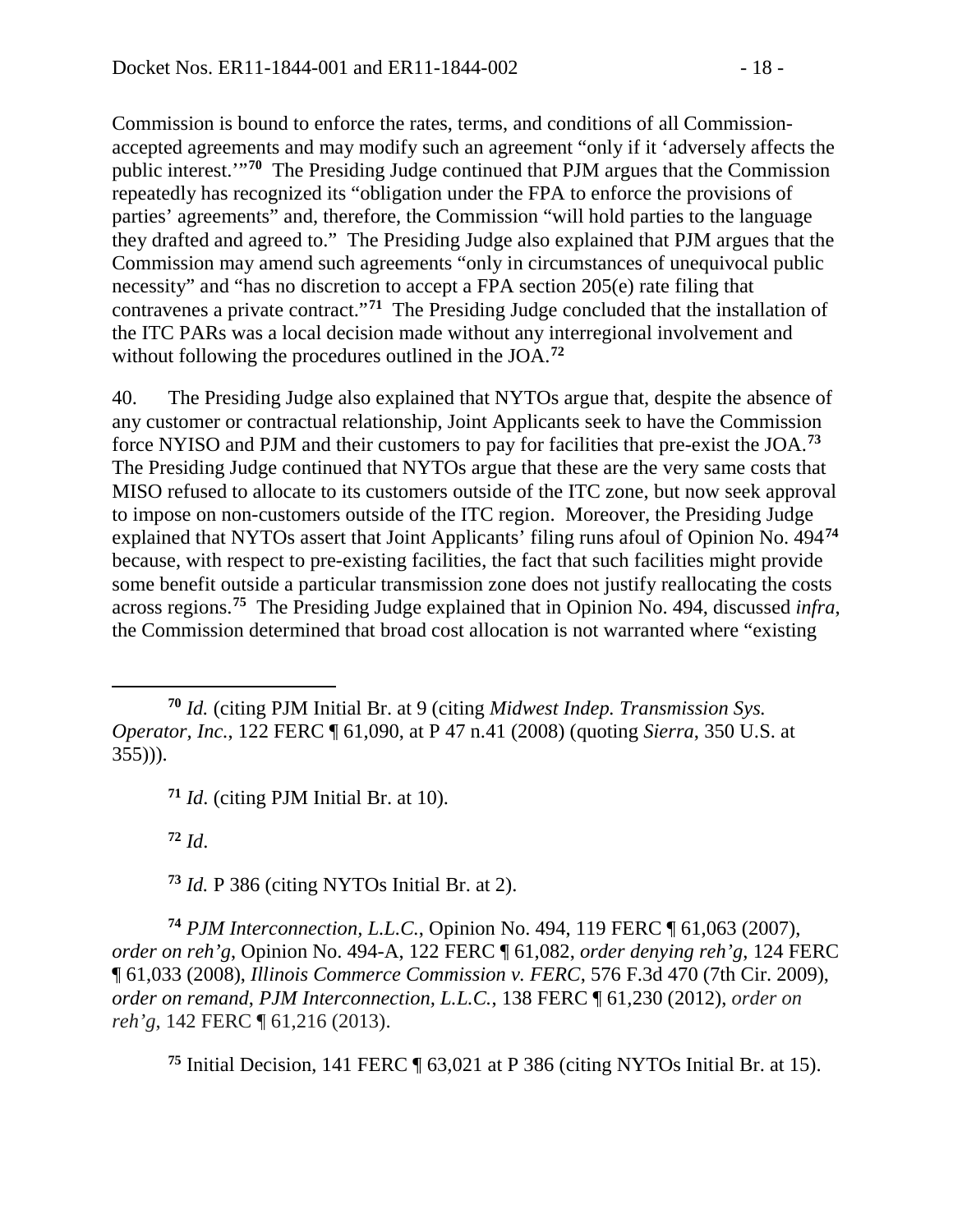Commission is bound to enforce the rates, terms, and conditions of all Commission-accepted agreements and may modify such an agreement "only if it 'adversely affects the public interest.'"[70] The Presiding Judge continued that PJM argues that the Commission repeatedly has recognized its "obligation under the FPA to enforce the provisions of parties' agreements" and, therefore, the Commission "will hold parties to the language they drafted and agreed to." The Presiding Judge also explained that PJM argues that the Commission may amend such agreements "only in circumstances of unequivocal public necessity" and "has no discretion to accept a FPA section 205(e) rate filing that contravenes a private contract."[71] The Presiding Judge concluded that the installation of the ITC PARs was a local decision made without any interregional involvement and without following the procedures outlined in the JOA.[72]

40. The Presiding Judge also explained that NYTOs argue that, despite the absence of any customer or contractual relationship, Joint Applicants seek to have the Commission force NYISO and PJM and their customers to pay for facilities that pre-exist the JOA.[73] The Presiding Judge continued that NYTOs argue that these are the very same costs that MISO refused to allocate to its customers outside of the ITC zone, but now seek approval to impose on non-customers outside of the ITC region. Moreover, the Presiding Judge explained that NYTOs assert that Joint Applicants' filing runs afoul of Opinion No. 494[74] because, with respect to pre-existing facilities, the fact that such facilities might provide some benefit outside a particular transmission zone does not justify reallocating the costs across regions.[75] The Presiding Judge explained that in Opinion No. 494, discussed *infra*, the Commission determined that broad cost allocation is not warranted where "existing

---

[70] *Id.* (citing PJM Initial Br. at 9 (citing *Midwest Indep. Transmission Sys. Operator, Inc.*, 122 FERC ¶ 61,090, at P 47 n.41 (2008) (quoting *Sierra*, 350 U.S. at 355))).

[71] *Id*. (citing PJM Initial Br. at 10).

[72] *Id*.

[73] *Id.* P 386 (citing NYTOs Initial Br. at 2).

[74] *PJM Interconnection, L.L.C.*, Opinion No. 494, 119 FERC ¶ 61,063 (2007), *order on reh'g*, Opinion No. 494-A, 122 FERC ¶ 61,082, *order denying reh'g*, 124 FERC ¶ 61,033 (2008), *Illinois Commerce Commission v. FERC*, 576 F.3d 470 (7th Cir. 2009), *order on remand*, *PJM Interconnection, L.L.C.*, 138 FERC ¶ 61,230 (2012), *order on reh'g*, 142 FERC ¶ 61,216 (2013).

[75] Initial Decision, 141 FERC ¶ 63,021 at P 386 (citing NYTOs Initial Br. at 15).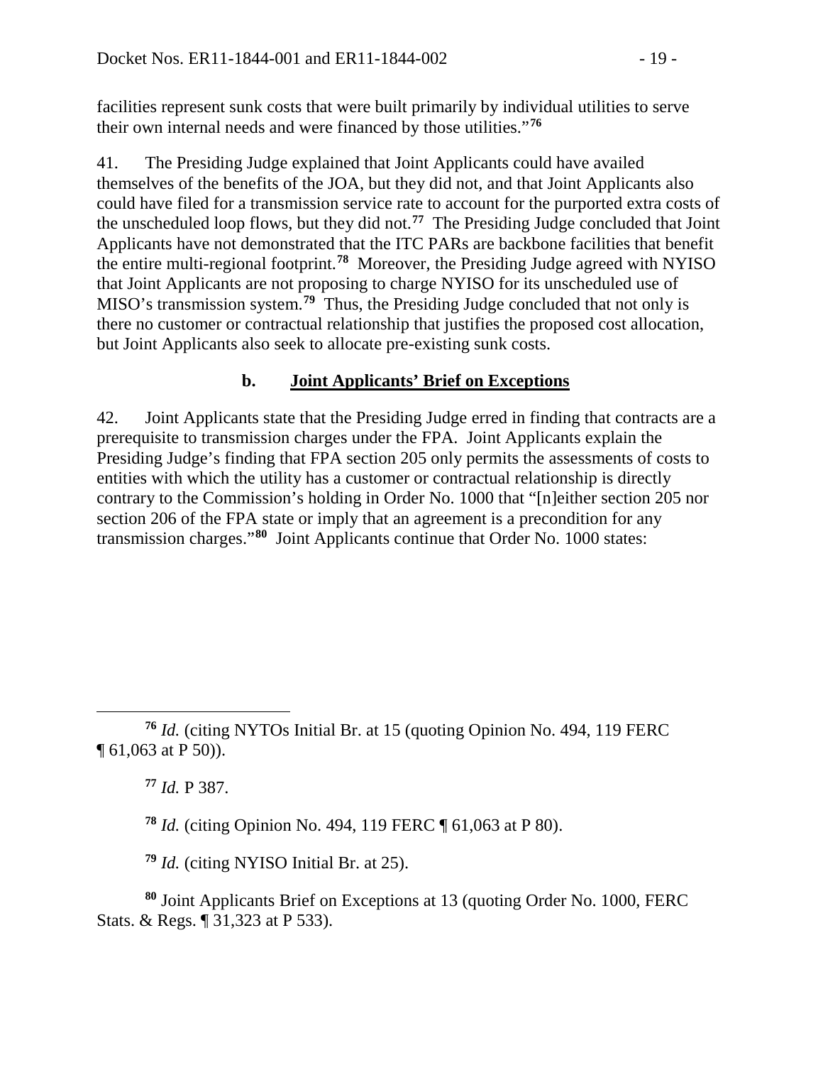facilities represent sunk costs that were built primarily by individual utilities to serve their own internal needs and were financed by those utilities."[76]

41. The Presiding Judge explained that Joint Applicants could have availed themselves of the benefits of the JOA, but they did not, and that Joint Applicants also could have filed for a transmission service rate to account for the purported extra costs of the unscheduled loop flows, but they did not.[77] The Presiding Judge concluded that Joint Applicants have not demonstrated that the ITC PARs are backbone facilities that benefit the entire multi-regional footprint.[78] Moreover, the Presiding Judge agreed with NYISO that Joint Applicants are not proposing to charge NYISO for its unscheduled use of MISO's transmission system.[79] Thus, the Presiding Judge concluded that not only is there no customer or contractual relationship that justifies the proposed cost allocation, but Joint Applicants also seek to allocate pre-existing sunk costs.

### b. <u>Joint Applicants' Brief on Exceptions</u>

42. Joint Applicants state that the Presiding Judge erred in finding that contracts are a prerequisite to transmission charges under the FPA. Joint Applicants explain the Presiding Judge's finding that FPA section 205 only permits the assessments of costs to entities with which the utility has a customer or contractual relationship is directly contrary to the Commission's holding in Order No. 1000 that "[n]either section 205 nor section 206 of the FPA state or imply that an agreement is a precondition for any transmission charges."[80] Joint Applicants continue that Order No. 1000 states:

---

[76] *Id.* (citing NYTOs Initial Br. at 15 (quoting Opinion No. 494, 119 FERC ¶ 61,063 at P 50)).

[77] *Id.* P 387.

[78] *Id.* (citing Opinion No. 494, 119 FERC ¶ 61,063 at P 80).

[79] *Id.* (citing NYISO Initial Br. at 25).

[80] Joint Applicants Brief on Exceptions at 13 (quoting Order No. 1000, FERC Stats. & Regs. ¶ 31,323 at P 533).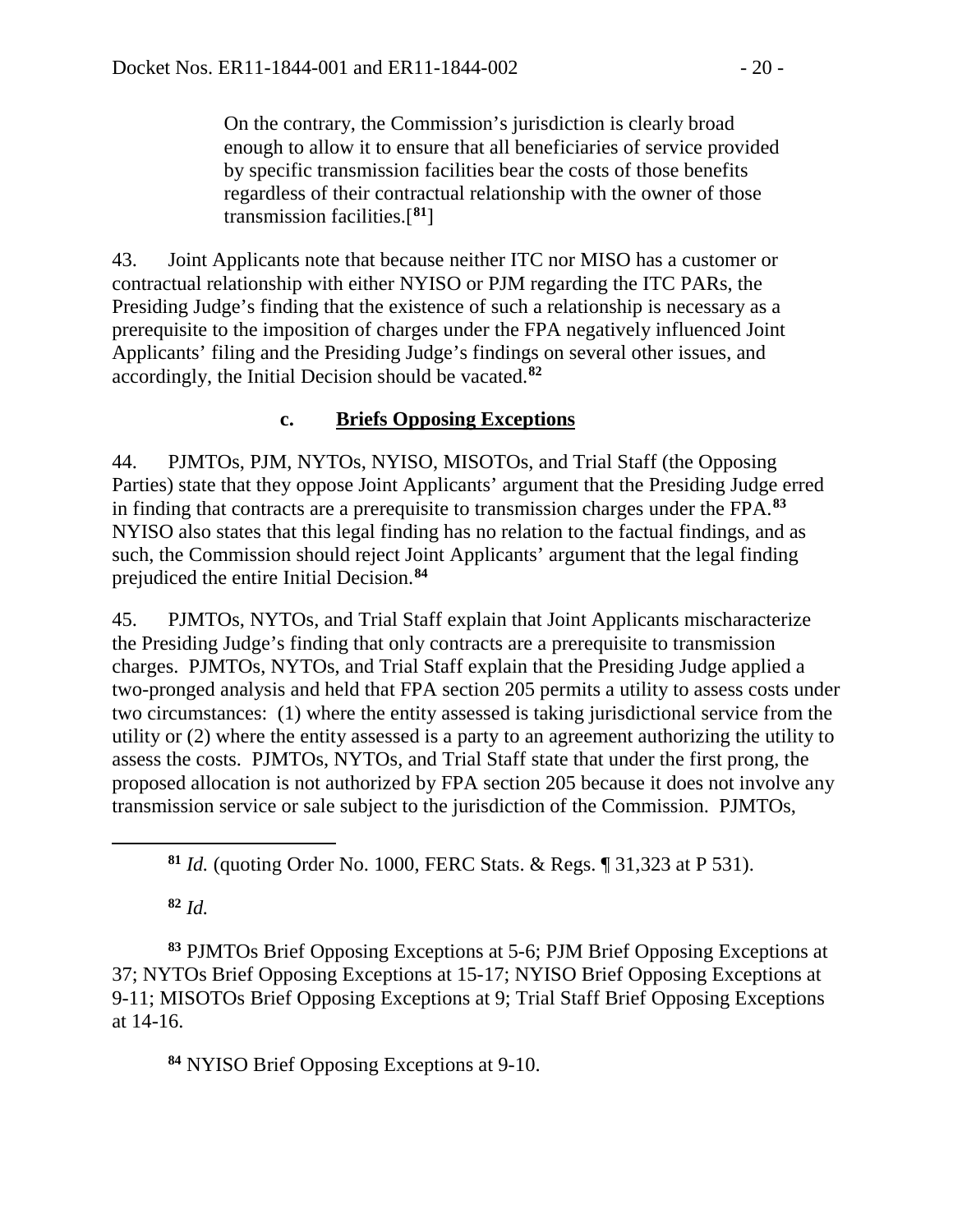> On the contrary, the Commission's jurisdiction is clearly broad enough to allow it to ensure that all beneficiaries of service provided by specific transmission facilities bear the costs of those benefits regardless of their contractual relationship with the owner of those transmission facilities.[[81]]

43. Joint Applicants note that because neither ITC nor MISO has a customer or contractual relationship with either NYISO or PJM regarding the ITC PARs, the Presiding Judge's finding that the existence of such a relationship is necessary as a prerequisite to the imposition of charges under the FPA negatively influenced Joint Applicants' filing and the Presiding Judge's findings on several other issues, and accordingly, the Initial Decision should be vacated.[82]

### c. **Briefs Opposing Exceptions**

44. PJMTOs, PJM, NYTOs, NYISO, MISOTOs, and Trial Staff (the Opposing Parties) state that they oppose Joint Applicants' argument that the Presiding Judge erred in finding that contracts are a prerequisite to transmission charges under the FPA.[83] NYISO also states that this legal finding has no relation to the factual findings, and as such, the Commission should reject Joint Applicants' argument that the legal finding prejudiced the entire Initial Decision.[84]

45. PJMTOs, NYTOs, and Trial Staff explain that Joint Applicants mischaracterize the Presiding Judge's finding that only contracts are a prerequisite to transmission charges. PJMTOs, NYTOs, and Trial Staff explain that the Presiding Judge applied a two-pronged analysis and held that FPA section 205 permits a utility to assess costs under two circumstances: (1) where the entity assessed is taking jurisdictional service from the utility or (2) where the entity assessed is a party to an agreement authorizing the utility to assess the costs. PJMTOs, NYTOs, and Trial Staff state that under the first prong, the proposed allocation is not authorized by FPA section 205 because it does not involve any transmission service or sale subject to the jurisdiction of the Commission. PJMTOs,

---

[81] *Id.* (quoting Order No. 1000, FERC Stats. & Regs. ¶ 31,323 at P 531).

[82] *Id.*

[83] PJMTOs Brief Opposing Exceptions at 5-6; PJM Brief Opposing Exceptions at 37; NYTOs Brief Opposing Exceptions at 15-17; NYISO Brief Opposing Exceptions at 9-11; MISOTOs Brief Opposing Exceptions at 9; Trial Staff Brief Opposing Exceptions at 14-16.

[84] NYISO Brief Opposing Exceptions at 9-10.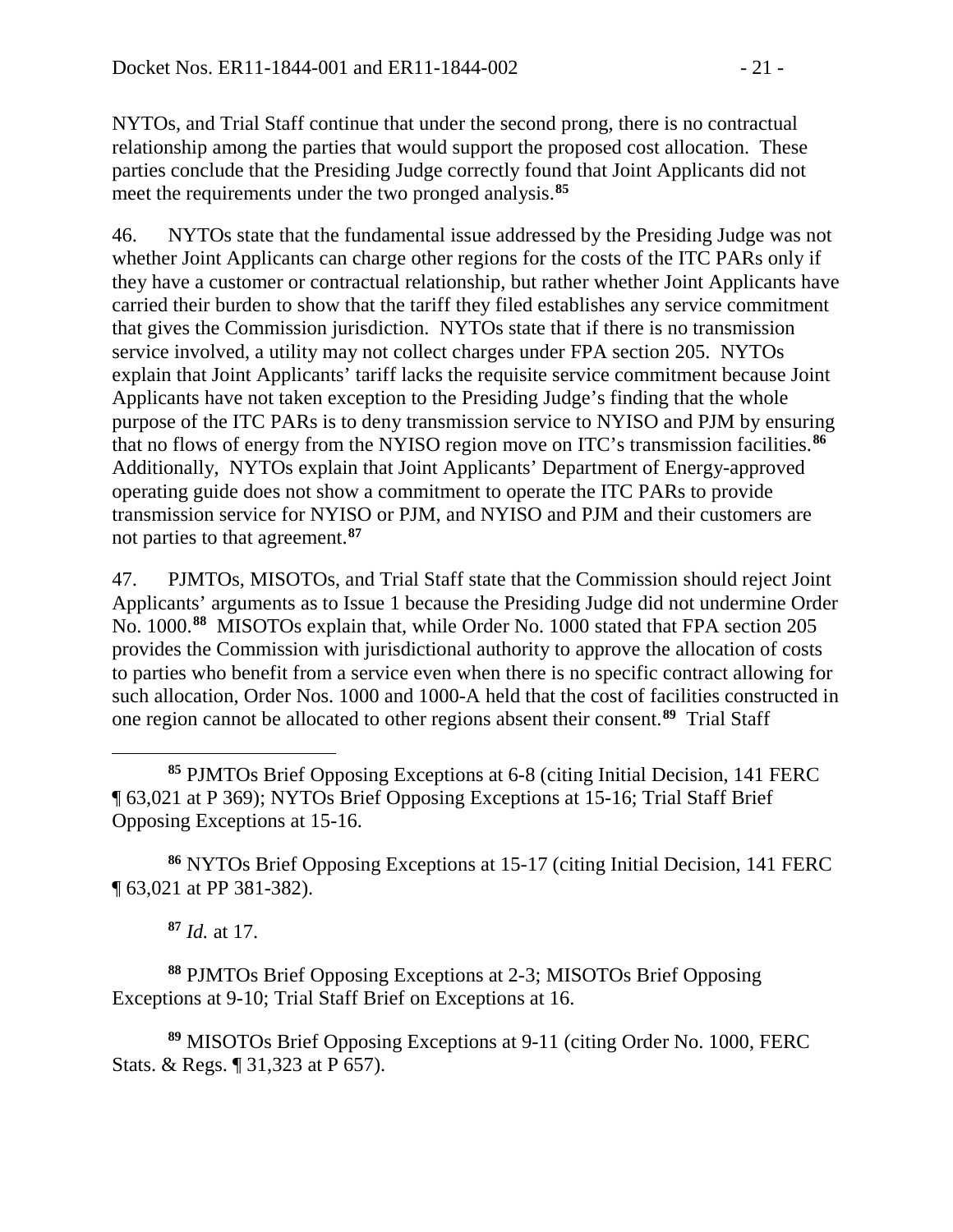NYTOs, and Trial Staff continue that under the second prong, there is no contractual relationship among the parties that would support the proposed cost allocation. These parties conclude that the Presiding Judge correctly found that Joint Applicants did not meet the requirements under the two pronged analysis.[85]

46. NYTOs state that the fundamental issue addressed by the Presiding Judge was not whether Joint Applicants can charge other regions for the costs of the ITC PARs only if they have a customer or contractual relationship, but rather whether Joint Applicants have carried their burden to show that the tariff they filed establishes any service commitment that gives the Commission jurisdiction. NYTOs state that if there is no transmission service involved, a utility may not collect charges under FPA section 205. NYTOs explain that Joint Applicants' tariff lacks the requisite service commitment because Joint Applicants have not taken exception to the Presiding Judge's finding that the whole purpose of the ITC PARs is to deny transmission service to NYISO and PJM by ensuring that no flows of energy from the NYISO region move on ITC's transmission facilities.[86] Additionally, NYTOs explain that Joint Applicants' Department of Energy-approved operating guide does not show a commitment to operate the ITC PARs to provide transmission service for NYISO or PJM, and NYISO and PJM and their customers are not parties to that agreement.[87]

47. PJMTOs, MISOTOs, and Trial Staff state that the Commission should reject Joint Applicants' arguments as to Issue 1 because the Presiding Judge did not undermine Order No. 1000.[88] MISOTOs explain that, while Order No. 1000 stated that FPA section 205 provides the Commission with jurisdictional authority to approve the allocation of costs to parties who benefit from a service even when there is no specific contract allowing for such allocation, Order Nos. 1000 and 1000-A held that the cost of facilities constructed in one region cannot be allocated to other regions absent their consent.[89] Trial Staff

---

[85] PJMTOs Brief Opposing Exceptions at 6-8 (citing Initial Decision, 141 FERC ¶ 63,021 at P 369); NYTOs Brief Opposing Exceptions at 15-16; Trial Staff Brief Opposing Exceptions at 15-16.

[86] NYTOs Brief Opposing Exceptions at 15-17 (citing Initial Decision, 141 FERC ¶ 63,021 at PP 381-382).

[87] *Id.* at 17.

[88] PJMTOs Brief Opposing Exceptions at 2-3; MISOTOs Brief Opposing Exceptions at 9-10; Trial Staff Brief on Exceptions at 16.

[89] MISOTOs Brief Opposing Exceptions at 9-11 (citing Order No. 1000, FERC Stats. & Regs. ¶ 31,323 at P 657).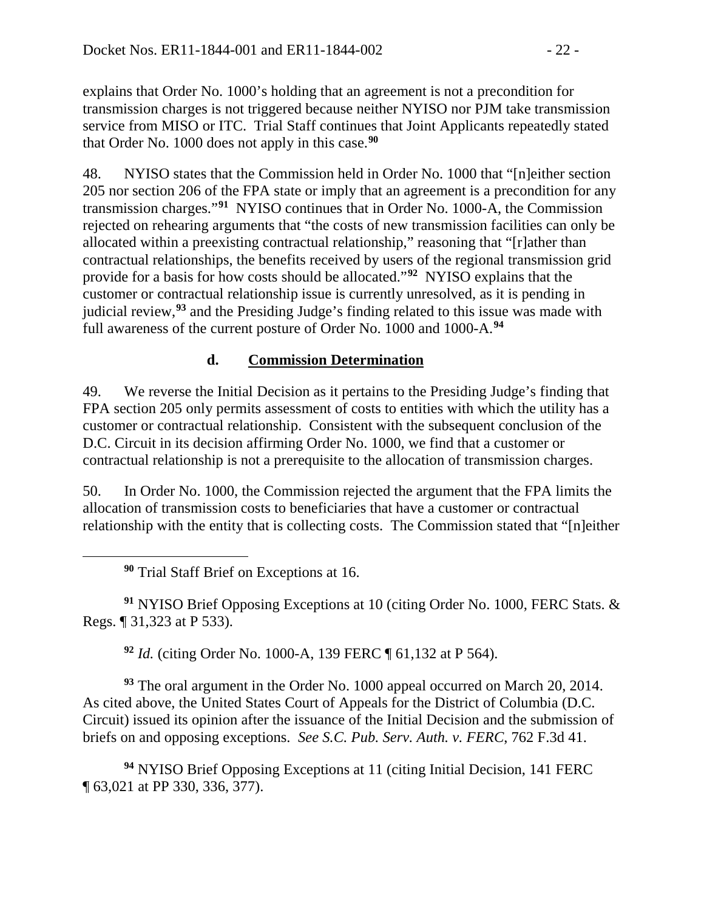explains that Order No. 1000's holding that an agreement is not a precondition for transmission charges is not triggered because neither NYISO nor PJM take transmission service from MISO or ITC. Trial Staff continues that Joint Applicants repeatedly stated that Order No. 1000 does not apply in this case.[90]

48. NYISO states that the Commission held in Order No. 1000 that "[n]either section 205 nor section 206 of the FPA state or imply that an agreement is a precondition for any transmission charges."[91] NYISO continues that in Order No. 1000-A, the Commission rejected on rehearing arguments that "the costs of new transmission facilities can only be allocated within a preexisting contractual relationship," reasoning that "[r]ather than contractual relationships, the benefits received by users of the regional transmission grid provide for a basis for how costs should be allocated."[92] NYISO explains that the customer or contractual relationship issue is currently unresolved, as it is pending in judicial review,[93] and the Presiding Judge's finding related to this issue was made with full awareness of the current posture of Order No. 1000 and 1000-A.[94]

#### d. Commission Determination

49. We reverse the Initial Decision as it pertains to the Presiding Judge's finding that FPA section 205 only permits assessment of costs to entities with which the utility has a customer or contractual relationship. Consistent with the subsequent conclusion of the D.C. Circuit in its decision affirming Order No. 1000, we find that a customer or contractual relationship is not a prerequisite to the allocation of transmission charges.

50. In Order No. 1000, the Commission rejected the argument that the FPA limits the allocation of transmission costs to beneficiaries that have a customer or contractual relationship with the entity that is collecting costs. The Commission stated that "[n]either

---

[90] Trial Staff Brief on Exceptions at 16.

[91] NYISO Brief Opposing Exceptions at 10 (citing Order No. 1000, FERC Stats. & Regs. ¶ 31,323 at P 533).

[92] *Id.* (citing Order No. 1000-A, 139 FERC ¶ 61,132 at P 564).

[93] The oral argument in the Order No. 1000 appeal occurred on March 20, 2014. As cited above, the United States Court of Appeals for the District of Columbia (D.C. Circuit) issued its opinion after the issuance of the Initial Decision and the submission of briefs on and opposing exceptions. *See S.C. Pub. Serv. Auth. v. FERC*, 762 F.3d 41.

[94] NYISO Brief Opposing Exceptions at 11 (citing Initial Decision, 141 FERC ¶ 63,021 at PP 330, 336, 377).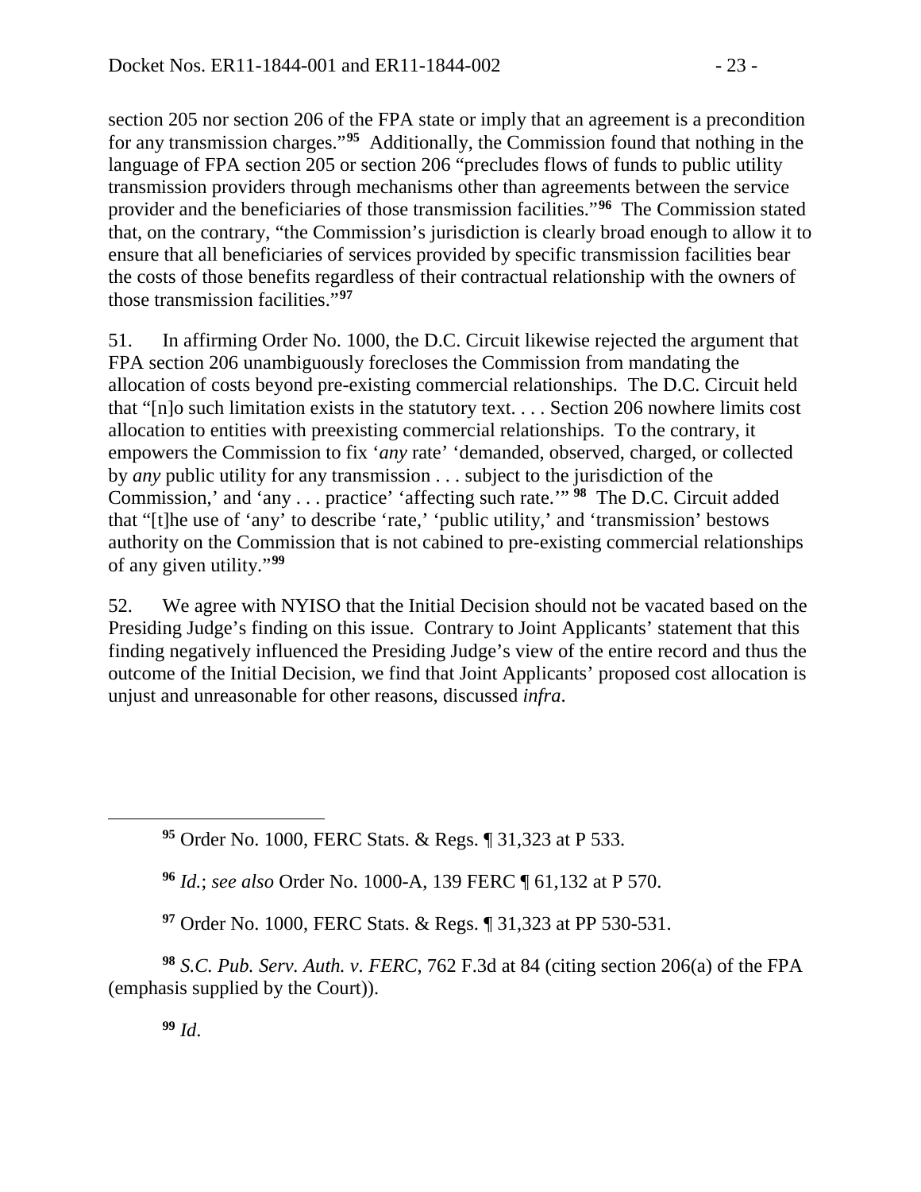section 205 nor section 206 of the FPA state or imply that an agreement is a precondition for any transmission charges."[95] Additionally, the Commission found that nothing in the language of FPA section 205 or section 206 "precludes flows of funds to public utility transmission providers through mechanisms other than agreements between the service provider and the beneficiaries of those transmission facilities."[96] The Commission stated that, on the contrary, "the Commission's jurisdiction is clearly broad enough to allow it to ensure that all beneficiaries of services provided by specific transmission facilities bear the costs of those benefits regardless of their contractual relationship with the owners of those transmission facilities."[97]

51. In affirming Order No. 1000, the D.C. Circuit likewise rejected the argument that FPA section 206 unambiguously forecloses the Commission from mandating the allocation of costs beyond pre-existing commercial relationships. The D.C. Circuit held that "[n]o such limitation exists in the statutory text. . . . Section 206 nowhere limits cost allocation to entities with preexisting commercial relationships. To the contrary, it empowers the Commission to fix '*any* rate' 'demanded, observed, charged, or collected by *any* public utility for any transmission . . . subject to the jurisdiction of the Commission,' and 'any . . . practice' 'affecting such rate.'"[98] The D.C. Circuit added that "[t]he use of 'any' to describe 'rate,' 'public utility,' and 'transmission' bestows authority on the Commission that is not cabined to pre-existing commercial relationships of any given utility."[99]

52. We agree with NYISO that the Initial Decision should not be vacated based on the Presiding Judge's finding on this issue. Contrary to Joint Applicants' statement that this finding negatively influenced the Presiding Judge's view of the entire record and thus the outcome of the Initial Decision, we find that Joint Applicants' proposed cost allocation is unjust and unreasonable for other reasons, discussed *infra*.

---

[95] Order No. 1000, FERC Stats. & Regs. ¶ 31,323 at P 533.

[96] *Id.*; *see also* Order No. 1000-A, 139 FERC ¶ 61,132 at P 570.

[97] Order No. 1000, FERC Stats. & Regs. ¶ 31,323 at PP 530-531.

[98] *S.C. Pub. Serv. Auth. v. FERC*, 762 F.3d at 84 (citing section 206(a) of the FPA (emphasis supplied by the Court)).

[99] *Id*.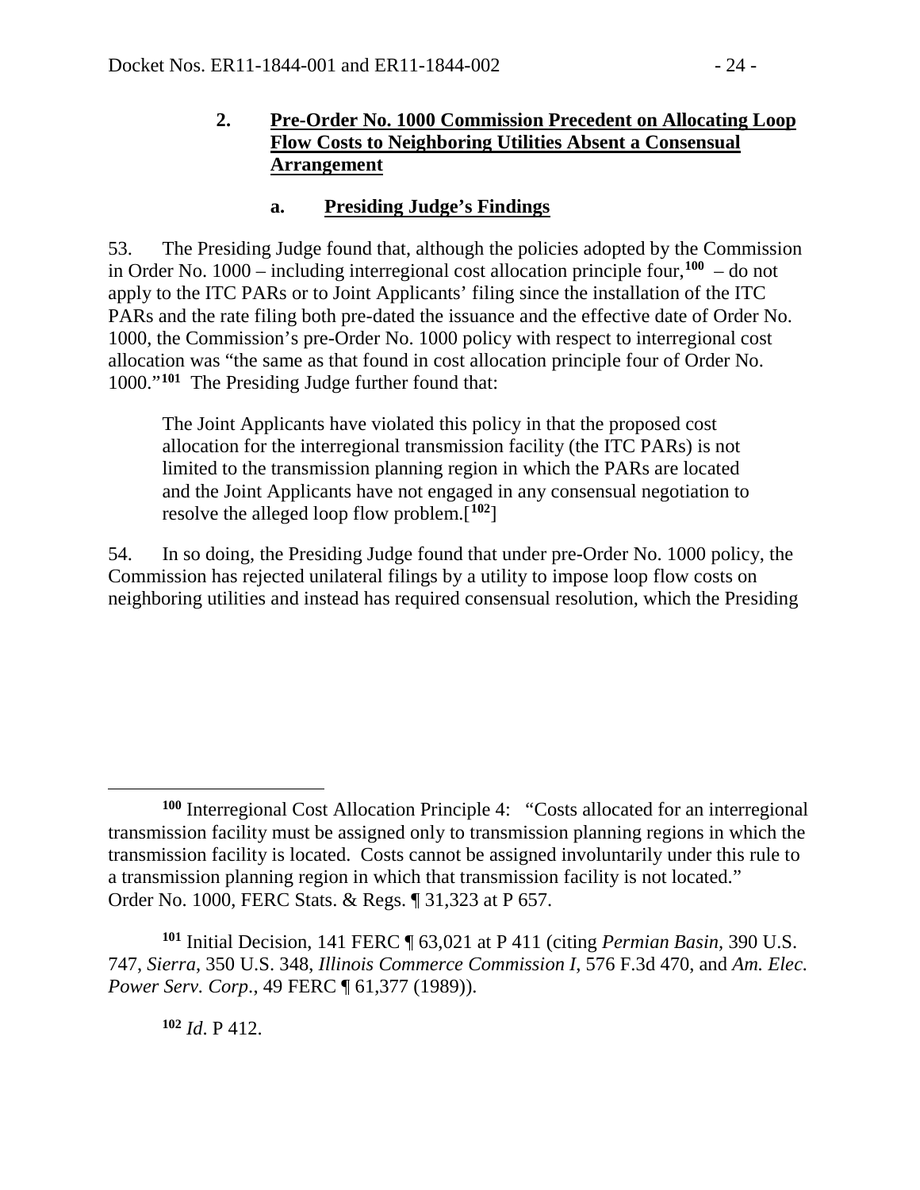### 2. **Pre-Order No. 1000 Commission Precedent on Allocating Loop Flow Costs to Neighboring Utilities Absent a Consensual Arrangement**

#### a. **Presiding Judge's Findings**

53. The Presiding Judge found that, although the policies adopted by the Commission in Order No. 1000 – including interregional cost allocation principle four,[100] – do not apply to the ITC PARs or to Joint Applicants' filing since the installation of the ITC PARs and the rate filing both pre-dated the issuance and the effective date of Order No. 1000, the Commission's pre-Order No. 1000 policy with respect to interregional cost allocation was "the same as that found in cost allocation principle four of Order No. 1000."[101] The Presiding Judge further found that:

> The Joint Applicants have violated this policy in that the proposed cost allocation for the interregional transmission facility (the ITC PARs) is not limited to the transmission planning region in which the PARs are located and the Joint Applicants have not engaged in any consensual negotiation to resolve the alleged loop flow problem.[102]

54. In so doing, the Presiding Judge found that under pre-Order No. 1000 policy, the Commission has rejected unilateral filings by a utility to impose loop flow costs on neighboring utilities and instead has required consensual resolution, which the Presiding

---

[100] Interregional Cost Allocation Principle 4: "Costs allocated for an interregional transmission facility must be assigned only to transmission planning regions in which the transmission facility is located. Costs cannot be assigned involuntarily under this rule to a transmission planning region in which that transmission facility is not located." Order No. 1000, FERC Stats. & Regs. ¶ 31,323 at P 657.

[101] Initial Decision, 141 FERC ¶ 63,021 at P 411 (citing *Permian Basin*, 390 U.S. 747, *Sierra*, 350 U.S. 348, *Illinois Commerce Commission I*, 576 F.3d 470, and *Am. Elec. Power Serv. Corp.*, 49 FERC ¶ 61,377 (1989)).

[102] *Id*. P 412.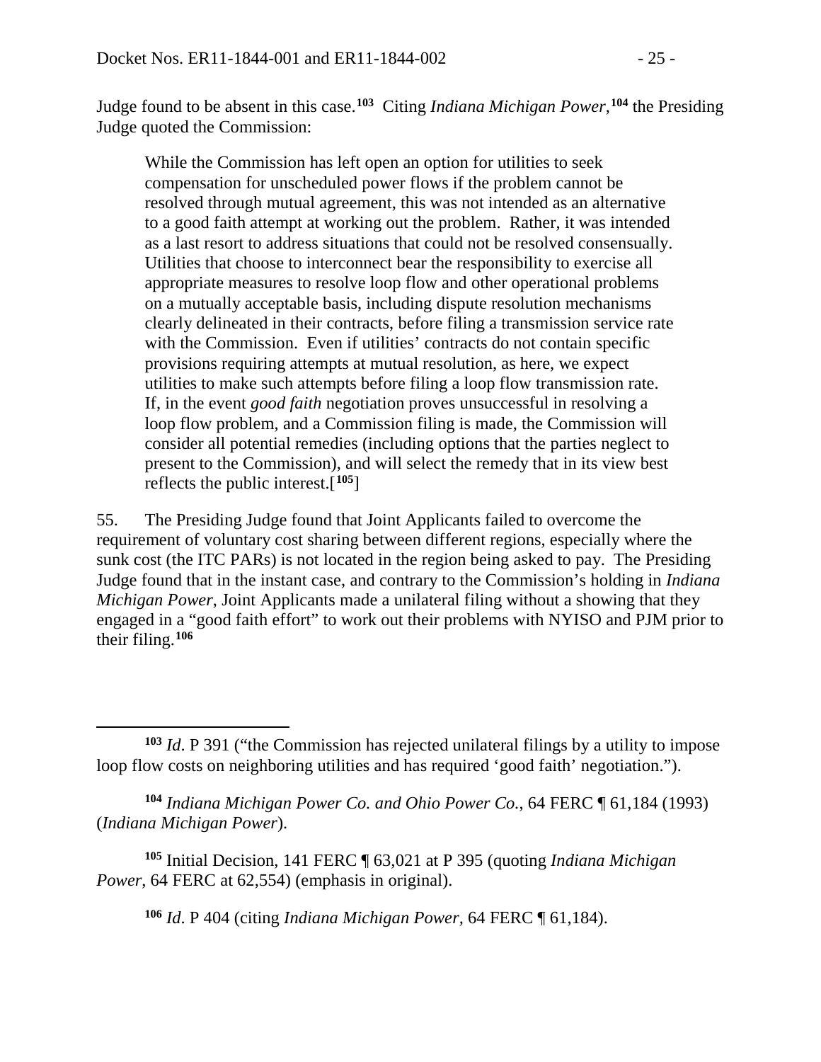Judge found to be absent in this case.[103] Citing *Indiana Michigan Power*,[104] the Presiding Judge quoted the Commission:

> While the Commission has left open an option for utilities to seek compensation for unscheduled power flows if the problem cannot be resolved through mutual agreement, this was not intended as an alternative to a good faith attempt at working out the problem. Rather, it was intended as a last resort to address situations that could not be resolved consensually. Utilities that choose to interconnect bear the responsibility to exercise all appropriate measures to resolve loop flow and other operational problems on a mutually acceptable basis, including dispute resolution mechanisms clearly delineated in their contracts, before filing a transmission service rate with the Commission. Even if utilities' contracts do not contain specific provisions requiring attempts at mutual resolution, as here, we expect utilities to make such attempts before filing a loop flow transmission rate. If, in the event *good faith* negotiation proves unsuccessful in resolving a loop flow problem, and a Commission filing is made, the Commission will consider all potential remedies (including options that the parties neglect to present to the Commission), and will select the remedy that in its view best reflects the public interest.[105]

55. The Presiding Judge found that Joint Applicants failed to overcome the requirement of voluntary cost sharing between different regions, especially where the sunk cost (the ITC PARs) is not located in the region being asked to pay. The Presiding Judge found that in the instant case, and contrary to the Commission's holding in *Indiana Michigan Power*, Joint Applicants made a unilateral filing without a showing that they engaged in a "good faith effort" to work out their problems with NYISO and PJM prior to their filing.[106]

---

[103] *Id*. P 391 ("the Commission has rejected unilateral filings by a utility to impose loop flow costs on neighboring utilities and has required 'good faith' negotiation.").

[104] *Indiana Michigan Power Co. and Ohio Power Co.*, 64 FERC ¶ 61,184 (1993) (*Indiana Michigan Power*).

[105] Initial Decision, 141 FERC ¶ 63,021 at P 395 (quoting *Indiana Michigan Power*, 64 FERC at 62,554) (emphasis in original).

[106] *Id*. P 404 (citing *Indiana Michigan Power,* 64 FERC ¶ 61,184).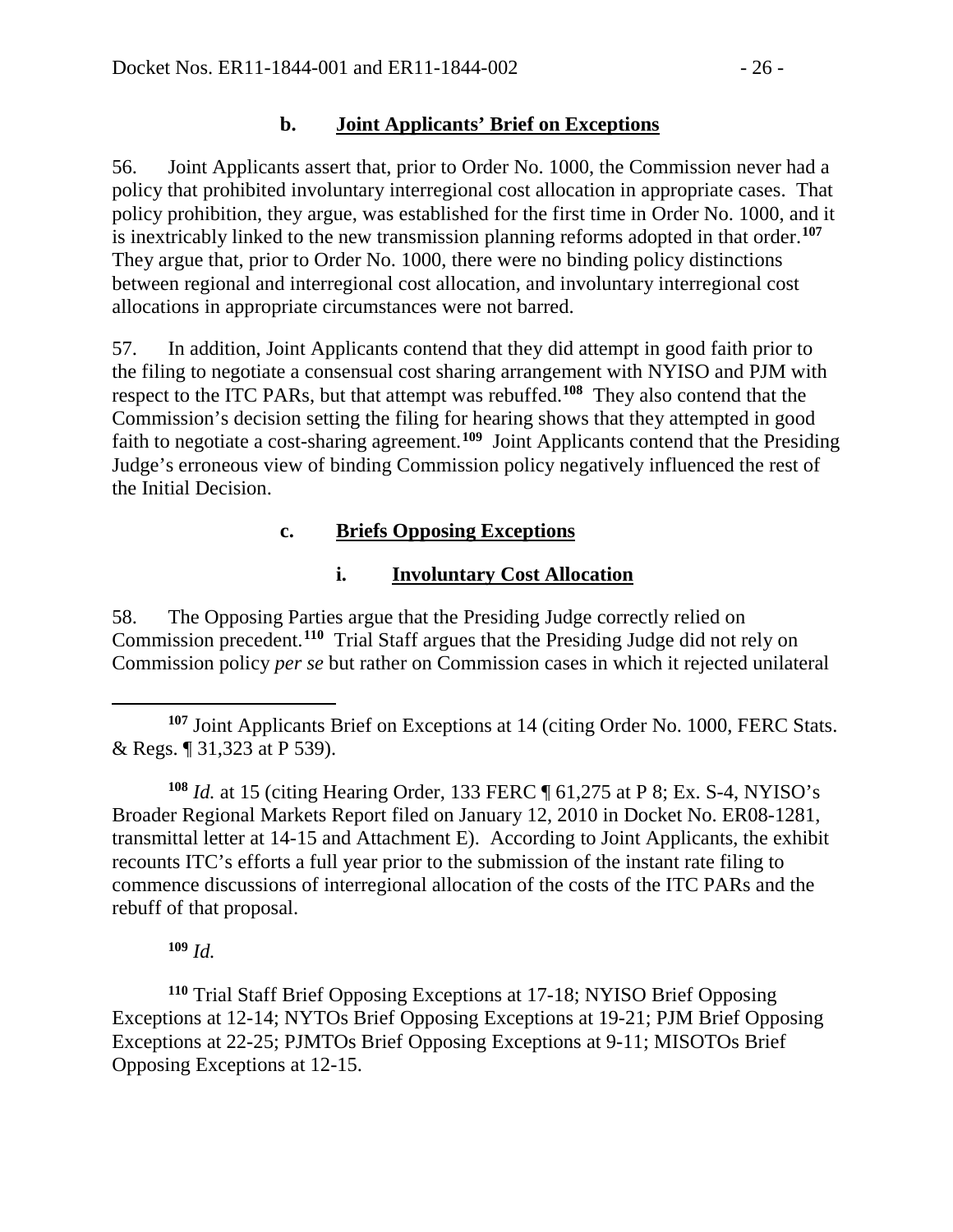### b. Joint Applicants' Brief on Exceptions

56. Joint Applicants assert that, prior to Order No. 1000, the Commission never had a policy that prohibited involuntary interregional cost allocation in appropriate cases. That policy prohibition, they argue, was established for the first time in Order No. 1000, and it is inextricably linked to the new transmission planning reforms adopted in that order.[107] They argue that, prior to Order No. 1000, there were no binding policy distinctions between regional and interregional cost allocation, and involuntary interregional cost allocations in appropriate circumstances were not barred.

57. In addition, Joint Applicants contend that they did attempt in good faith prior to the filing to negotiate a consensual cost sharing arrangement with NYISO and PJM with respect to the ITC PARs, but that attempt was rebuffed.[108] They also contend that the Commission's decision setting the filing for hearing shows that they attempted in good faith to negotiate a cost-sharing agreement.[109] Joint Applicants contend that the Presiding Judge's erroneous view of binding Commission policy negatively influenced the rest of the Initial Decision.

### c. Briefs Opposing Exceptions

#### i. Involuntary Cost Allocation

58. The Opposing Parties argue that the Presiding Judge correctly relied on Commission precedent.[110] Trial Staff argues that the Presiding Judge did not rely on Commission policy *per se* but rather on Commission cases in which it rejected unilateral

---

[107] Joint Applicants Brief on Exceptions at 14 (citing Order No. 1000, FERC Stats. & Regs. ¶ 31,323 at P 539).

[108] *Id.* at 15 (citing Hearing Order, 133 FERC ¶ 61,275 at P 8; Ex. S-4, NYISO's Broader Regional Markets Report filed on January 12, 2010 in Docket No. ER08-1281, transmittal letter at 14-15 and Attachment E). According to Joint Applicants, the exhibit recounts ITC's efforts a full year prior to the submission of the instant rate filing to commence discussions of interregional allocation of the costs of the ITC PARs and the rebuff of that proposal.

[109] *Id.*

[110] Trial Staff Brief Opposing Exceptions at 17-18; NYISO Brief Opposing Exceptions at 12-14; NYTOs Brief Opposing Exceptions at 19-21; PJM Brief Opposing Exceptions at 22-25; PJMTOs Brief Opposing Exceptions at 9-11; MISOTOs Brief Opposing Exceptions at 12-15.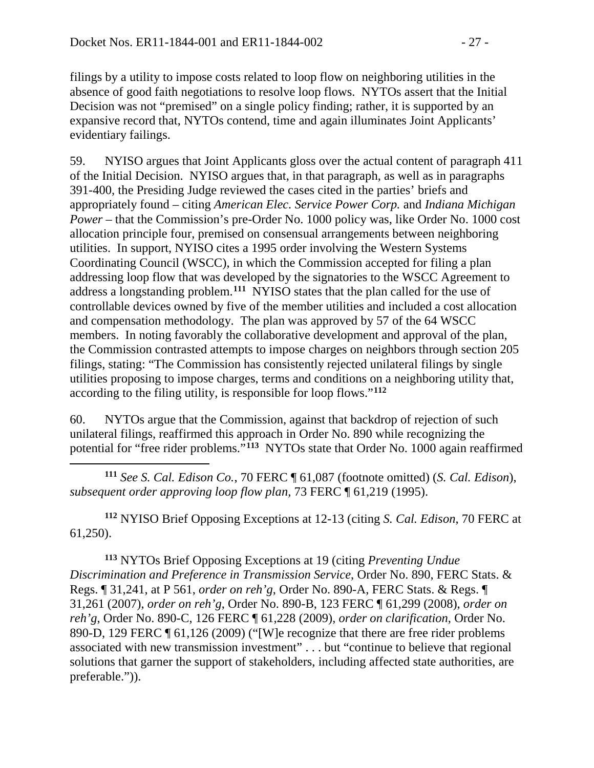filings by a utility to impose costs related to loop flow on neighboring utilities in the absence of good faith negotiations to resolve loop flows. NYTOs assert that the Initial Decision was not "premised" on a single policy finding; rather, it is supported by an expansive record that, NYTOs contend, time and again illuminates Joint Applicants' evidentiary failings.

59. NYISO argues that Joint Applicants gloss over the actual content of paragraph 411 of the Initial Decision. NYISO argues that, in that paragraph, as well as in paragraphs 391-400, the Presiding Judge reviewed the cases cited in the parties' briefs and appropriately found – citing *American Elec. Service Power Corp.* and *Indiana Michigan Power* – that the Commission's pre-Order No. 1000 policy was, like Order No. 1000 cost allocation principle four, premised on consensual arrangements between neighboring utilities. In support, NYISO cites a 1995 order involving the Western Systems Coordinating Council (WSCC), in which the Commission accepted for filing a plan addressing loop flow that was developed by the signatories to the WSCC Agreement to address a longstanding problem.[111] NYISO states that the plan called for the use of controllable devices owned by five of the member utilities and included a cost allocation and compensation methodology. The plan was approved by 57 of the 64 WSCC members. In noting favorably the collaborative development and approval of the plan, the Commission contrasted attempts to impose charges on neighbors through section 205 filings, stating: "The Commission has consistently rejected unilateral filings by single utilities proposing to impose charges, terms and conditions on a neighboring utility that, according to the filing utility, is responsible for loop flows."[112]

60. NYTOs argue that the Commission, against that backdrop of rejection of such unilateral filings, reaffirmed this approach in Order No. 890 while recognizing the potential for "free rider problems."[113] NYTOs state that Order No. 1000 again reaffirmed

---

[111] *See S. Cal. Edison Co.*, 70 FERC ¶ 61,087 (footnote omitted) (*S. Cal. Edison*), *subsequent order approving loop flow plan,* 73 FERC ¶ 61,219 (1995).

[112] NYISO Brief Opposing Exceptions at 12-13 (citing *S. Cal. Edison*, 70 FERC at 61,250).

[113] NYTOs Brief Opposing Exceptions at 19 (citing *Preventing Undue Discrimination and Preference in Transmission Service*, Order No. 890, FERC Stats. & Regs. ¶ 31,241, at P 561, *order on reh'g*, Order No. 890-A, FERC Stats. & Regs. ¶ 31,261 (2007), *order on reh'g*, Order No. 890-B, 123 FERC ¶ 61,299 (2008), *order on reh'g*, Order No. 890-C, 126 FERC ¶ 61,228 (2009), *order on clarification*, Order No. 890-D, 129 FERC ¶ 61,126 (2009) ("[W]e recognize that there are free rider problems associated with new transmission investment" . . . but "continue to believe that regional solutions that garner the support of stakeholders, including affected state authorities, are preferable.")).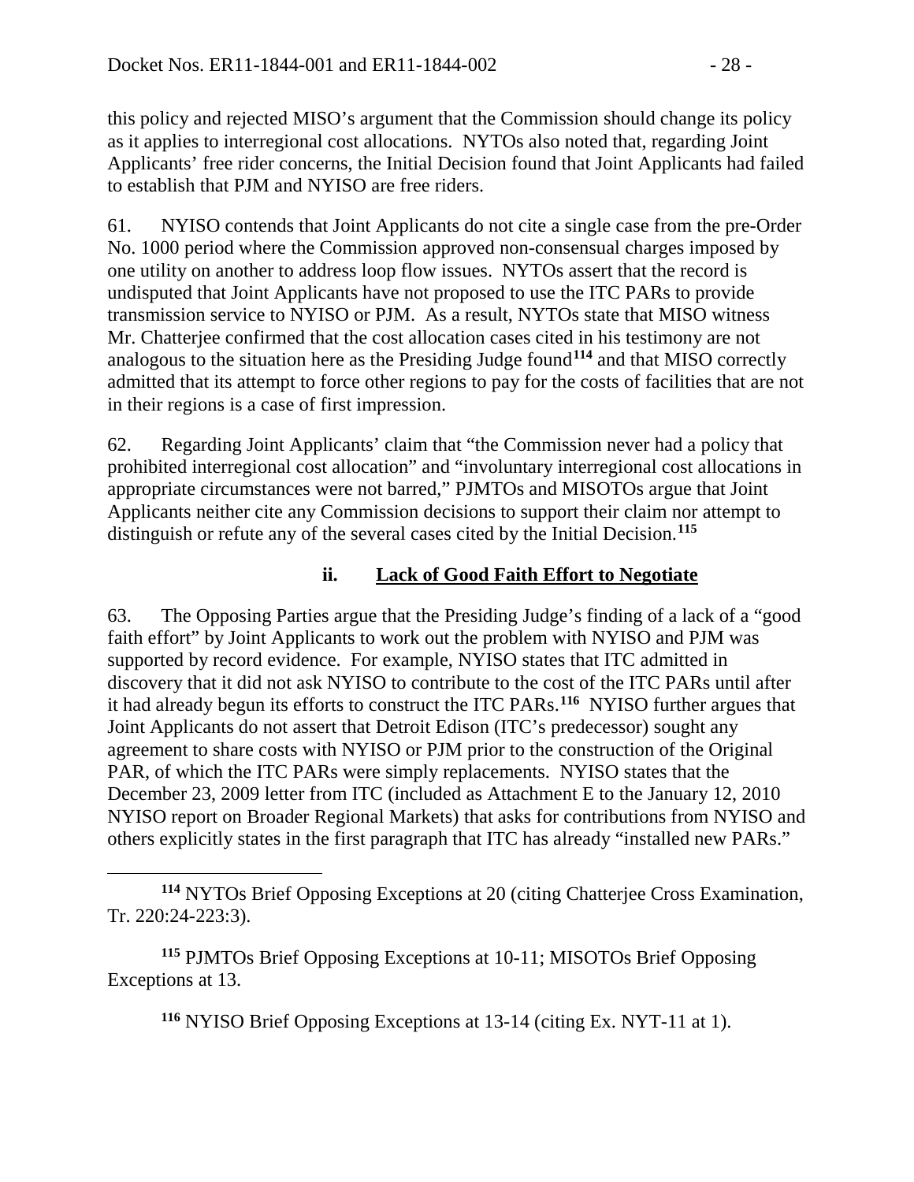this policy and rejected MISO's argument that the Commission should change its policy as it applies to interregional cost allocations. NYTOs also noted that, regarding Joint Applicants' free rider concerns, the Initial Decision found that Joint Applicants had failed to establish that PJM and NYISO are free riders.

61. NYISO contends that Joint Applicants do not cite a single case from the pre-Order No. 1000 period where the Commission approved non-consensual charges imposed by one utility on another to address loop flow issues. NYTOs assert that the record is undisputed that Joint Applicants have not proposed to use the ITC PARs to provide transmission service to NYISO or PJM. As a result, NYTOs state that MISO witness Mr. Chatterjee confirmed that the cost allocation cases cited in his testimony are not analogous to the situation here as the Presiding Judge found[114] and that MISO correctly admitted that its attempt to force other regions to pay for the costs of facilities that are not in their regions is a case of first impression.

62. Regarding Joint Applicants' claim that "the Commission never had a policy that prohibited interregional cost allocation" and "involuntary interregional cost allocations in appropriate circumstances were not barred," PJMTOs and MISOTOs argue that Joint Applicants neither cite any Commission decisions to support their claim nor attempt to distinguish or refute any of the several cases cited by the Initial Decision.[115]

### ii. Lack of Good Faith Effort to Negotiate

63. The Opposing Parties argue that the Presiding Judge's finding of a lack of a "good faith effort" by Joint Applicants to work out the problem with NYISO and PJM was supported by record evidence. For example, NYISO states that ITC admitted in discovery that it did not ask NYISO to contribute to the cost of the ITC PARs until after it had already begun its efforts to construct the ITC PARs.[116] NYISO further argues that Joint Applicants do not assert that Detroit Edison (ITC's predecessor) sought any agreement to share costs with NYISO or PJM prior to the construction of the Original PAR, of which the ITC PARs were simply replacements. NYISO states that the December 23, 2009 letter from ITC (included as Attachment E to the January 12, 2010 NYISO report on Broader Regional Markets) that asks for contributions from NYISO and others explicitly states in the first paragraph that ITC has already "installed new PARs."

---

[114] NYTOs Brief Opposing Exceptions at 20 (citing Chatterjee Cross Examination, Tr. 220:24-223:3).

[115] PJMTOs Brief Opposing Exceptions at 10-11; MISOTOs Brief Opposing Exceptions at 13.

[116] NYISO Brief Opposing Exceptions at 13-14 (citing Ex. NYT-11 at 1).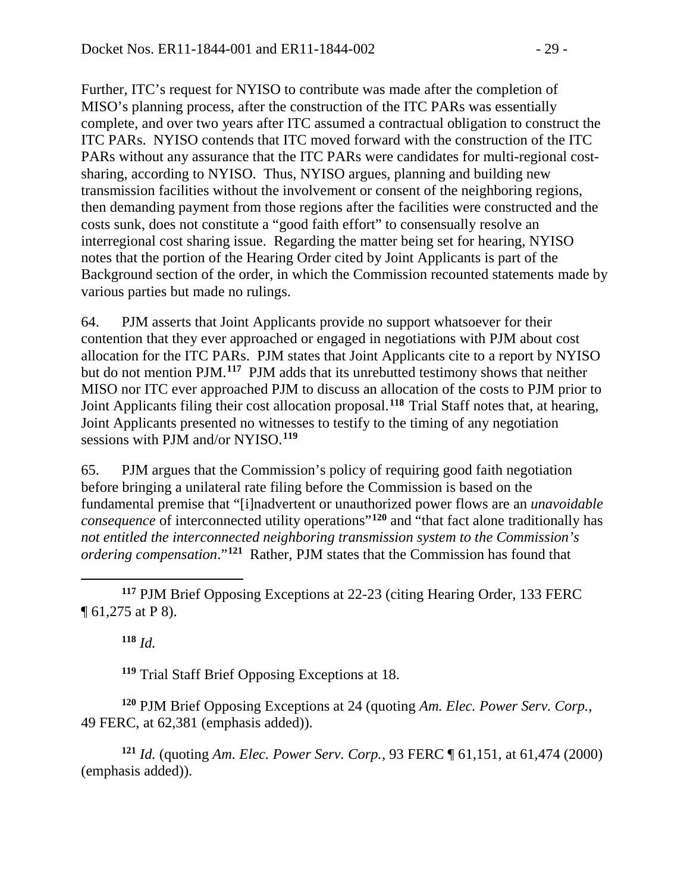Further, ITC's request for NYISO to contribute was made after the completion of MISO's planning process, after the construction of the ITC PARs was essentially complete, and over two years after ITC assumed a contractual obligation to construct the ITC PARs. NYISO contends that ITC moved forward with the construction of the ITC PARs without any assurance that the ITC PARs were candidates for multi-regional cost-sharing, according to NYISO. Thus, NYISO argues, planning and building new transmission facilities without the involvement or consent of the neighboring regions, then demanding payment from those regions after the facilities were constructed and the costs sunk, does not constitute a "good faith effort" to consensually resolve an interregional cost sharing issue. Regarding the matter being set for hearing, NYISO notes that the portion of the Hearing Order cited by Joint Applicants is part of the Background section of the order, in which the Commission recounted statements made by various parties but made no rulings.

64. PJM asserts that Joint Applicants provide no support whatsoever for their contention that they ever approached or engaged in negotiations with PJM about cost allocation for the ITC PARs. PJM states that Joint Applicants cite to a report by NYISO but do not mention PJM.[117] PJM adds that its unrebutted testimony shows that neither MISO nor ITC ever approached PJM to discuss an allocation of the costs to PJM prior to Joint Applicants filing their cost allocation proposal.[118] Trial Staff notes that, at hearing, Joint Applicants presented no witnesses to testify to the timing of any negotiation sessions with PJM and/or NYISO.[119]

65. PJM argues that the Commission's policy of requiring good faith negotiation before bringing a unilateral rate filing before the Commission is based on the fundamental premise that "[i]nadvertent or unauthorized power flows are an *unavoidable consequence* of interconnected utility operations"[120] and "that fact alone traditionally has *not entitled the interconnected neighboring transmission system to the Commission's ordering compensation*."[121] Rather, PJM states that the Commission has found that

---

[117] PJM Brief Opposing Exceptions at 22-23 (citing Hearing Order, 133 FERC ¶ 61,275 at P 8).

[118] *Id.*

[119] Trial Staff Brief Opposing Exceptions at 18.

[120] PJM Brief Opposing Exceptions at 24 (quoting *Am. Elec. Power Serv. Corp.*, 49 FERC, at 62,381 (emphasis added)).

[121] *Id.* (quoting *Am. Elec. Power Serv. Corp.*, 93 FERC ¶ 61,151, at 61,474 (2000) (emphasis added)).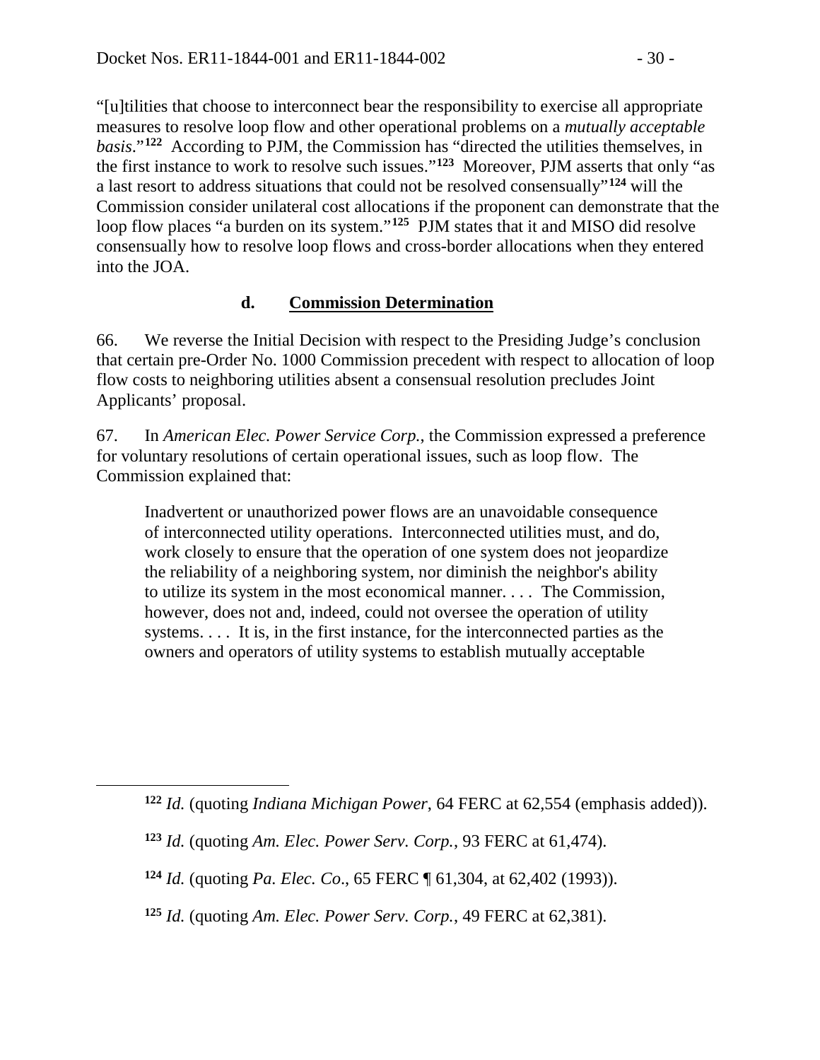"[u]tilities that choose to interconnect bear the responsibility to exercise all appropriate measures to resolve loop flow and other operational problems on a *mutually acceptable basis*."[122] According to PJM, the Commission has "directed the utilities themselves, in the first instance to work to resolve such issues."[123] Moreover, PJM asserts that only "as a last resort to address situations that could not be resolved consensually"[124] will the Commission consider unilateral cost allocations if the proponent can demonstrate that the loop flow places "a burden on its system."[125] PJM states that it and MISO did resolve consensually how to resolve loop flows and cross-border allocations when they entered into the JOA.

#### d. Commission Determination

66. We reverse the Initial Decision with respect to the Presiding Judge's conclusion that certain pre-Order No. 1000 Commission precedent with respect to allocation of loop flow costs to neighboring utilities absent a consensual resolution precludes Joint Applicants' proposal.

67. In *American Elec. Power Service Corp.*, the Commission expressed a preference for voluntary resolutions of certain operational issues, such as loop flow. The Commission explained that:

> Inadvertent or unauthorized power flows are an unavoidable consequence of interconnected utility operations. Interconnected utilities must, and do, work closely to ensure that the operation of one system does not jeopardize the reliability of a neighboring system, nor diminish the neighbor's ability to utilize its system in the most economical manner. . . . The Commission, however, does not and, indeed, could not oversee the operation of utility systems. . . . It is, in the first instance, for the interconnected parties as the owners and operators of utility systems to establish mutually acceptable

---

[122] *Id.* (quoting *Indiana Michigan Power*, 64 FERC at 62,554 (emphasis added)).

[123] *Id.* (quoting *Am. Elec. Power Serv. Corp.*, 93 FERC at 61,474).

[124] *Id.* (quoting *Pa. Elec. Co*., 65 FERC ¶ 61,304, at 62,402 (1993)).

[125] *Id.* (quoting *Am. Elec. Power Serv. Corp.*, 49 FERC at 62,381).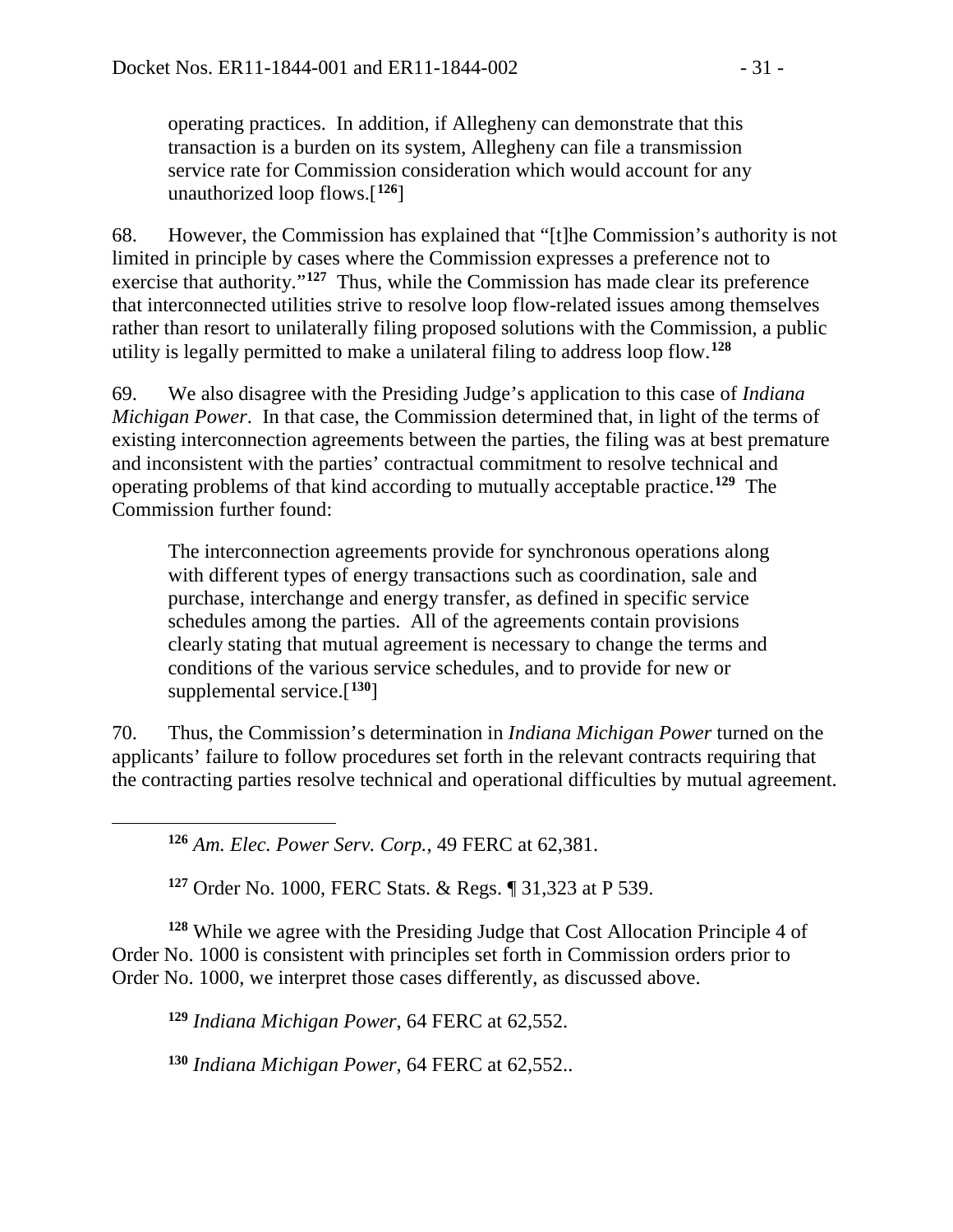> operating practices. In addition, if Allegheny can demonstrate that this transaction is a burden on its system, Allegheny can file a transmission service rate for Commission consideration which would account for any unauthorized loop flows.[126]

68. However, the Commission has explained that "[t]he Commission's authority is not limited in principle by cases where the Commission expresses a preference not to exercise that authority."[127] Thus, while the Commission has made clear its preference that interconnected utilities strive to resolve loop flow-related issues among themselves rather than resort to unilaterally filing proposed solutions with the Commission, a public utility is legally permitted to make a unilateral filing to address loop flow.[128]

69. We also disagree with the Presiding Judge's application to this case of *Indiana Michigan Power*. In that case, the Commission determined that, in light of the terms of existing interconnection agreements between the parties, the filing was at best premature and inconsistent with the parties' contractual commitment to resolve technical and operating problems of that kind according to mutually acceptable practice.[129] The Commission further found:

> The interconnection agreements provide for synchronous operations along with different types of energy transactions such as coordination, sale and purchase, interchange and energy transfer, as defined in specific service schedules among the parties. All of the agreements contain provisions clearly stating that mutual agreement is necessary to change the terms and conditions of the various service schedules, and to provide for new or supplemental service.[130]

70. Thus, the Commission's determination in *Indiana Michigan Power* turned on the applicants' failure to follow procedures set forth in the relevant contracts requiring that the contracting parties resolve technical and operational difficulties by mutual agreement.

---

[126] *Am. Elec. Power Serv. Corp.*, 49 FERC at 62,381.

[127] Order No. 1000, FERC Stats. & Regs. ¶ 31,323 at P 539.

[128] While we agree with the Presiding Judge that Cost Allocation Principle 4 of Order No. 1000 is consistent with principles set forth in Commission orders prior to Order No. 1000, we interpret those cases differently, as discussed above.

[129] *Indiana Michigan Power*, 64 FERC at 62,552.

[130] *Indiana Michigan Power*, 64 FERC at 62,552..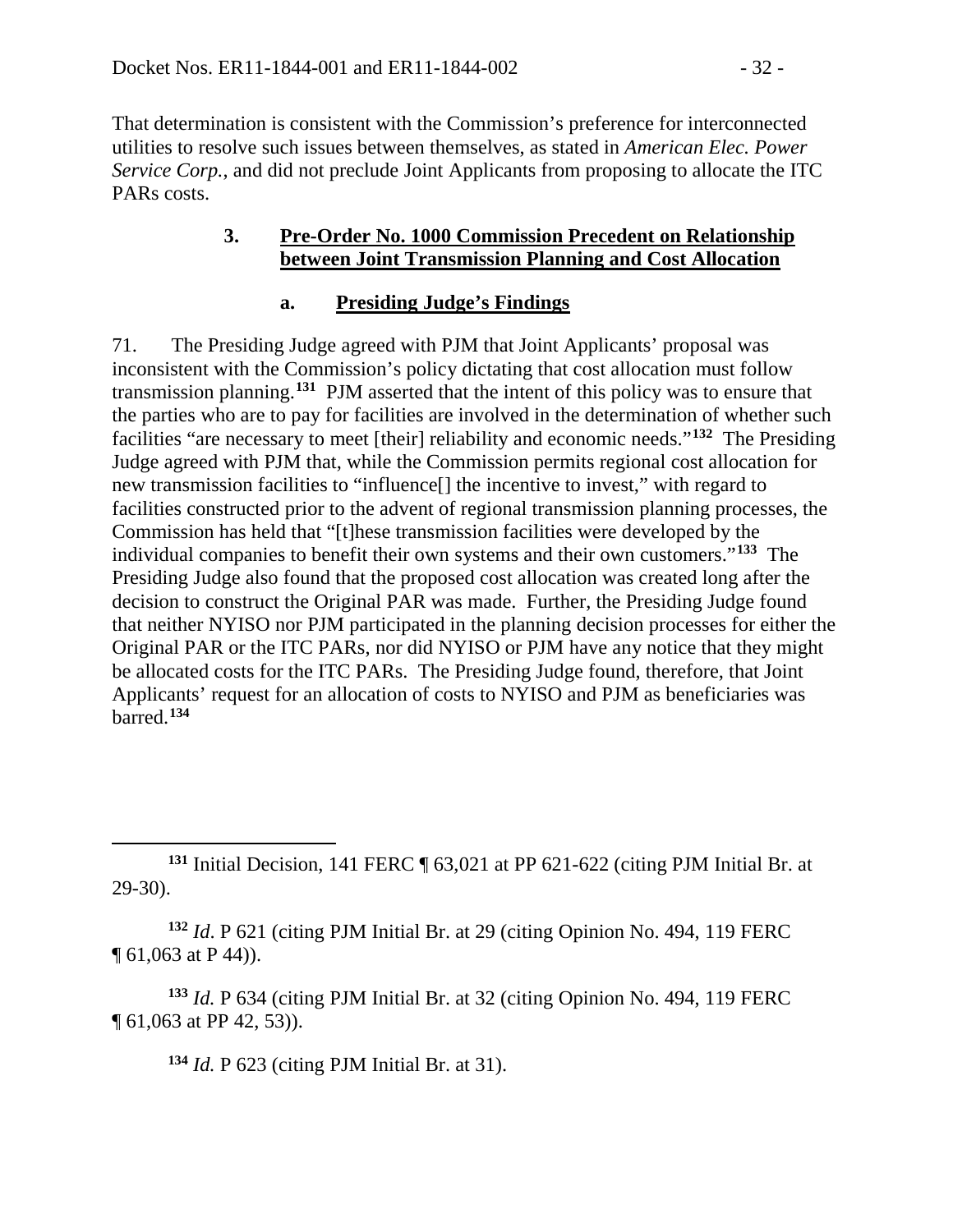That determination is consistent with the Commission's preference for interconnected utilities to resolve such issues between themselves, as stated in *American Elec. Power Service Corp.*, and did not preclude Joint Applicants from proposing to allocate the ITC PARs costs.

### 3. Pre-Order No. 1000 Commission Precedent on Relationship between Joint Transmission Planning and Cost Allocation

#### a. Presiding Judge's Findings

71. The Presiding Judge agreed with PJM that Joint Applicants' proposal was inconsistent with the Commission's policy dictating that cost allocation must follow transmission planning.[131] PJM asserted that the intent of this policy was to ensure that the parties who are to pay for facilities are involved in the determination of whether such facilities "are necessary to meet [their] reliability and economic needs."[132] The Presiding Judge agreed with PJM that, while the Commission permits regional cost allocation for new transmission facilities to "influence[] the incentive to invest," with regard to facilities constructed prior to the advent of regional transmission planning processes, the Commission has held that "[t]hese transmission facilities were developed by the individual companies to benefit their own systems and their own customers."[133] The Presiding Judge also found that the proposed cost allocation was created long after the decision to construct the Original PAR was made. Further, the Presiding Judge found that neither NYISO nor PJM participated in the planning decision processes for either the Original PAR or the ITC PARs, nor did NYISO or PJM have any notice that they might be allocated costs for the ITC PARs. The Presiding Judge found, therefore, that Joint Applicants' request for an allocation of costs to NYISO and PJM as beneficiaries was barred.[134]

---

[131] Initial Decision, 141 FERC ¶ 63,021 at PP 621-622 (citing PJM Initial Br. at 29-30).

[132] *Id*. P 621 (citing PJM Initial Br. at 29 (citing Opinion No. 494, 119 FERC ¶ 61,063 at P 44)).

[133] *Id.* P 634 (citing PJM Initial Br. at 32 (citing Opinion No. 494, 119 FERC ¶ 61,063 at PP 42, 53)).

[134] *Id.* P 623 (citing PJM Initial Br. at 31).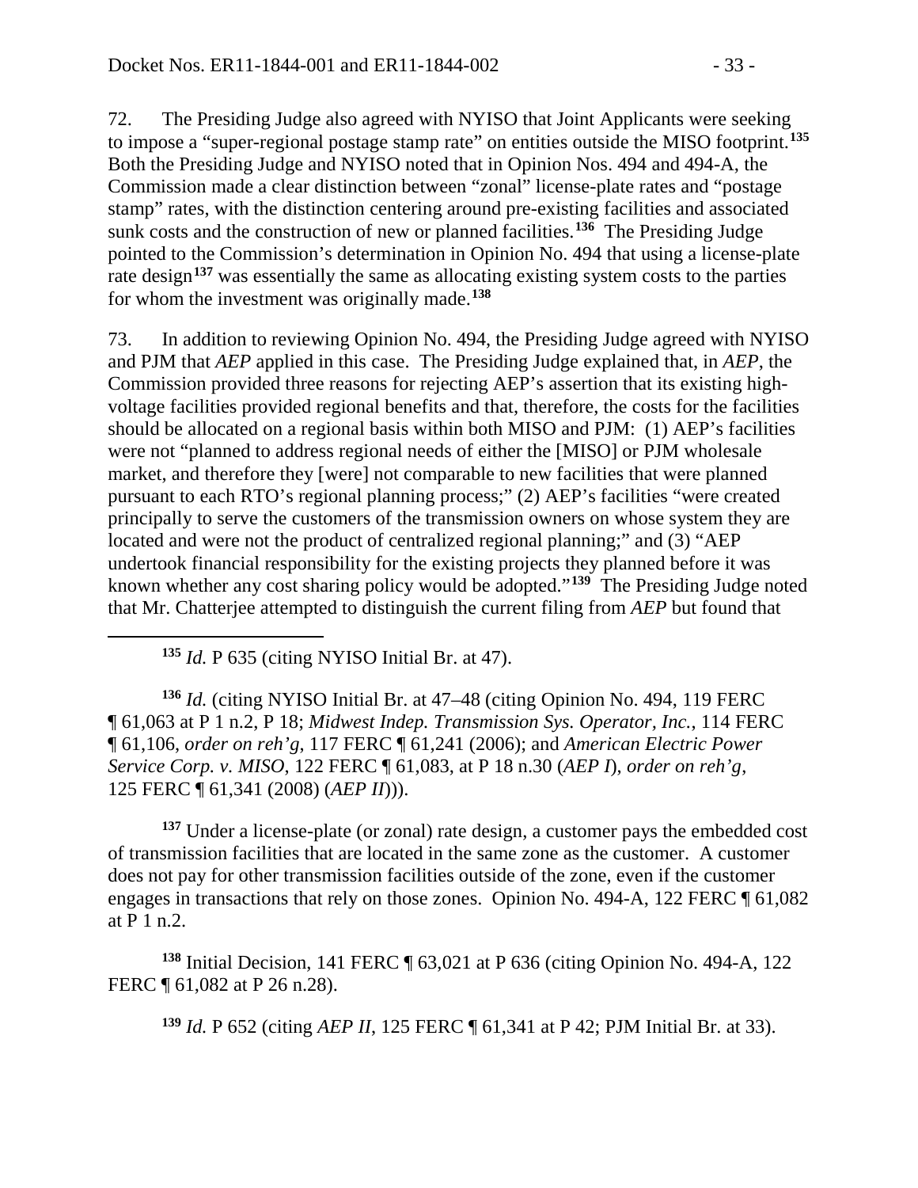72. The Presiding Judge also agreed with NYISO that Joint Applicants were seeking to impose a "super-regional postage stamp rate" on entities outside the MISO footprint.[135] Both the Presiding Judge and NYISO noted that in Opinion Nos. 494 and 494-A, the Commission made a clear distinction between "zonal" license-plate rates and "postage stamp" rates, with the distinction centering around pre-existing facilities and associated sunk costs and the construction of new or planned facilities.[136] The Presiding Judge pointed to the Commission's determination in Opinion No. 494 that using a license-plate rate design[137] was essentially the same as allocating existing system costs to the parties for whom the investment was originally made.[138]

73. In addition to reviewing Opinion No. 494, the Presiding Judge agreed with NYISO and PJM that *AEP* applied in this case. The Presiding Judge explained that, in *AEP*, the Commission provided three reasons for rejecting AEP's assertion that its existing high-voltage facilities provided regional benefits and that, therefore, the costs for the facilities should be allocated on a regional basis within both MISO and PJM: (1) AEP's facilities were not "planned to address regional needs of either the [MISO] or PJM wholesale market, and therefore they [were] not comparable to new facilities that were planned pursuant to each RTO's regional planning process;" (2) AEP's facilities "were created principally to serve the customers of the transmission owners on whose system they are located and were not the product of centralized regional planning;" and (3) "AEP undertook financial responsibility for the existing projects they planned before it was known whether any cost sharing policy would be adopted."[139] The Presiding Judge noted that Mr. Chatterjee attempted to distinguish the current filing from *AEP* but found that

---

[135] *Id.* P 635 (citing NYISO Initial Br. at 47).

[136] *Id.* (citing NYISO Initial Br. at 47–48 (citing Opinion No. 494, 119 FERC ¶ 61,063 at P 1 n.2, P 18; *Midwest Indep. Transmission Sys. Operator, Inc.*, 114 FERC ¶ 61,106, *order on reh'g*, 117 FERC ¶ 61,241 (2006); and *American Electric Power Service Corp. v. MISO*, 122 FERC ¶ 61,083, at P 18 n.30 (*AEP I*), *order on reh'g*, 125 FERC ¶ 61,341 (2008) (*AEP II*))).

[137] Under a license-plate (or zonal) rate design, a customer pays the embedded cost of transmission facilities that are located in the same zone as the customer. A customer does not pay for other transmission facilities outside of the zone, even if the customer engages in transactions that rely on those zones. Opinion No. 494-A, 122 FERC ¶ 61,082 at P 1 n.2.

[138] Initial Decision, 141 FERC ¶ 63,021 at P 636 (citing Opinion No. 494-A, 122 FERC ¶ 61,082 at P 26 n.28).

[139] *Id.* P 652 (citing *AEP II*, 125 FERC ¶ 61,341 at P 42; PJM Initial Br. at 33).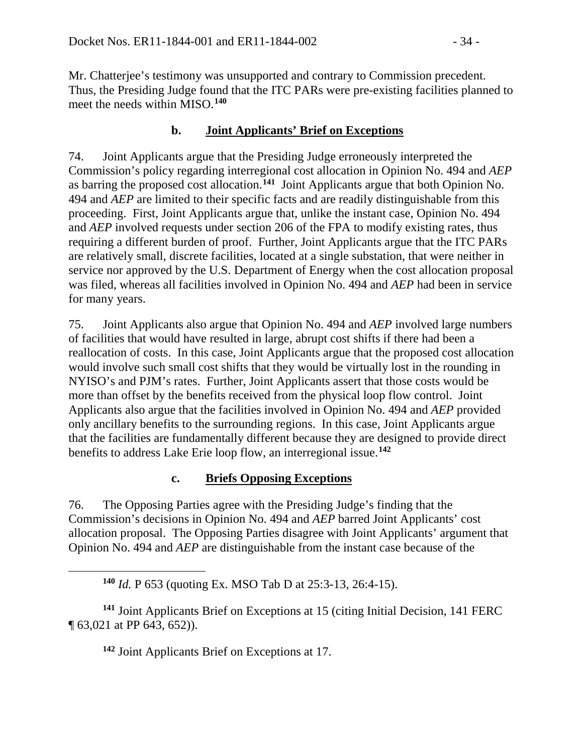Mr. Chatterjee's testimony was unsupported and contrary to Commission precedent. Thus, the Presiding Judge found that the ITC PARs were pre-existing facilities planned to meet the needs within MISO.[140]

### b. Joint Applicants' Brief on Exceptions

74. Joint Applicants argue that the Presiding Judge erroneously interpreted the Commission's policy regarding interregional cost allocation in Opinion No. 494 and *AEP* as barring the proposed cost allocation.[141] Joint Applicants argue that both Opinion No. 494 and *AEP* are limited to their specific facts and are readily distinguishable from this proceeding. First, Joint Applicants argue that, unlike the instant case, Opinion No. 494 and *AEP* involved requests under section 206 of the FPA to modify existing rates, thus requiring a different burden of proof. Further, Joint Applicants argue that the ITC PARs are relatively small, discrete facilities, located at a single substation, that were neither in service nor approved by the U.S. Department of Energy when the cost allocation proposal was filed, whereas all facilities involved in Opinion No. 494 and *AEP* had been in service for many years.

75. Joint Applicants also argue that Opinion No. 494 and *AEP* involved large numbers of facilities that would have resulted in large, abrupt cost shifts if there had been a reallocation of costs. In this case, Joint Applicants argue that the proposed cost allocation would involve such small cost shifts that they would be virtually lost in the rounding in NYISO's and PJM's rates. Further, Joint Applicants assert that those costs would be more than offset by the benefits received from the physical loop flow control. Joint Applicants also argue that the facilities involved in Opinion No. 494 and *AEP* provided only ancillary benefits to the surrounding regions. In this case, Joint Applicants argue that the facilities are fundamentally different because they are designed to provide direct benefits to address Lake Erie loop flow, an interregional issue.[142]

### c. Briefs Opposing Exceptions

76. The Opposing Parties agree with the Presiding Judge's finding that the Commission's decisions in Opinion No. 494 and *AEP* barred Joint Applicants' cost allocation proposal. The Opposing Parties disagree with Joint Applicants' argument that Opinion No. 494 and *AEP* are distinguishable from the instant case because of the

---

[140] *Id.* P 653 (quoting Ex. MSO Tab D at 25:3-13, 26:4-15).

[141] Joint Applicants Brief on Exceptions at 15 (citing Initial Decision, 141 FERC ¶ 63,021 at PP 643, 652)).

[142] Joint Applicants Brief on Exceptions at 17.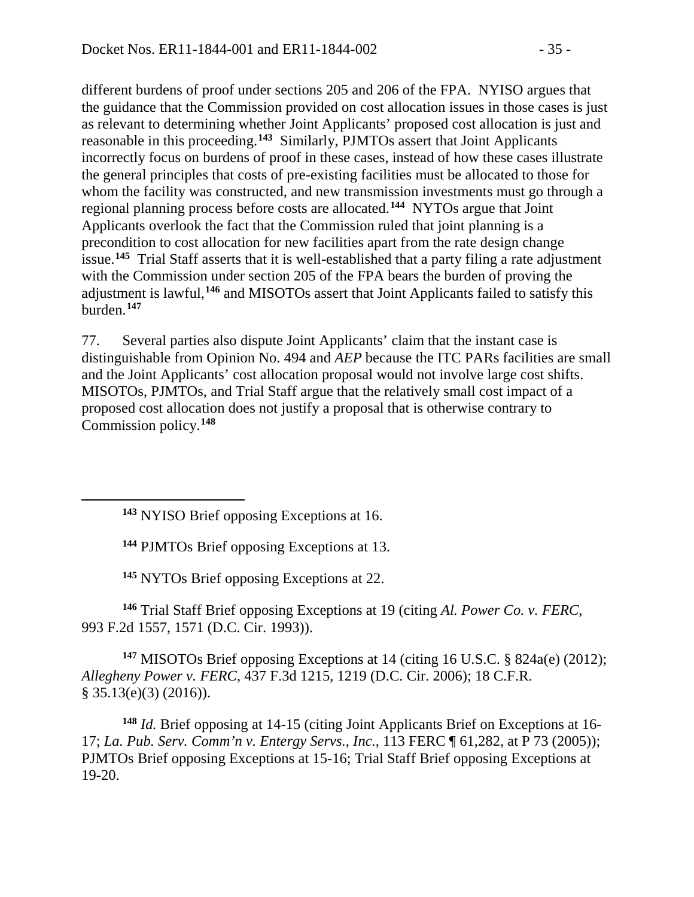different burdens of proof under sections 205 and 206 of the FPA. NYISO argues that the guidance that the Commission provided on cost allocation issues in those cases is just as relevant to determining whether Joint Applicants' proposed cost allocation is just and reasonable in this proceeding.[143] Similarly, PJMTOs assert that Joint Applicants incorrectly focus on burdens of proof in these cases, instead of how these cases illustrate the general principles that costs of pre-existing facilities must be allocated to those for whom the facility was constructed, and new transmission investments must go through a regional planning process before costs are allocated.[144] NYTOs argue that Joint Applicants overlook the fact that the Commission ruled that joint planning is a precondition to cost allocation for new facilities apart from the rate design change issue.[145] Trial Staff asserts that it is well-established that a party filing a rate adjustment with the Commission under section 205 of the FPA bears the burden of proving the adjustment is lawful,[146] and MISOTOs assert that Joint Applicants failed to satisfy this burden.[147]

77. Several parties also dispute Joint Applicants' claim that the instant case is distinguishable from Opinion No. 494 and *AEP* because the ITC PARs facilities are small and the Joint Applicants' cost allocation proposal would not involve large cost shifts. MISOTOs, PJMTOs, and Trial Staff argue that the relatively small cost impact of a proposed cost allocation does not justify a proposal that is otherwise contrary to Commission policy.[148]

---

[143] NYISO Brief opposing Exceptions at 16.

[144] PJMTOs Brief opposing Exceptions at 13.

[145] NYTOs Brief opposing Exceptions at 22.

[146] Trial Staff Brief opposing Exceptions at 19 (citing *Al. Power Co. v. FERC*, 993 F.2d 1557, 1571 (D.C. Cir. 1993)).

[147] MISOTOs Brief opposing Exceptions at 14 (citing 16 U.S.C. § 824a(e) (2012); *Allegheny Power v. FERC*, 437 F.3d 1215, 1219 (D.C. Cir. 2006); 18 C.F.R. § 35.13(e)(3) (2016)).

[148] *Id.* Brief opposing at 14-15 (citing Joint Applicants Brief on Exceptions at 16-17; *La. Pub. Serv. Comm'n v. Entergy Servs., Inc.*, 113 FERC ¶ 61,282, at P 73 (2005)); PJMTOs Brief opposing Exceptions at 15-16; Trial Staff Brief opposing Exceptions at 19-20.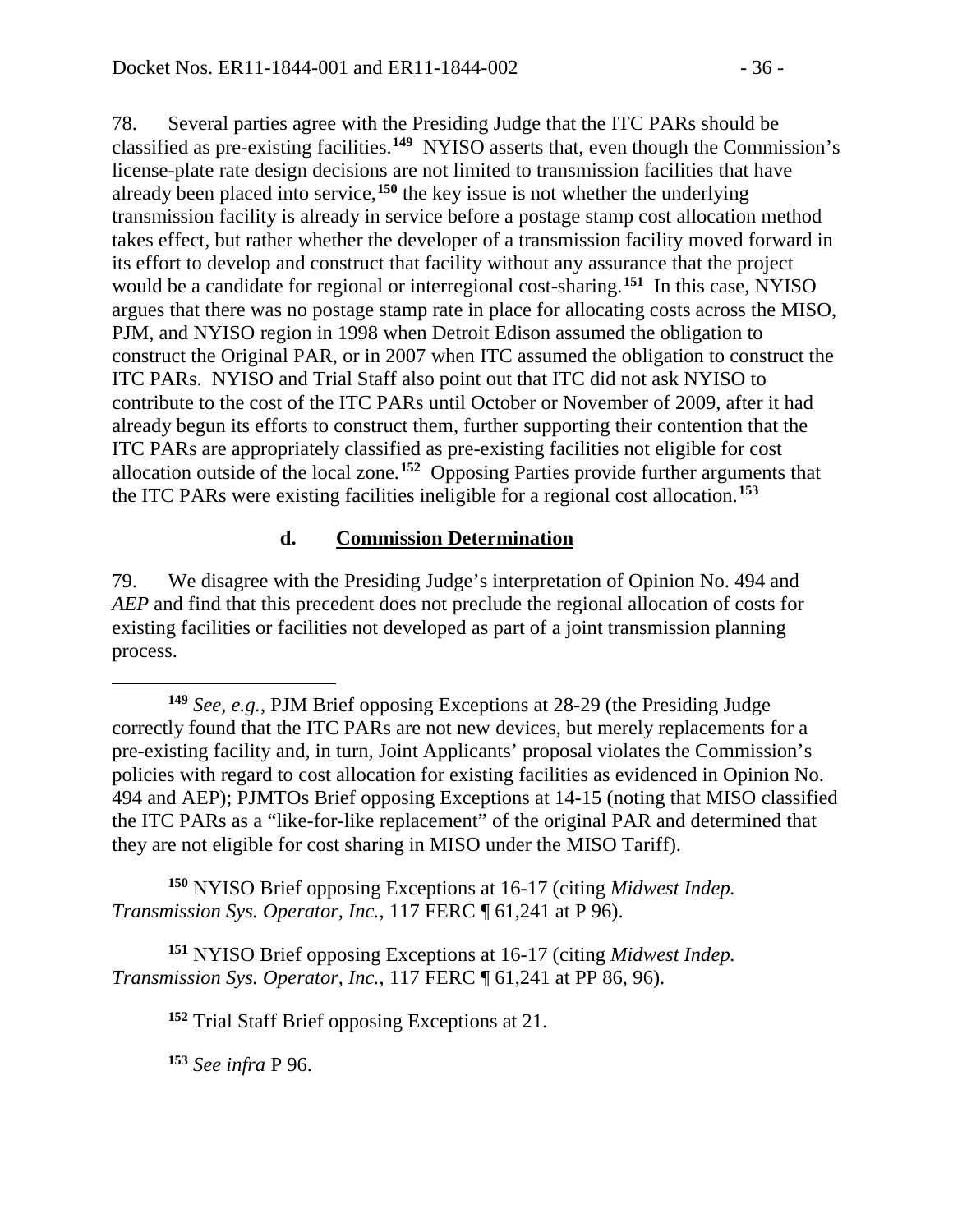78. Several parties agree with the Presiding Judge that the ITC PARs should be classified as pre-existing facilities.[149] NYISO asserts that, even though the Commission's license-plate rate design decisions are not limited to transmission facilities that have already been placed into service,[150] the key issue is not whether the underlying transmission facility is already in service before a postage stamp cost allocation method takes effect, but rather whether the developer of a transmission facility moved forward in its effort to develop and construct that facility without any assurance that the project would be a candidate for regional or interregional cost-sharing.[151] In this case, NYISO argues that there was no postage stamp rate in place for allocating costs across the MISO, PJM, and NYISO region in 1998 when Detroit Edison assumed the obligation to construct the Original PAR, or in 2007 when ITC assumed the obligation to construct the ITC PARs. NYISO and Trial Staff also point out that ITC did not ask NYISO to contribute to the cost of the ITC PARs until October or November of 2009, after it had already begun its efforts to construct them, further supporting their contention that the ITC PARs are appropriately classified as pre-existing facilities not eligible for cost allocation outside of the local zone.[152] Opposing Parties provide further arguments that the ITC PARs were existing facilities ineligible for a regional cost allocation.[153]

### d. Commission Determination

79. We disagree with the Presiding Judge's interpretation of Opinion No. 494 and *AEP* and find that this precedent does not preclude the regional allocation of costs for existing facilities or facilities not developed as part of a joint transmission planning process.

---

[149] *See, e.g.*, PJM Brief opposing Exceptions at 28-29 (the Presiding Judge correctly found that the ITC PARs are not new devices, but merely replacements for a pre-existing facility and, in turn, Joint Applicants' proposal violates the Commission's policies with regard to cost allocation for existing facilities as evidenced in Opinion No. 494 and AEP); PJMTOs Brief opposing Exceptions at 14-15 (noting that MISO classified the ITC PARs as a "like-for-like replacement" of the original PAR and determined that they are not eligible for cost sharing in MISO under the MISO Tariff).

[150] NYISO Brief opposing Exceptions at 16-17 (citing *Midwest Indep. Transmission Sys. Operator, Inc.*, 117 FERC ¶ 61,241 at P 96).

[151] NYISO Brief opposing Exceptions at 16-17 (citing *Midwest Indep. Transmission Sys. Operator, Inc.*, 117 FERC ¶ 61,241 at PP 86, 96).

[152] Trial Staff Brief opposing Exceptions at 21.

[153] *See infra* P 96.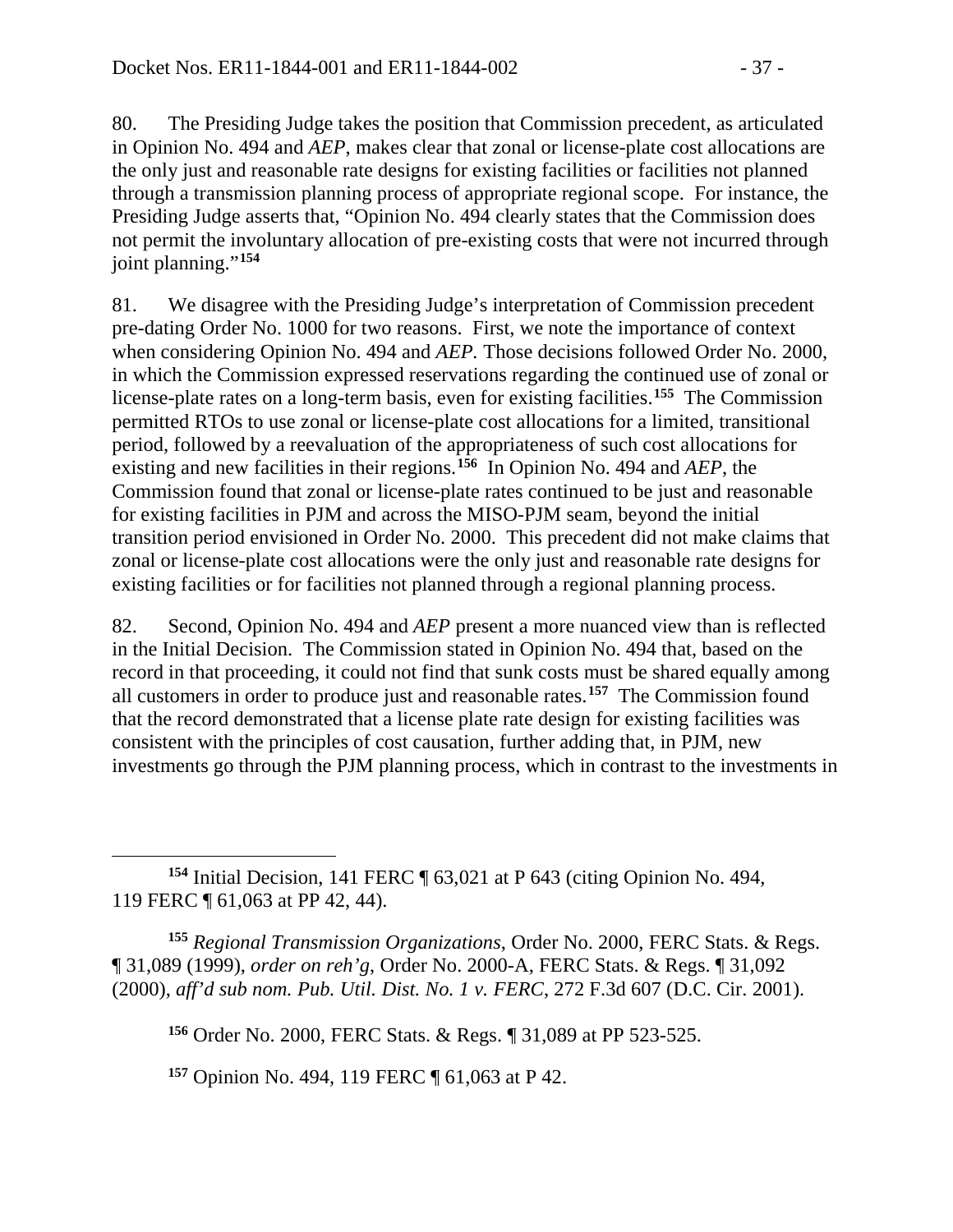80. The Presiding Judge takes the position that Commission precedent, as articulated in Opinion No. 494 and *AEP*, makes clear that zonal or license-plate cost allocations are the only just and reasonable rate designs for existing facilities or facilities not planned through a transmission planning process of appropriate regional scope. For instance, the Presiding Judge asserts that, "Opinion No. 494 clearly states that the Commission does not permit the involuntary allocation of pre-existing costs that were not incurred through joint planning."[154]

81. We disagree with the Presiding Judge's interpretation of Commission precedent pre-dating Order No. 1000 for two reasons. First, we note the importance of context when considering Opinion No. 494 and *AEP.* Those decisions followed Order No. 2000, in which the Commission expressed reservations regarding the continued use of zonal or license-plate rates on a long-term basis, even for existing facilities.[155] The Commission permitted RTOs to use zonal or license-plate cost allocations for a limited, transitional period, followed by a reevaluation of the appropriateness of such cost allocations for existing and new facilities in their regions.[156] In Opinion No. 494 and *AEP*, the Commission found that zonal or license-plate rates continued to be just and reasonable for existing facilities in PJM and across the MISO-PJM seam, beyond the initial transition period envisioned in Order No. 2000. This precedent did not make claims that zonal or license-plate cost allocations were the only just and reasonable rate designs for existing facilities or for facilities not planned through a regional planning process.

82. Second, Opinion No. 494 and *AEP* present a more nuanced view than is reflected in the Initial Decision. The Commission stated in Opinion No. 494 that, based on the record in that proceeding, it could not find that sunk costs must be shared equally among all customers in order to produce just and reasonable rates.[157] The Commission found that the record demonstrated that a license plate rate design for existing facilities was consistent with the principles of cost causation, further adding that, in PJM, new investments go through the PJM planning process, which in contrast to the investments in

---

[154] Initial Decision, 141 FERC ¶ 63,021 at P 643 (citing Opinion No. 494, 119 FERC ¶ 61,063 at PP 42, 44).

[155] *Regional Transmission Organizations*, Order No. 2000, FERC Stats. & Regs. ¶ 31,089 (1999), *order on reh'g*, Order No. 2000-A, FERC Stats. & Regs. ¶ 31,092 (2000), *aff'd sub nom. Pub. Util. Dist. No. 1 v. FERC*, 272 F.3d 607 (D.C. Cir. 2001).

[156] Order No. 2000, FERC Stats. & Regs. ¶ 31,089 at PP 523-525.

[157] Opinion No. 494, 119 FERC ¶ 61,063 at P 42.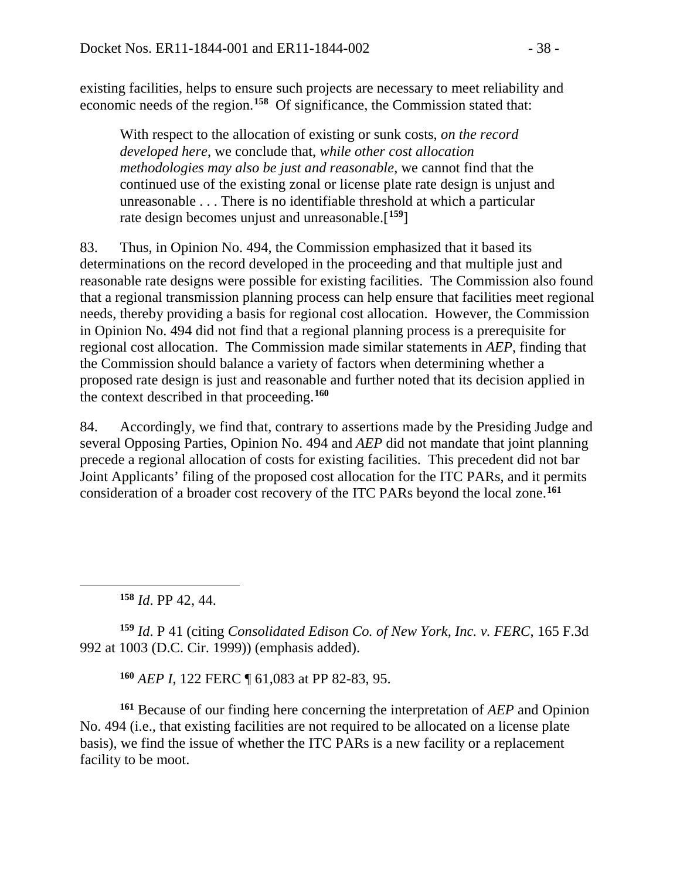existing facilities, helps to ensure such projects are necessary to meet reliability and economic needs of the region.[158] Of significance, the Commission stated that:

> With respect to the allocation of existing or sunk costs, *on the record developed here*, we conclude that, *while other cost allocation methodologies may also be just and reasonable*, we cannot find that the continued use of the existing zonal or license plate rate design is unjust and unreasonable . . . There is no identifiable threshold at which a particular rate design becomes unjust and unreasonable.[[159]]

83. Thus, in Opinion No. 494, the Commission emphasized that it based its determinations on the record developed in the proceeding and that multiple just and reasonable rate designs were possible for existing facilities. The Commission also found that a regional transmission planning process can help ensure that facilities meet regional needs, thereby providing a basis for regional cost allocation. However, the Commission in Opinion No. 494 did not find that a regional planning process is a prerequisite for regional cost allocation. The Commission made similar statements in *AEP*, finding that the Commission should balance a variety of factors when determining whether a proposed rate design is just and reasonable and further noted that its decision applied in the context described in that proceeding.[160]

84. Accordingly, we find that, contrary to assertions made by the Presiding Judge and several Opposing Parties, Opinion No. 494 and *AEP* did not mandate that joint planning precede a regional allocation of costs for existing facilities. This precedent did not bar Joint Applicants' filing of the proposed cost allocation for the ITC PARs, and it permits consideration of a broader cost recovery of the ITC PARs beyond the local zone.[161]

---

[158] *Id*. PP 42, 44.

[159] *Id*. P 41 (citing *Consolidated Edison Co. of New York, Inc. v. FERC*, 165 F.3d 992 at 1003 (D.C. Cir. 1999)) (emphasis added).

[160] *AEP I*, 122 FERC ¶ 61,083 at PP 82-83, 95.

[161] Because of our finding here concerning the interpretation of *AEP* and Opinion No. 494 (i.e., that existing facilities are not required to be allocated on a license plate basis), we find the issue of whether the ITC PARs is a new facility or a replacement facility to be moot.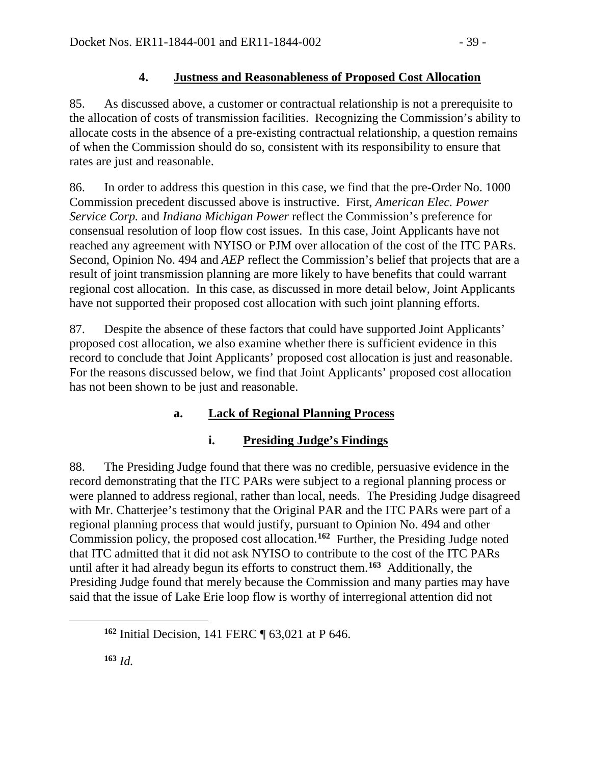### 4. **Justness and Reasonableness of Proposed Cost Allocation**

85. As discussed above, a customer or contractual relationship is not a prerequisite to the allocation of costs of transmission facilities. Recognizing the Commission's ability to allocate costs in the absence of a pre-existing contractual relationship, a question remains of when the Commission should do so, consistent with its responsibility to ensure that rates are just and reasonable.

86. In order to address this question in this case, we find that the pre-Order No. 1000 Commission precedent discussed above is instructive. First, *American Elec. Power Service Corp.* and *Indiana Michigan Power* reflect the Commission's preference for consensual resolution of loop flow cost issues. In this case, Joint Applicants have not reached any agreement with NYISO or PJM over allocation of the cost of the ITC PARs. Second, Opinion No. 494 and *AEP* reflect the Commission's belief that projects that are a result of joint transmission planning are more likely to have benefits that could warrant regional cost allocation. In this case, as discussed in more detail below, Joint Applicants have not supported their proposed cost allocation with such joint planning efforts.

87. Despite the absence of these factors that could have supported Joint Applicants' proposed cost allocation, we also examine whether there is sufficient evidence in this record to conclude that Joint Applicants' proposed cost allocation is just and reasonable. For the reasons discussed below, we find that Joint Applicants' proposed cost allocation has not been shown to be just and reasonable.

#### a. **Lack of Regional Planning Process**

##### i. **Presiding Judge's Findings**

88. The Presiding Judge found that there was no credible, persuasive evidence in the record demonstrating that the ITC PARs were subject to a regional planning process or were planned to address regional, rather than local, needs. The Presiding Judge disagreed with Mr. Chatterjee's testimony that the Original PAR and the ITC PARs were part of a regional planning process that would justify, pursuant to Opinion No. 494 and other Commission policy, the proposed cost allocation.[162] Further, the Presiding Judge noted that ITC admitted that it did not ask NYISO to contribute to the cost of the ITC PARs until after it had already begun its efforts to construct them.[163] Additionally, the Presiding Judge found that merely because the Commission and many parties may have said that the issue of Lake Erie loop flow is worthy of interregional attention did not

[162] Initial Decision, 141 FERC ¶ 63,021 at P 646.

[163] *Id.*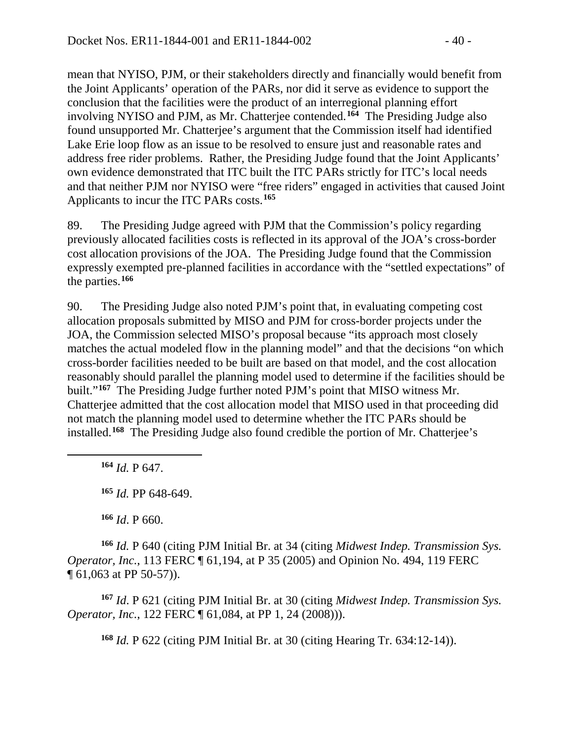mean that NYISO, PJM, or their stakeholders directly and financially would benefit from the Joint Applicants' operation of the PARs, nor did it serve as evidence to support the conclusion that the facilities were the product of an interregional planning effort involving NYISO and PJM, as Mr. Chatterjee contended.[164] The Presiding Judge also found unsupported Mr. Chatterjee's argument that the Commission itself had identified Lake Erie loop flow as an issue to be resolved to ensure just and reasonable rates and address free rider problems. Rather, the Presiding Judge found that the Joint Applicants' own evidence demonstrated that ITC built the ITC PARs strictly for ITC's local needs and that neither PJM nor NYISO were "free riders" engaged in activities that caused Joint Applicants to incur the ITC PARs costs.[165]

89. The Presiding Judge agreed with PJM that the Commission's policy regarding previously allocated facilities costs is reflected in its approval of the JOA's cross-border cost allocation provisions of the JOA. The Presiding Judge found that the Commission expressly exempted pre-planned facilities in accordance with the "settled expectations" of the parties.[166]

90. The Presiding Judge also noted PJM's point that, in evaluating competing cost allocation proposals submitted by MISO and PJM for cross-border projects under the JOA, the Commission selected MISO's proposal because "its approach most closely matches the actual modeled flow in the planning model" and that the decisions "on which cross-border facilities needed to be built are based on that model, and the cost allocation reasonably should parallel the planning model used to determine if the facilities should be built."[167] The Presiding Judge further noted PJM's point that MISO witness Mr. Chatterjee admitted that the cost allocation model that MISO used in that proceeding did not match the planning model used to determine whether the ITC PARs should be installed.[168] The Presiding Judge also found credible the portion of Mr. Chatterjee's

---

[164] *Id.* P 647.

[165] *Id.* PP 648-649.

[166] *Id*. P 660.

[166] *Id.* P 640 (citing PJM Initial Br. at 34 (citing *Midwest Indep. Transmission Sys. Operator, Inc.*, 113 FERC ¶ 61,194, at P 35 (2005) and Opinion No. 494, 119 FERC ¶ 61,063 at PP 50-57)).

[167] *Id*. P 621 (citing PJM Initial Br. at 30 (citing *Midwest Indep. Transmission Sys. Operator, Inc.*, 122 FERC ¶ 61,084, at PP 1, 24 (2008))).

[168] *Id.* P 622 (citing PJM Initial Br. at 30 (citing Hearing Tr. 634:12-14)).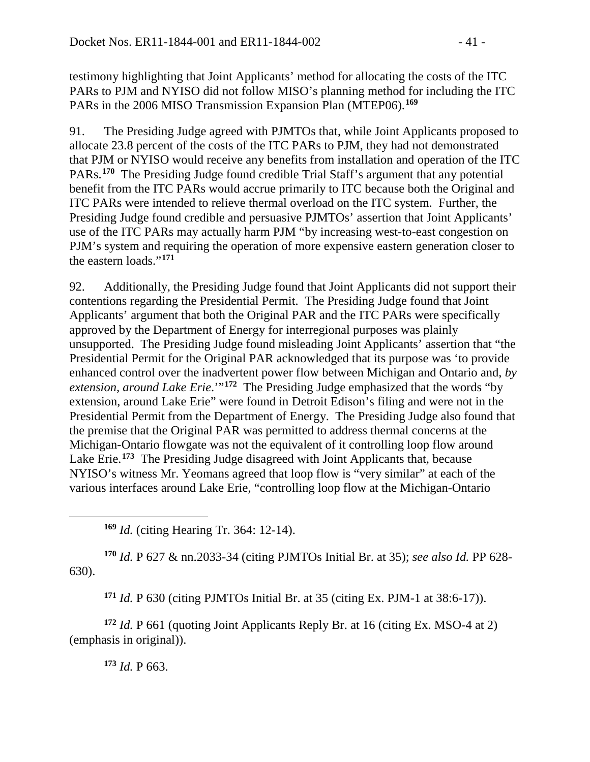testimony highlighting that Joint Applicants' method for allocating the costs of the ITC PARs to PJM and NYISO did not follow MISO's planning method for including the ITC PARs in the 2006 MISO Transmission Expansion Plan (MTEP06).[169]

91. The Presiding Judge agreed with PJMTOs that, while Joint Applicants proposed to allocate 23.8 percent of the costs of the ITC PARs to PJM, they had not demonstrated that PJM or NYISO would receive any benefits from installation and operation of the ITC PARs.[170] The Presiding Judge found credible Trial Staff's argument that any potential benefit from the ITC PARs would accrue primarily to ITC because both the Original and ITC PARs were intended to relieve thermal overload on the ITC system. Further, the Presiding Judge found credible and persuasive PJMTOs' assertion that Joint Applicants' use of the ITC PARs may actually harm PJM "by increasing west-to-east congestion on PJM's system and requiring the operation of more expensive eastern generation closer to the eastern loads."[171]

92. Additionally, the Presiding Judge found that Joint Applicants did not support their contentions regarding the Presidential Permit. The Presiding Judge found that Joint Applicants' argument that both the Original PAR and the ITC PARs were specifically approved by the Department of Energy for interregional purposes was plainly unsupported. The Presiding Judge found misleading Joint Applicants' assertion that "the Presidential Permit for the Original PAR acknowledged that its purpose was 'to provide enhanced control over the inadvertent power flow between Michigan and Ontario and, *by extension, around Lake Erie*.'"[172] The Presiding Judge emphasized that the words "by extension, around Lake Erie" were found in Detroit Edison's filing and were not in the Presidential Permit from the Department of Energy. The Presiding Judge also found that the premise that the Original PAR was permitted to address thermal concerns at the Michigan-Ontario flowgate was not the equivalent of it controlling loop flow around Lake Erie.[173] The Presiding Judge disagreed with Joint Applicants that, because NYISO's witness Mr. Yeomans agreed that loop flow is "very similar" at each of the various interfaces around Lake Erie, "controlling loop flow at the Michigan-Ontario

---

[169] *Id.* (citing Hearing Tr. 364: 12-14).

[170] *Id.* P 627 & nn.2033-34 (citing PJMTOs Initial Br. at 35); *see also Id.* PP 628-630).

[171] *Id.* P 630 (citing PJMTOs Initial Br. at 35 (citing Ex. PJM-1 at 38:6-17)).

[172] *Id.* P 661 (quoting Joint Applicants Reply Br. at 16 (citing Ex. MSO-4 at 2) (emphasis in original)).

[173] *Id.* P 663.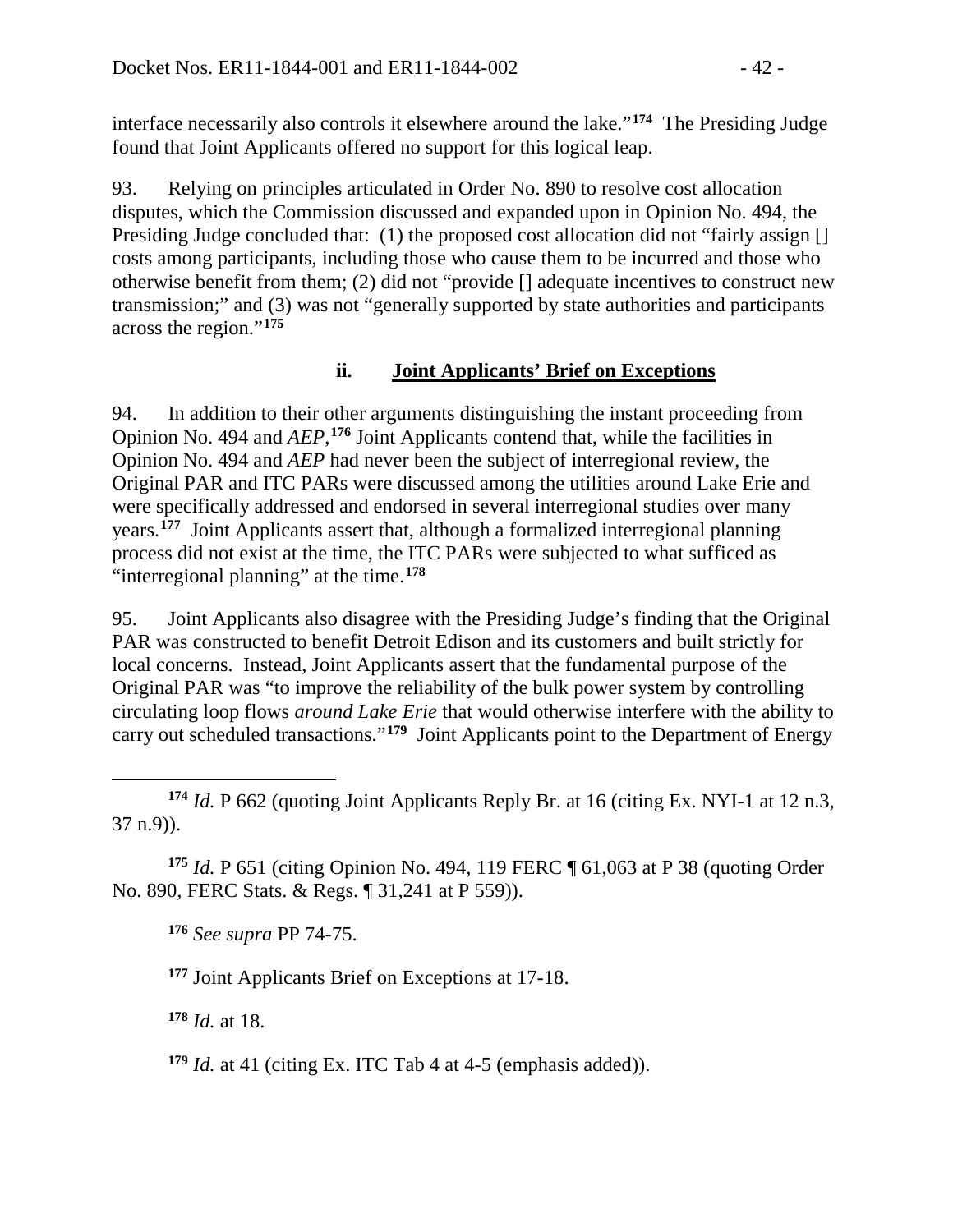interface necessarily also controls it elsewhere around the lake."[174] The Presiding Judge found that Joint Applicants offered no support for this logical leap.

93. Relying on principles articulated in Order No. 890 to resolve cost allocation disputes, which the Commission discussed and expanded upon in Opinion No. 494, the Presiding Judge concluded that: (1) the proposed cost allocation did not "fairly assign [] costs among participants, including those who cause them to be incurred and those who otherwise benefit from them; (2) did not "provide [] adequate incentives to construct new transmission;" and (3) was not "generally supported by state authorities and participants across the region."[175]

### ii. Joint Applicants' Brief on Exceptions

94. In addition to their other arguments distinguishing the instant proceeding from Opinion No. 494 and *AEP*,[176] Joint Applicants contend that, while the facilities in Opinion No. 494 and *AEP* had never been the subject of interregional review, the Original PAR and ITC PARs were discussed among the utilities around Lake Erie and were specifically addressed and endorsed in several interregional studies over many years.[177] Joint Applicants assert that, although a formalized interregional planning process did not exist at the time, the ITC PARs were subjected to what sufficed as "interregional planning" at the time.[178]

95. Joint Applicants also disagree with the Presiding Judge's finding that the Original PAR was constructed to benefit Detroit Edison and its customers and built strictly for local concerns. Instead, Joint Applicants assert that the fundamental purpose of the Original PAR was "to improve the reliability of the bulk power system by controlling circulating loop flows *around Lake Erie* that would otherwise interfere with the ability to carry out scheduled transactions."[179] Joint Applicants point to the Department of Energy

---

[174] *Id.* P 662 (quoting Joint Applicants Reply Br. at 16 (citing Ex. NYI-1 at 12 n.3, 37 n.9)).

[175] *Id.* P 651 (citing Opinion No. 494, 119 FERC ¶ 61,063 at P 38 (quoting Order No. 890, FERC Stats. & Regs. ¶ 31,241 at P 559)).

[176] *See supra* PP 74-75.

[177] Joint Applicants Brief on Exceptions at 17-18.

[178] *Id.* at 18.

[179] *Id.* at 41 (citing Ex. ITC Tab 4 at 4-5 (emphasis added)).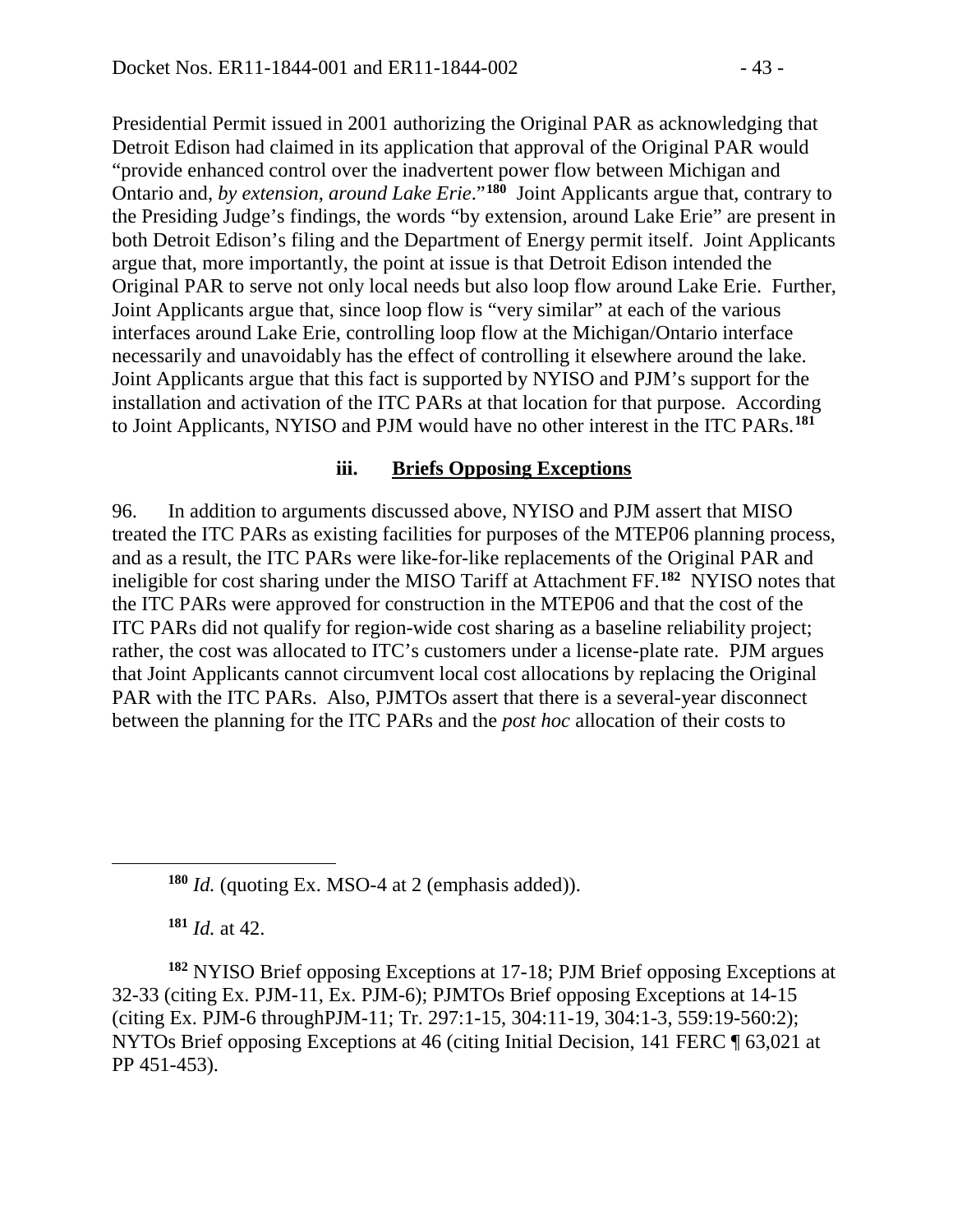Presidential Permit issued in 2001 authorizing the Original PAR as acknowledging that Detroit Edison had claimed in its application that approval of the Original PAR would "provide enhanced control over the inadvertent power flow between Michigan and Ontario and, *by extension*, *around Lake Erie*."[180] Joint Applicants argue that, contrary to the Presiding Judge's findings, the words "by extension, around Lake Erie" are present in both Detroit Edison's filing and the Department of Energy permit itself. Joint Applicants argue that, more importantly, the point at issue is that Detroit Edison intended the Original PAR to serve not only local needs but also loop flow around Lake Erie. Further, Joint Applicants argue that, since loop flow is "very similar" at each of the various interfaces around Lake Erie, controlling loop flow at the Michigan/Ontario interface necessarily and unavoidably has the effect of controlling it elsewhere around the lake. Joint Applicants argue that this fact is supported by NYISO and PJM's support for the installation and activation of the ITC PARs at that location for that purpose. According to Joint Applicants, NYISO and PJM would have no other interest in the ITC PARs.[181]

#### iii. Briefs Opposing Exceptions

96. In addition to arguments discussed above, NYISO and PJM assert that MISO treated the ITC PARs as existing facilities for purposes of the MTEP06 planning process, and as a result, the ITC PARs were like-for-like replacements of the Original PAR and ineligible for cost sharing under the MISO Tariff at Attachment FF.[182] NYISO notes that the ITC PARs were approved for construction in the MTEP06 and that the cost of the ITC PARs did not qualify for region-wide cost sharing as a baseline reliability project; rather, the cost was allocated to ITC's customers under a license-plate rate. PJM argues that Joint Applicants cannot circumvent local cost allocations by replacing the Original PAR with the ITC PARs. Also, PJMTOs assert that there is a several-year disconnect between the planning for the ITC PARs and the *post hoc* allocation of their costs to

---

[180] *Id.* (quoting Ex. MSO-4 at 2 (emphasis added)).

[181] *Id.* at 42.

[182] NYISO Brief opposing Exceptions at 17-18; PJM Brief opposing Exceptions at 32-33 (citing Ex. PJM-11, Ex. PJM-6); PJMTOs Brief opposing Exceptions at 14-15 (citing Ex. PJM-6 throughPJM-11; Tr. 297:1-15, 304:11-19, 304:1-3, 559:19-560:2); NYTOs Brief opposing Exceptions at 46 (citing Initial Decision, 141 FERC ¶ 63,021 at PP 451-453).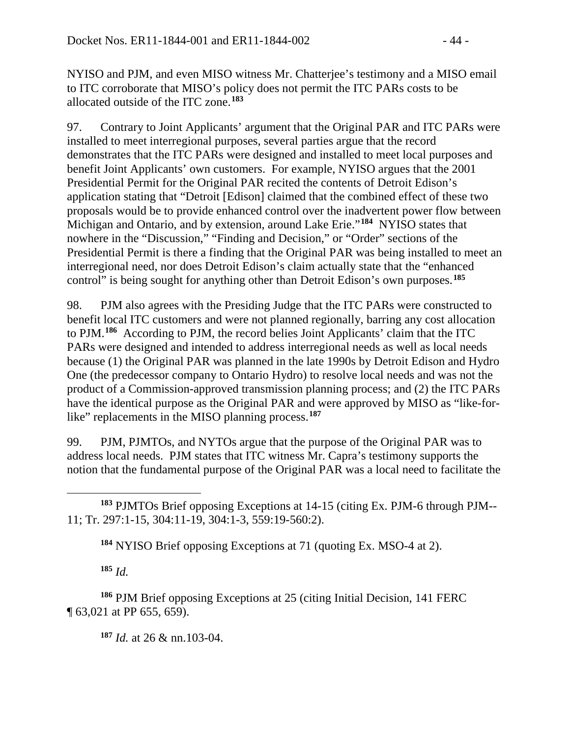NYISO and PJM, and even MISO witness Mr. Chatterjee's testimony and a MISO email to ITC corroborate that MISO's policy does not permit the ITC PARs costs to be allocated outside of the ITC zone.[183]

97. Contrary to Joint Applicants' argument that the Original PAR and ITC PARs were installed to meet interregional purposes, several parties argue that the record demonstrates that the ITC PARs were designed and installed to meet local purposes and benefit Joint Applicants' own customers. For example, NYISO argues that the 2001 Presidential Permit for the Original PAR recited the contents of Detroit Edison's application stating that "Detroit [Edison] claimed that the combined effect of these two proposals would be to provide enhanced control over the inadvertent power flow between Michigan and Ontario, and by extension, around Lake Erie."[184] NYISO states that nowhere in the "Discussion," "Finding and Decision," or "Order" sections of the Presidential Permit is there a finding that the Original PAR was being installed to meet an interregional need, nor does Detroit Edison's claim actually state that the "enhanced control" is being sought for anything other than Detroit Edison's own purposes.[185]

98. PJM also agrees with the Presiding Judge that the ITC PARs were constructed to benefit local ITC customers and were not planned regionally, barring any cost allocation to PJM.[186] According to PJM, the record belies Joint Applicants' claim that the ITC PARs were designed and intended to address interregional needs as well as local needs because (1) the Original PAR was planned in the late 1990s by Detroit Edison and Hydro One (the predecessor company to Ontario Hydro) to resolve local needs and was not the product of a Commission-approved transmission planning process; and (2) the ITC PARs have the identical purpose as the Original PAR and were approved by MISO as "like-for-like" replacements in the MISO planning process.[187]

99. PJM, PJMTOs, and NYTOs argue that the purpose of the Original PAR was to address local needs. PJM states that ITC witness Mr. Capra's testimony supports the notion that the fundamental purpose of the Original PAR was a local need to facilitate the

---

[183] PJMTOs Brief opposing Exceptions at 14-15 (citing Ex. PJM-6 through PJM--11; Tr. 297:1-15, 304:11-19, 304:1-3, 559:19-560:2).

[184] NYISO Brief opposing Exceptions at 71 (quoting Ex. MSO-4 at 2).

[185] *Id.*

[186] PJM Brief opposing Exceptions at 25 (citing Initial Decision, 141 FERC ¶ 63,021 at PP 655, 659).

[187] *Id.* at 26 & nn.103-04.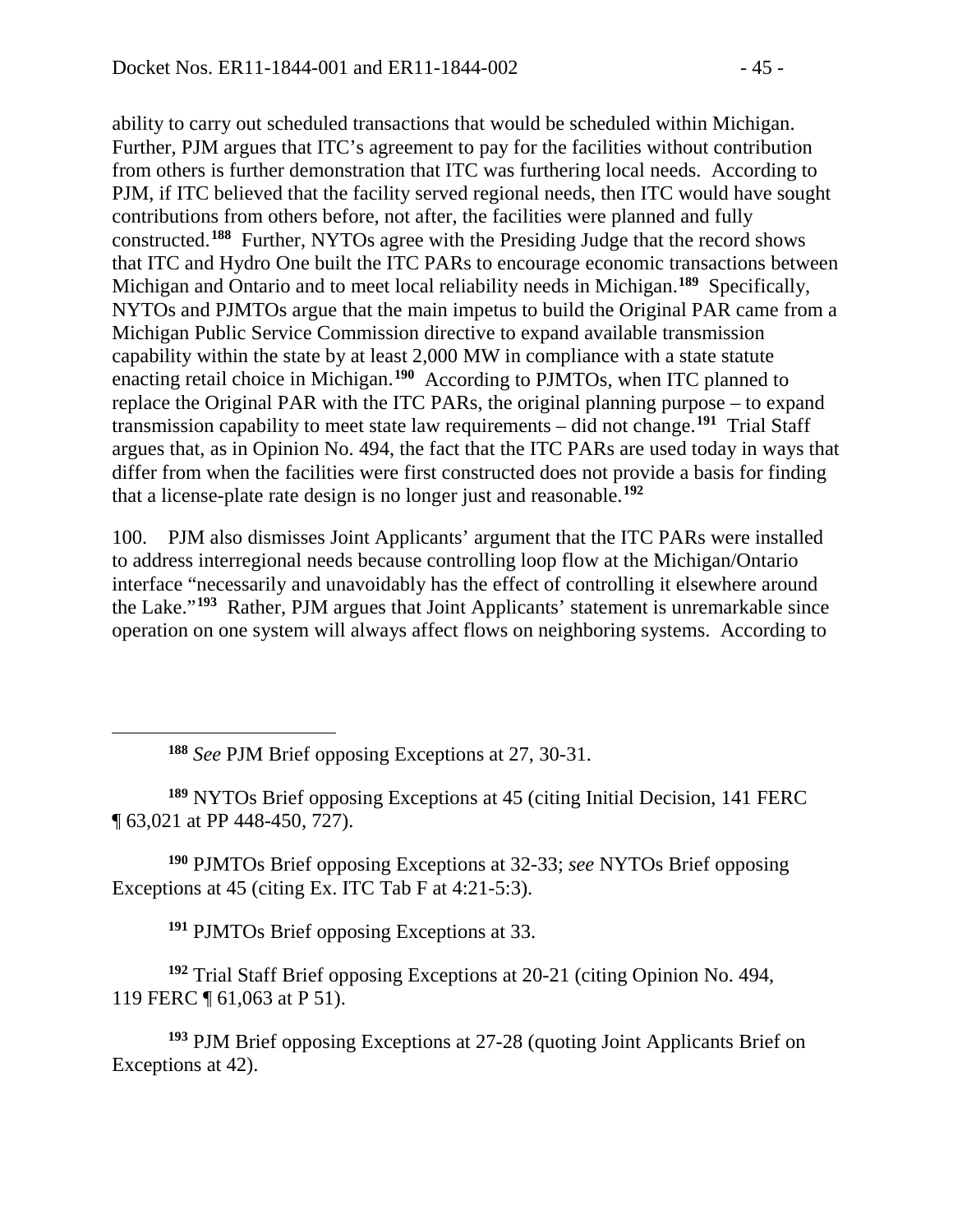ability to carry out scheduled transactions that would be scheduled within Michigan. Further, PJM argues that ITC's agreement to pay for the facilities without contribution from others is further demonstration that ITC was furthering local needs. According to PJM, if ITC believed that the facility served regional needs, then ITC would have sought contributions from others before, not after, the facilities were planned and fully constructed.[188] Further, NYTOs agree with the Presiding Judge that the record shows that ITC and Hydro One built the ITC PARs to encourage economic transactions between Michigan and Ontario and to meet local reliability needs in Michigan.[189] Specifically, NYTOs and PJMTOs argue that the main impetus to build the Original PAR came from a Michigan Public Service Commission directive to expand available transmission capability within the state by at least 2,000 MW in compliance with a state statute enacting retail choice in Michigan.[190] According to PJMTOs, when ITC planned to replace the Original PAR with the ITC PARs, the original planning purpose – to expand transmission capability to meet state law requirements – did not change.[191] Trial Staff argues that, as in Opinion No. 494, the fact that the ITC PARs are used today in ways that differ from when the facilities were first constructed does not provide a basis for finding that a license-plate rate design is no longer just and reasonable.[192]

100. PJM also dismisses Joint Applicants' argument that the ITC PARs were installed to address interregional needs because controlling loop flow at the Michigan/Ontario interface "necessarily and unavoidably has the effect of controlling it elsewhere around the Lake."[193] Rather, PJM argues that Joint Applicants' statement is unremarkable since operation on one system will always affect flows on neighboring systems. According to

---

[188] *See* PJM Brief opposing Exceptions at 27, 30-31.

[189] NYTOs Brief opposing Exceptions at 45 (citing Initial Decision, 141 FERC ¶ 63,021 at PP 448-450, 727).

[190] PJMTOs Brief opposing Exceptions at 32-33; *see* NYTOs Brief opposing Exceptions at 45 (citing Ex. ITC Tab F at 4:21-5:3).

[191] PJMTOs Brief opposing Exceptions at 33.

[192] Trial Staff Brief opposing Exceptions at 20-21 (citing Opinion No. 494, 119 FERC ¶ 61,063 at P 51).

[193] PJM Brief opposing Exceptions at 27-28 (quoting Joint Applicants Brief on Exceptions at 42).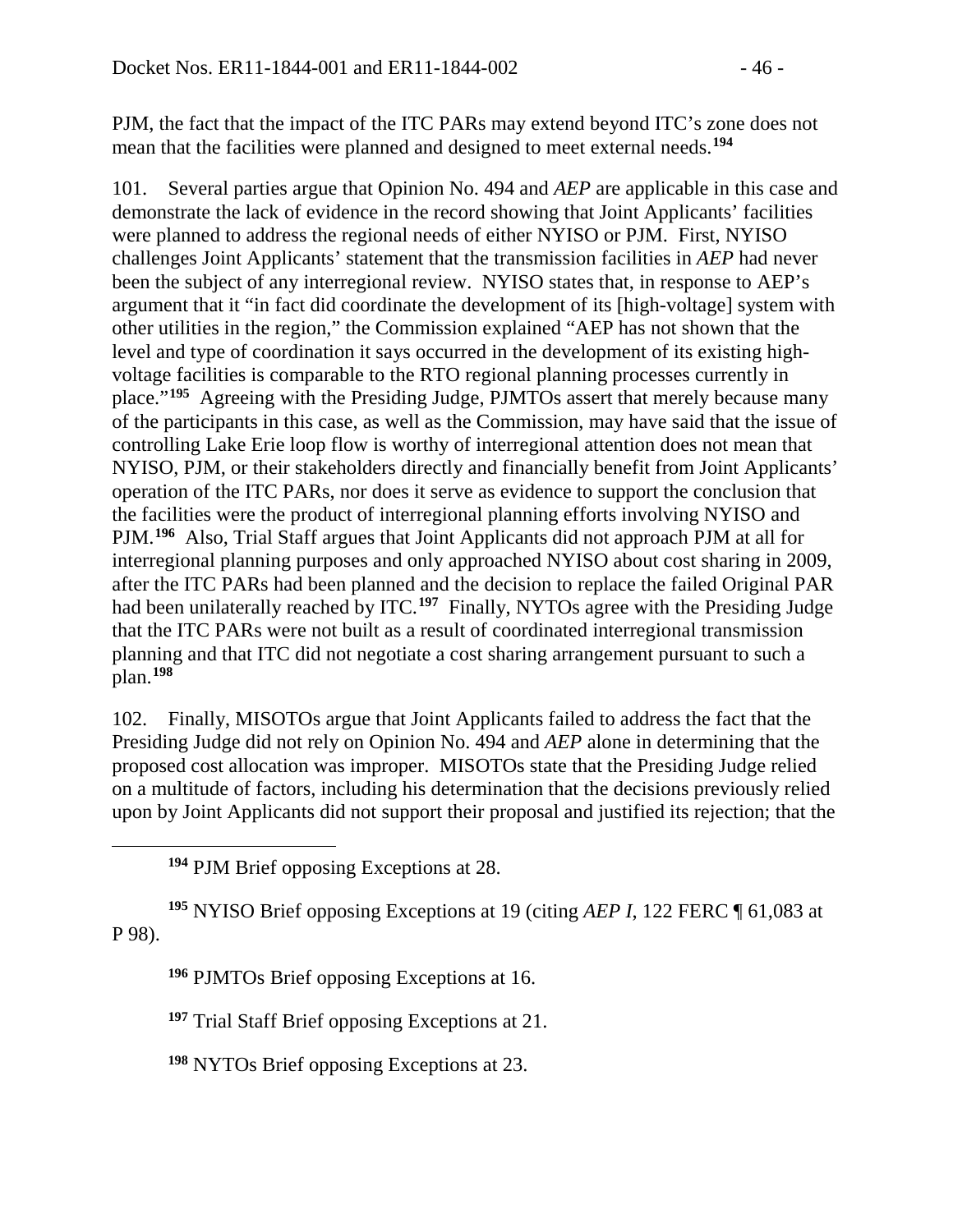PJM, the fact that the impact of the ITC PARs may extend beyond ITC's zone does not mean that the facilities were planned and designed to meet external needs.[194]

101. Several parties argue that Opinion No. 494 and *AEP* are applicable in this case and demonstrate the lack of evidence in the record showing that Joint Applicants' facilities were planned to address the regional needs of either NYISO or PJM. First, NYISO challenges Joint Applicants' statement that the transmission facilities in *AEP* had never been the subject of any interregional review. NYISO states that, in response to AEP's argument that it "in fact did coordinate the development of its [high-voltage] system with other utilities in the region," the Commission explained "AEP has not shown that the level and type of coordination it says occurred in the development of its existing high-voltage facilities is comparable to the RTO regional planning processes currently in place."[195] Agreeing with the Presiding Judge, PJMTOs assert that merely because many of the participants in this case, as well as the Commission, may have said that the issue of controlling Lake Erie loop flow is worthy of interregional attention does not mean that NYISO, PJM, or their stakeholders directly and financially benefit from Joint Applicants' operation of the ITC PARs, nor does it serve as evidence to support the conclusion that the facilities were the product of interregional planning efforts involving NYISO and PJM.[196] Also, Trial Staff argues that Joint Applicants did not approach PJM at all for interregional planning purposes and only approached NYISO about cost sharing in 2009, after the ITC PARs had been planned and the decision to replace the failed Original PAR had been unilaterally reached by ITC.[197] Finally, NYTOs agree with the Presiding Judge that the ITC PARs were not built as a result of coordinated interregional transmission planning and that ITC did not negotiate a cost sharing arrangement pursuant to such a plan.[198]

102. Finally, MISOTOs argue that Joint Applicants failed to address the fact that the Presiding Judge did not rely on Opinion No. 494 and *AEP* alone in determining that the proposed cost allocation was improper. MISOTOs state that the Presiding Judge relied on a multitude of factors, including his determination that the decisions previously relied upon by Joint Applicants did not support their proposal and justified its rejection; that the

---

[194] PJM Brief opposing Exceptions at 28.

[195] NYISO Brief opposing Exceptions at 19 (citing *AEP I*, 122 FERC ¶ 61,083 at P 98).

[196] PJMTOs Brief opposing Exceptions at 16.

[197] Trial Staff Brief opposing Exceptions at 21.

[198] NYTOs Brief opposing Exceptions at 23.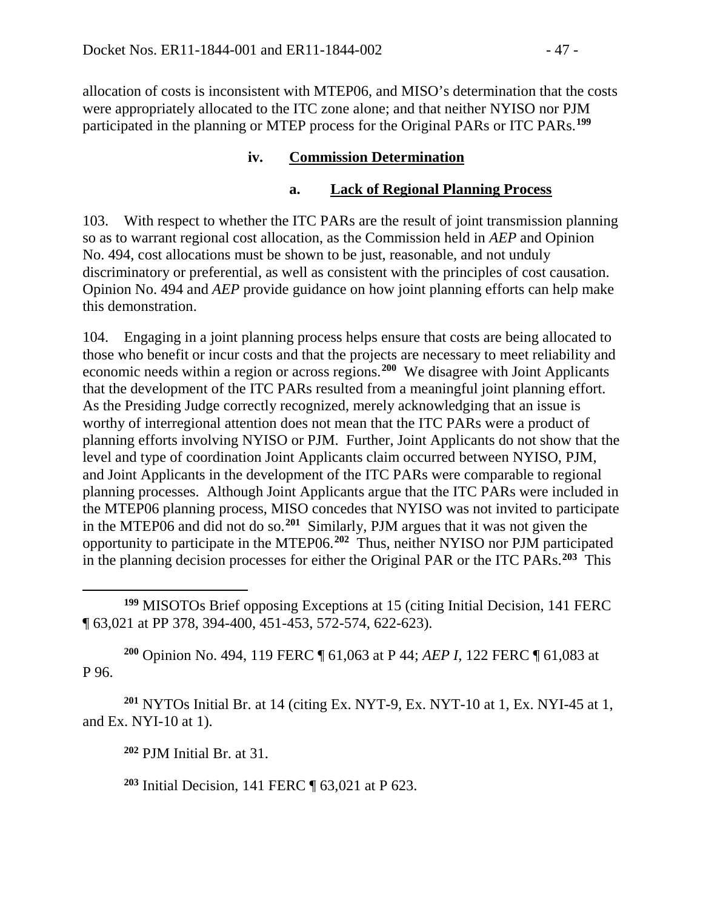allocation of costs is inconsistent with MTEP06, and MISO's determination that the costs were appropriately allocated to the ITC zone alone; and that neither NYISO nor PJM participated in the planning or MTEP process for the Original PARs or ITC PARs.[199]

### iv. Commission Determination

#### a. Lack of Regional Planning Process

103. With respect to whether the ITC PARs are the result of joint transmission planning so as to warrant regional cost allocation, as the Commission held in *AEP* and Opinion No. 494, cost allocations must be shown to be just, reasonable, and not unduly discriminatory or preferential, as well as consistent with the principles of cost causation. Opinion No. 494 and *AEP* provide guidance on how joint planning efforts can help make this demonstration.

104. Engaging in a joint planning process helps ensure that costs are being allocated to those who benefit or incur costs and that the projects are necessary to meet reliability and economic needs within a region or across regions.[200] We disagree with Joint Applicants that the development of the ITC PARs resulted from a meaningful joint planning effort. As the Presiding Judge correctly recognized, merely acknowledging that an issue is worthy of interregional attention does not mean that the ITC PARs were a product of planning efforts involving NYISO or PJM. Further, Joint Applicants do not show that the level and type of coordination Joint Applicants claim occurred between NYISO, PJM, and Joint Applicants in the development of the ITC PARs were comparable to regional planning processes. Although Joint Applicants argue that the ITC PARs were included in the MTEP06 planning process, MISO concedes that NYISO was not invited to participate in the MTEP06 and did not do so.[201] Similarly, PJM argues that it was not given the opportunity to participate in the MTEP06.[202] Thus, neither NYISO nor PJM participated in the planning decision processes for either the Original PAR or the ITC PARs.[203] This

---

[199] MISOTOs Brief opposing Exceptions at 15 (citing Initial Decision, 141 FERC ¶ 63,021 at PP 378, 394-400, 451-453, 572-574, 622-623).

[200] Opinion No. 494, 119 FERC ¶ 61,063 at P 44; *AEP I*, 122 FERC ¶ 61,083 at P 96.

[201] NYTOs Initial Br. at 14 (citing Ex. NYT-9, Ex. NYT-10 at 1, Ex. NYI-45 at 1, and Ex. NYI-10 at 1).

[202] PJM Initial Br. at 31.

[203] Initial Decision, 141 FERC ¶ 63,021 at P 623.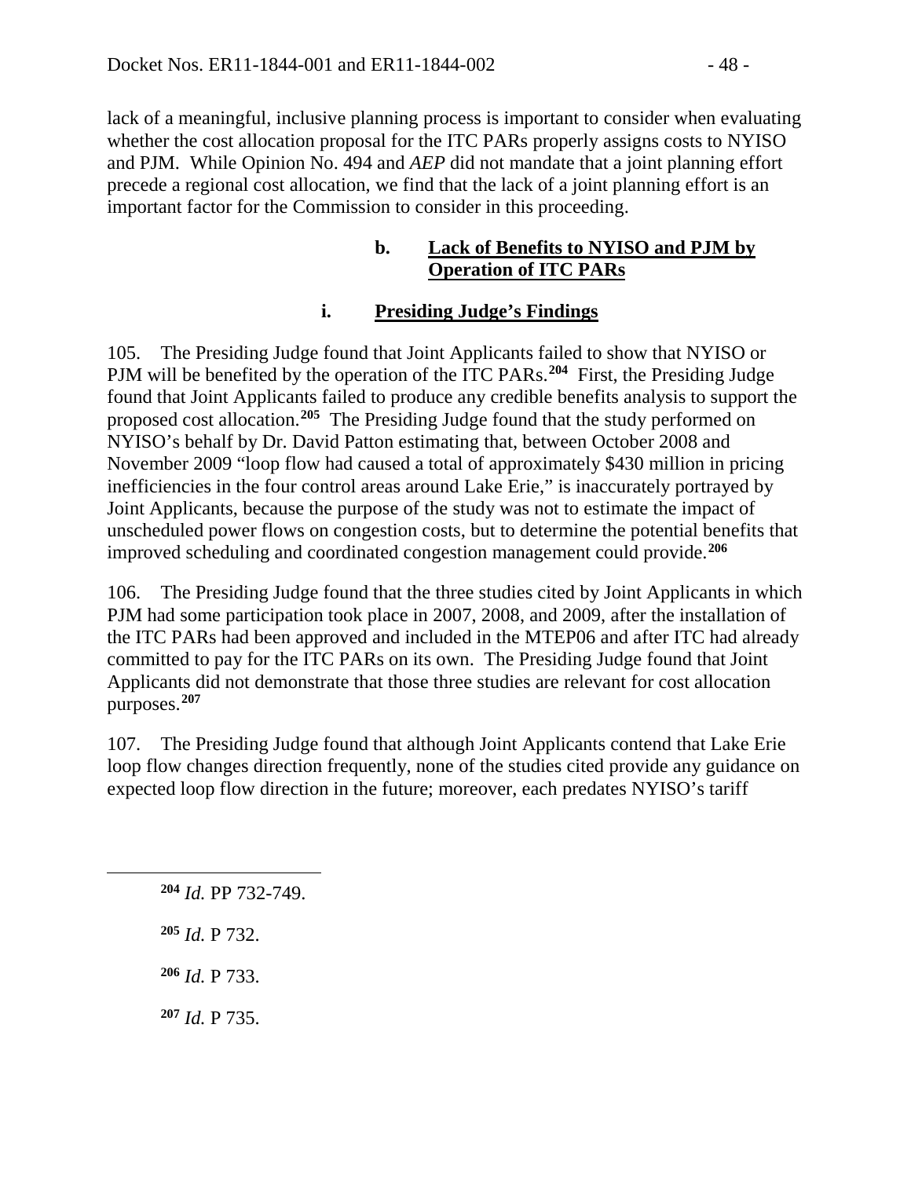lack of a meaningful, inclusive planning process is important to consider when evaluating whether the cost allocation proposal for the ITC PARs properly assigns costs to NYISO and PJM. While Opinion No. 494 and *AEP* did not mandate that a joint planning effort precede a regional cost allocation, we find that the lack of a joint planning effort is an important factor for the Commission to consider in this proceeding.

#### b. Lack of Benefits to NYISO and PJM by Operation of ITC PARs

##### i. Presiding Judge's Findings

105. The Presiding Judge found that Joint Applicants failed to show that NYISO or PJM will be benefited by the operation of the ITC PARs.[204] First, the Presiding Judge found that Joint Applicants failed to produce any credible benefits analysis to support the proposed cost allocation.[205] The Presiding Judge found that the study performed on NYISO's behalf by Dr. David Patton estimating that, between October 2008 and November 2009 "loop flow had caused a total of approximately $430 million in pricing inefficiencies in the four control areas around Lake Erie," is inaccurately portrayed by Joint Applicants, because the purpose of the study was not to estimate the impact of unscheduled power flows on congestion costs, but to determine the potential benefits that improved scheduling and coordinated congestion management could provide.[206]

106. The Presiding Judge found that the three studies cited by Joint Applicants in which PJM had some participation took place in 2007, 2008, and 2009, after the installation of the ITC PARs had been approved and included in the MTEP06 and after ITC had already committed to pay for the ITC PARs on its own. The Presiding Judge found that Joint Applicants did not demonstrate that those three studies are relevant for cost allocation purposes.[207]

107. The Presiding Judge found that although Joint Applicants contend that Lake Erie loop flow changes direction frequently, none of the studies cited provide any guidance on expected loop flow direction in the future; moreover, each predates NYISO's tariff

---

[204] *Id.* PP 732-749.

[205] *Id.* P 732.

[206] *Id.* P 733.

[207] *Id.* P 735.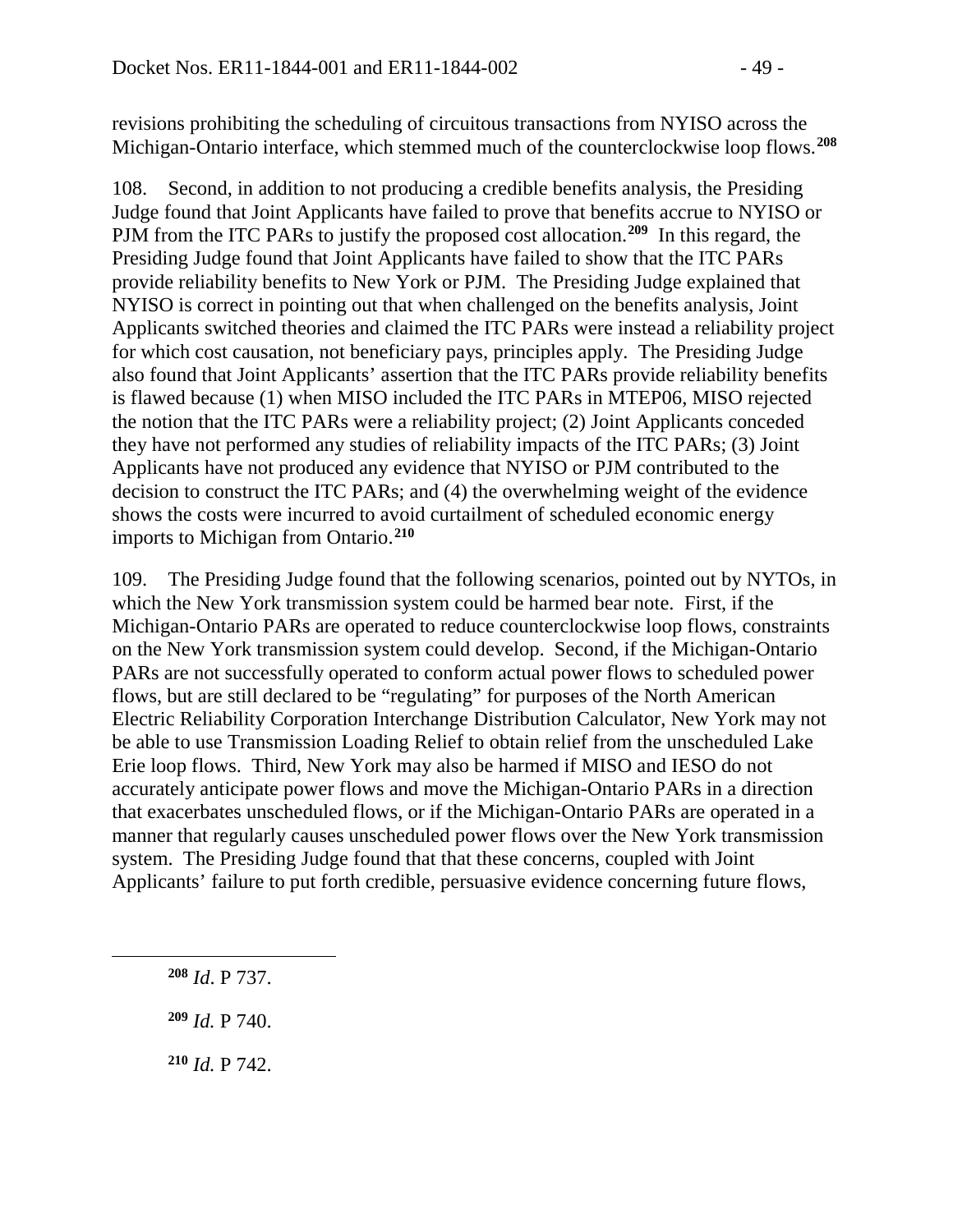revisions prohibiting the scheduling of circuitous transactions from NYISO across the Michigan-Ontario interface, which stemmed much of the counterclockwise loop flows.[208]

108. Second, in addition to not producing a credible benefits analysis, the Presiding Judge found that Joint Applicants have failed to prove that benefits accrue to NYISO or PJM from the ITC PARs to justify the proposed cost allocation.[209] In this regard, the Presiding Judge found that Joint Applicants have failed to show that the ITC PARs provide reliability benefits to New York or PJM. The Presiding Judge explained that NYISO is correct in pointing out that when challenged on the benefits analysis, Joint Applicants switched theories and claimed the ITC PARs were instead a reliability project for which cost causation, not beneficiary pays, principles apply. The Presiding Judge also found that Joint Applicants' assertion that the ITC PARs provide reliability benefits is flawed because (1) when MISO included the ITC PARs in MTEP06, MISO rejected the notion that the ITC PARs were a reliability project; (2) Joint Applicants conceded they have not performed any studies of reliability impacts of the ITC PARs; (3) Joint Applicants have not produced any evidence that NYISO or PJM contributed to the decision to construct the ITC PARs; and (4) the overwhelming weight of the evidence shows the costs were incurred to avoid curtailment of scheduled economic energy imports to Michigan from Ontario.[210]

109. The Presiding Judge found that the following scenarios, pointed out by NYTOs, in which the New York transmission system could be harmed bear note. First, if the Michigan-Ontario PARs are operated to reduce counterclockwise loop flows, constraints on the New York transmission system could develop. Second, if the Michigan-Ontario PARs are not successfully operated to conform actual power flows to scheduled power flows, but are still declared to be "regulating" for purposes of the North American Electric Reliability Corporation Interchange Distribution Calculator, New York may not be able to use Transmission Loading Relief to obtain relief from the unscheduled Lake Erie loop flows. Third, New York may also be harmed if MISO and IESO do not accurately anticipate power flows and move the Michigan-Ontario PARs in a direction that exacerbates unscheduled flows, or if the Michigan-Ontario PARs are operated in a manner that regularly causes unscheduled power flows over the New York transmission system. The Presiding Judge found that that these concerns, coupled with Joint Applicants' failure to put forth credible, persuasive evidence concerning future flows,

[208] *Id*. P 737.

[209] *Id.* P 740.

[210] *Id.* P 742.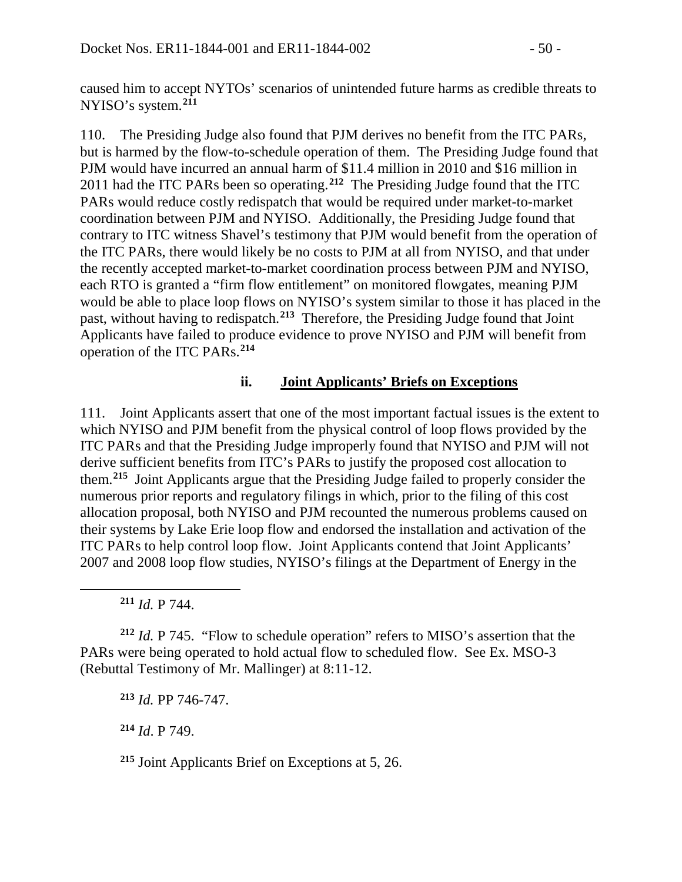caused him to accept NYTOs' scenarios of unintended future harms as credible threats to NYISO's system.[211]

110. The Presiding Judge also found that PJM derives no benefit from the ITC PARs, but is harmed by the flow-to-schedule operation of them. The Presiding Judge found that PJM would have incurred an annual harm of $11.4 million in 2010 and $16 million in 2011 had the ITC PARs been so operating.[212] The Presiding Judge found that the ITC PARs would reduce costly redispatch that would be required under market-to-market coordination between PJM and NYISO. Additionally, the Presiding Judge found that contrary to ITC witness Shavel's testimony that PJM would benefit from the operation of the ITC PARs, there would likely be no costs to PJM at all from NYISO, and that under the recently accepted market-to-market coordination process between PJM and NYISO, each RTO is granted a "firm flow entitlement" on monitored flowgates, meaning PJM would be able to place loop flows on NYISO's system similar to those it has placed in the past, without having to redispatch.[213] Therefore, the Presiding Judge found that Joint Applicants have failed to produce evidence to prove NYISO and PJM will benefit from operation of the ITC PARs.[214]

#### ii. Joint Applicants' Briefs on Exceptions

111. Joint Applicants assert that one of the most important factual issues is the extent to which NYISO and PJM benefit from the physical control of loop flows provided by the ITC PARs and that the Presiding Judge improperly found that NYISO and PJM will not derive sufficient benefits from ITC's PARs to justify the proposed cost allocation to them.[215] Joint Applicants argue that the Presiding Judge failed to properly consider the numerous prior reports and regulatory filings in which, prior to the filing of this cost allocation proposal, both NYISO and PJM recounted the numerous problems caused on their systems by Lake Erie loop flow and endorsed the installation and activation of the ITC PARs to help control loop flow. Joint Applicants contend that Joint Applicants' 2007 and 2008 loop flow studies, NYISO's filings at the Department of Energy in the

---

[211] *Id.* P 744.

[212] *Id.* P 745. "Flow to schedule operation" refers to MISO's assertion that the PARs were being operated to hold actual flow to scheduled flow. See Ex. MSO-3 (Rebuttal Testimony of Mr. Mallinger) at 8:11-12.

[213] *Id.* PP 746-747.

[214] *Id*. P 749.

[215] Joint Applicants Brief on Exceptions at 5, 26.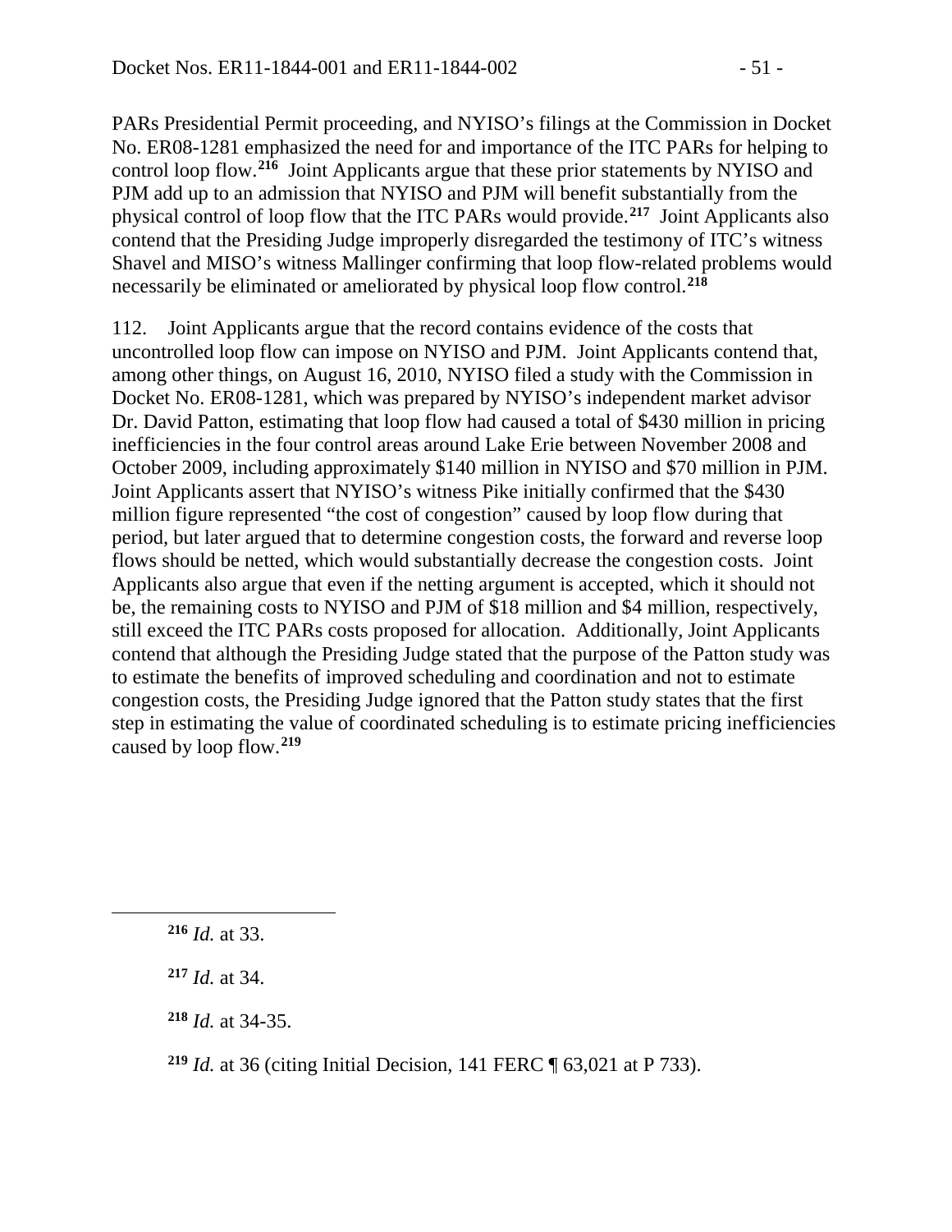PARs Presidential Permit proceeding, and NYISO's filings at the Commission in Docket No. ER08-1281 emphasized the need for and importance of the ITC PARs for helping to control loop flow.[216] Joint Applicants argue that these prior statements by NYISO and PJM add up to an admission that NYISO and PJM will benefit substantially from the physical control of loop flow that the ITC PARs would provide.[217] Joint Applicants also contend that the Presiding Judge improperly disregarded the testimony of ITC's witness Shavel and MISO's witness Mallinger confirming that loop flow-related problems would necessarily be eliminated or ameliorated by physical loop flow control.[218]

112. Joint Applicants argue that the record contains evidence of the costs that uncontrolled loop flow can impose on NYISO and PJM. Joint Applicants contend that, among other things, on August 16, 2010, NYISO filed a study with the Commission in Docket No. ER08-1281, which was prepared by NYISO's independent market advisor Dr. David Patton, estimating that loop flow had caused a total of $430 million in pricing inefficiencies in the four control areas around Lake Erie between November 2008 and October 2009, including approximately $140 million in NYISO and $70 million in PJM. Joint Applicants assert that NYISO's witness Pike initially confirmed that the $430 million figure represented "the cost of congestion" caused by loop flow during that period, but later argued that to determine congestion costs, the forward and reverse loop flows should be netted, which would substantially decrease the congestion costs. Joint Applicants also argue that even if the netting argument is accepted, which it should not be, the remaining costs to NYISO and PJM of $18 million and $4 million, respectively, still exceed the ITC PARs costs proposed for allocation. Additionally, Joint Applicants contend that although the Presiding Judge stated that the purpose of the Patton study was to estimate the benefits of improved scheduling and coordination and not to estimate congestion costs, the Presiding Judge ignored that the Patton study states that the first step in estimating the value of coordinated scheduling is to estimate pricing inefficiencies caused by loop flow.[219]

---

[216] *Id.* at 33.

[217] *Id.* at 34.

[218] *Id.* at 34-35.

[219] *Id.* at 36 (citing Initial Decision, 141 FERC ¶ 63,021 at P 733).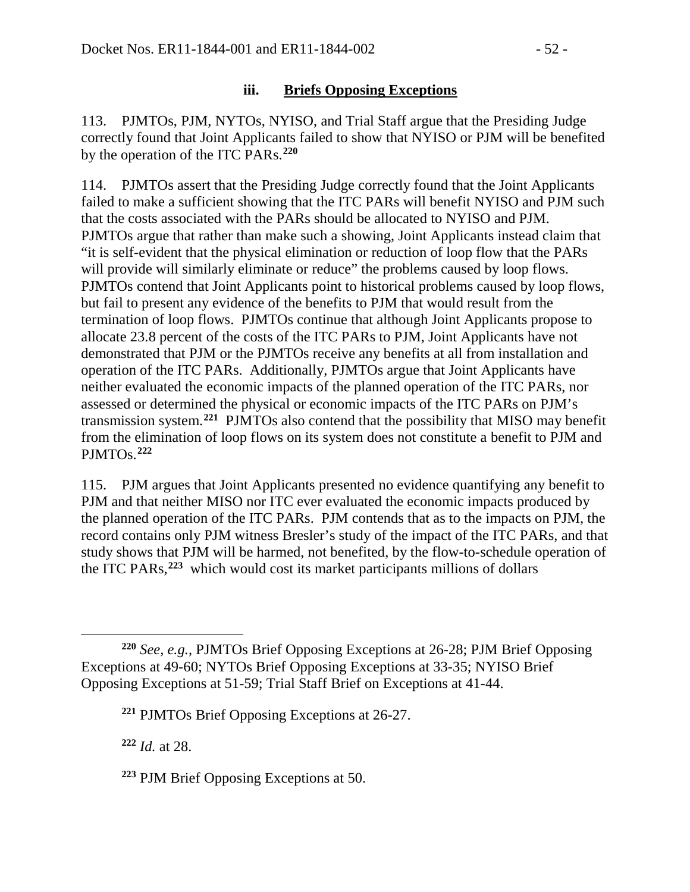### iii. **Briefs Opposing Exceptions**

113. PJMTOs, PJM, NYTOs, NYISO, and Trial Staff argue that the Presiding Judge correctly found that Joint Applicants failed to show that NYISO or PJM will be benefited by the operation of the ITC PARs.[220]

114. PJMTOs assert that the Presiding Judge correctly found that the Joint Applicants failed to make a sufficient showing that the ITC PARs will benefit NYISO and PJM such that the costs associated with the PARs should be allocated to NYISO and PJM. PJMTOs argue that rather than make such a showing, Joint Applicants instead claim that "it is self-evident that the physical elimination or reduction of loop flow that the PARs will provide will similarly eliminate or reduce" the problems caused by loop flows. PJMTOs contend that Joint Applicants point to historical problems caused by loop flows, but fail to present any evidence of the benefits to PJM that would result from the termination of loop flows. PJMTOs continue that although Joint Applicants propose to allocate 23.8 percent of the costs of the ITC PARs to PJM, Joint Applicants have not demonstrated that PJM or the PJMTOs receive any benefits at all from installation and operation of the ITC PARs. Additionally, PJMTOs argue that Joint Applicants have neither evaluated the economic impacts of the planned operation of the ITC PARs, nor assessed or determined the physical or economic impacts of the ITC PARs on PJM's transmission system.[221] PJMTOs also contend that the possibility that MISO may benefit from the elimination of loop flows on its system does not constitute a benefit to PJM and PJMTOs.[222]

115. PJM argues that Joint Applicants presented no evidence quantifying any benefit to PJM and that neither MISO nor ITC ever evaluated the economic impacts produced by the planned operation of the ITC PARs. PJM contends that as to the impacts on PJM, the record contains only PJM witness Bresler's study of the impact of the ITC PARs, and that study shows that PJM will be harmed, not benefited, by the flow-to-schedule operation of the ITC PARs,[223] which would cost its market participants millions of dollars

---

[220] *See, e.g.*, PJMTOs Brief Opposing Exceptions at 26-28; PJM Brief Opposing Exceptions at 49-60; NYTOs Brief Opposing Exceptions at 33-35; NYISO Brief Opposing Exceptions at 51-59; Trial Staff Brief on Exceptions at 41-44.

[221] PJMTOs Brief Opposing Exceptions at 26-27.

[222] *Id.* at 28.

[223] PJM Brief Opposing Exceptions at 50.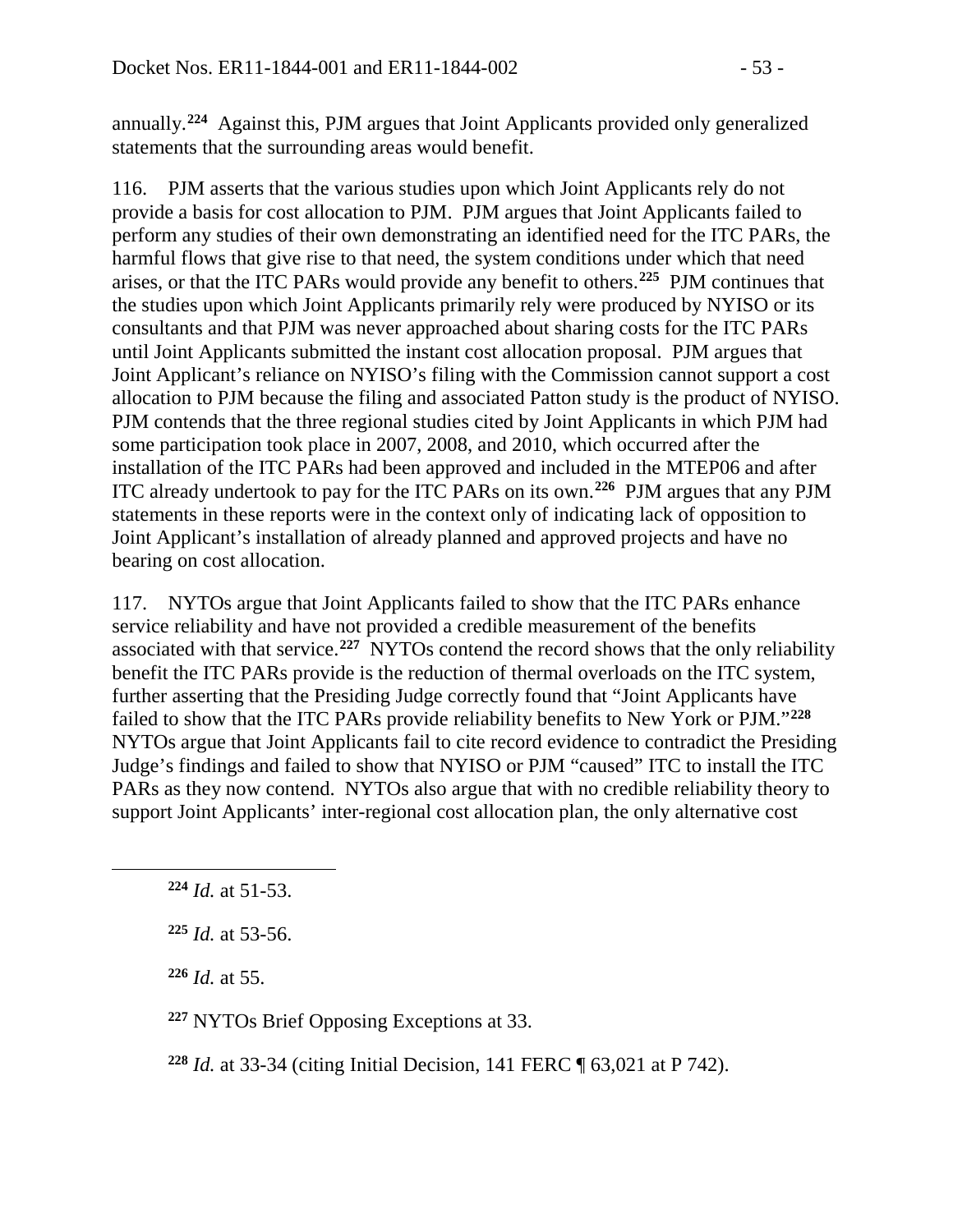annually.[224] Against this, PJM argues that Joint Applicants provided only generalized statements that the surrounding areas would benefit.

116. PJM asserts that the various studies upon which Joint Applicants rely do not provide a basis for cost allocation to PJM. PJM argues that Joint Applicants failed to perform any studies of their own demonstrating an identified need for the ITC PARs, the harmful flows that give rise to that need, the system conditions under which that need arises, or that the ITC PARs would provide any benefit to others.[225] PJM continues that the studies upon which Joint Applicants primarily rely were produced by NYISO or its consultants and that PJM was never approached about sharing costs for the ITC PARs until Joint Applicants submitted the instant cost allocation proposal. PJM argues that Joint Applicant's reliance on NYISO's filing with the Commission cannot support a cost allocation to PJM because the filing and associated Patton study is the product of NYISO. PJM contends that the three regional studies cited by Joint Applicants in which PJM had some participation took place in 2007, 2008, and 2010, which occurred after the installation of the ITC PARs had been approved and included in the MTEP06 and after ITC already undertook to pay for the ITC PARs on its own.[226] PJM argues that any PJM statements in these reports were in the context only of indicating lack of opposition to Joint Applicant's installation of already planned and approved projects and have no bearing on cost allocation.

117. NYTOs argue that Joint Applicants failed to show that the ITC PARs enhance service reliability and have not provided a credible measurement of the benefits associated with that service.[227] NYTOs contend the record shows that the only reliability benefit the ITC PARs provide is the reduction of thermal overloads on the ITC system, further asserting that the Presiding Judge correctly found that "Joint Applicants have failed to show that the ITC PARs provide reliability benefits to New York or PJM."[228] NYTOs argue that Joint Applicants fail to cite record evidence to contradict the Presiding Judge's findings and failed to show that NYISO or PJM "caused" ITC to install the ITC PARs as they now contend. NYTOs also argue that with no credible reliability theory to support Joint Applicants' inter-regional cost allocation plan, the only alternative cost

---

[224] *Id.* at 51-53.

[225] *Id.* at 53-56.

[226] *Id.* at 55.

[227] NYTOs Brief Opposing Exceptions at 33.

[228] *Id.* at 33-34 (citing Initial Decision, 141 FERC ¶ 63,021 at P 742).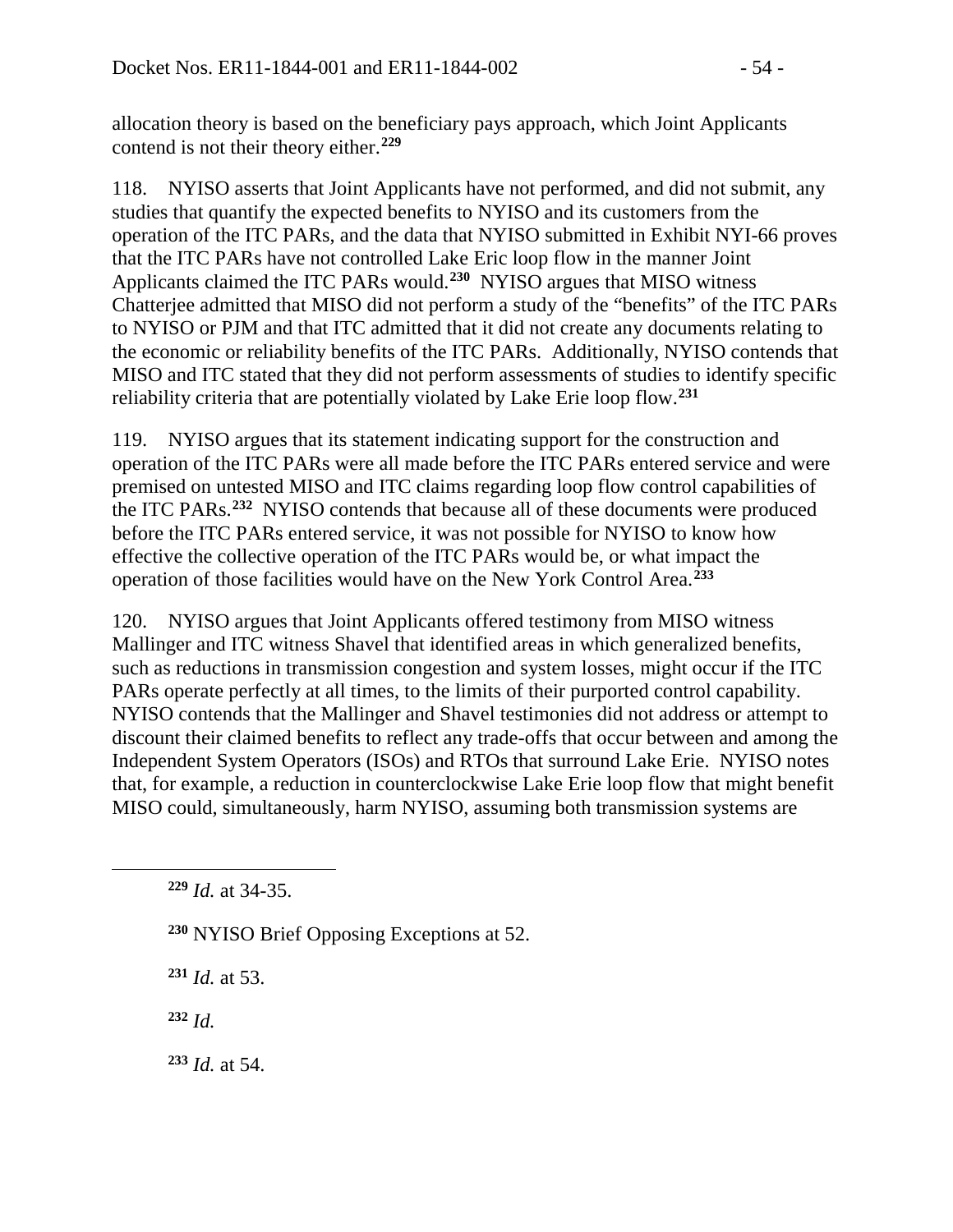allocation theory is based on the beneficiary pays approach, which Joint Applicants contend is not their theory either.[229]

118. NYISO asserts that Joint Applicants have not performed, and did not submit, any studies that quantify the expected benefits to NYISO and its customers from the operation of the ITC PARs, and the data that NYISO submitted in Exhibit NYI-66 proves that the ITC PARs have not controlled Lake Eric loop flow in the manner Joint Applicants claimed the ITC PARs would.[230] NYISO argues that MISO witness Chatterjee admitted that MISO did not perform a study of the "benefits" of the ITC PARs to NYISO or PJM and that ITC admitted that it did not create any documents relating to the economic or reliability benefits of the ITC PARs. Additionally, NYISO contends that MISO and ITC stated that they did not perform assessments of studies to identify specific reliability criteria that are potentially violated by Lake Erie loop flow.[231]

119. NYISO argues that its statement indicating support for the construction and operation of the ITC PARs were all made before the ITC PARs entered service and were premised on untested MISO and ITC claims regarding loop flow control capabilities of the ITC PARs.[232] NYISO contends that because all of these documents were produced before the ITC PARs entered service, it was not possible for NYISO to know how effective the collective operation of the ITC PARs would be, or what impact the operation of those facilities would have on the New York Control Area.[233]

120. NYISO argues that Joint Applicants offered testimony from MISO witness Mallinger and ITC witness Shavel that identified areas in which generalized benefits, such as reductions in transmission congestion and system losses, might occur if the ITC PARs operate perfectly at all times, to the limits of their purported control capability. NYISO contends that the Mallinger and Shavel testimonies did not address or attempt to discount their claimed benefits to reflect any trade-offs that occur between and among the Independent System Operators (ISOs) and RTOs that surround Lake Erie. NYISO notes that, for example, a reduction in counterclockwise Lake Erie loop flow that might benefit MISO could, simultaneously, harm NYISO, assuming both transmission systems are

---

[229] *Id.* at 34-35.

[230] NYISO Brief Opposing Exceptions at 52.

[231] *Id.* at 53.

[232] *Id.*

[233] *Id.* at 54.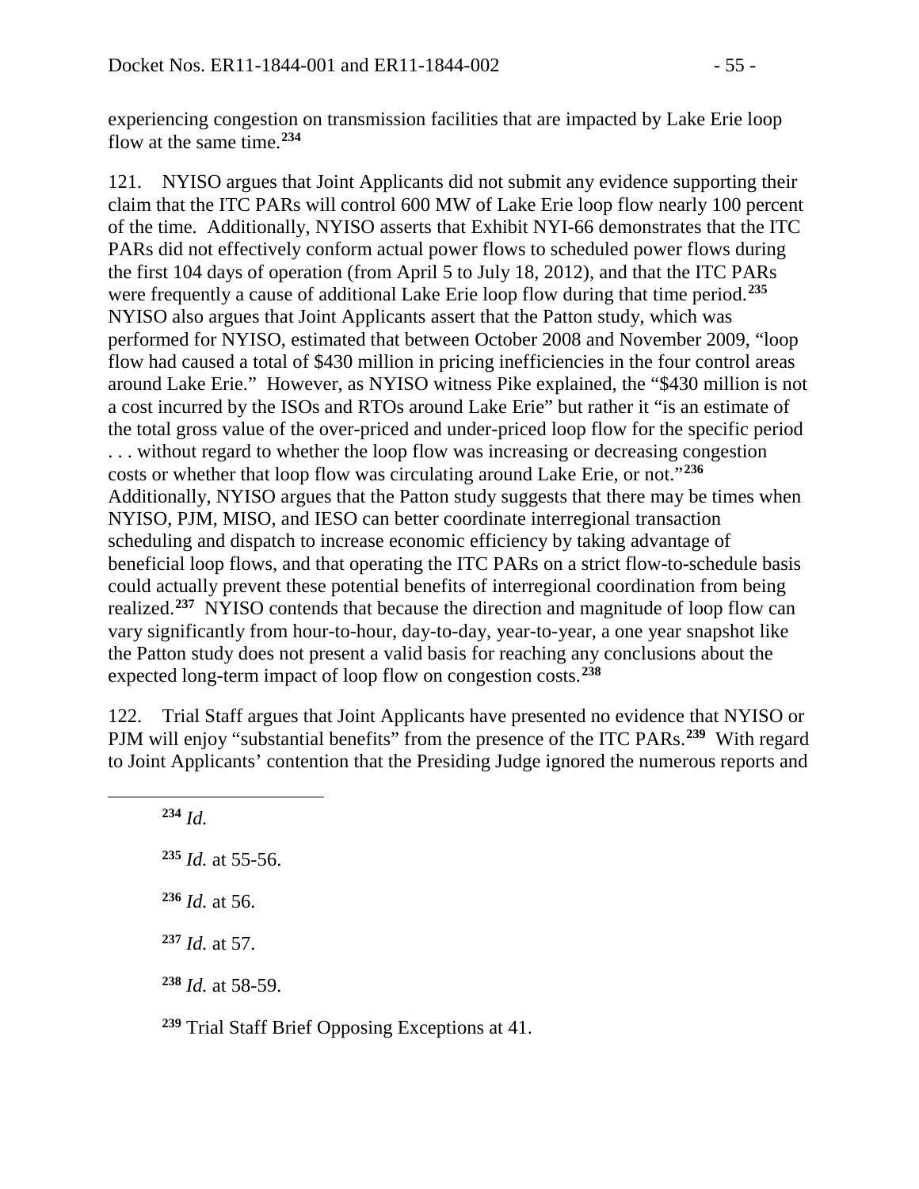experiencing congestion on transmission facilities that are impacted by Lake Erie loop flow at the same time.[234]

121. NYISO argues that Joint Applicants did not submit any evidence supporting their claim that the ITC PARs will control 600 MW of Lake Erie loop flow nearly 100 percent of the time. Additionally, NYISO asserts that Exhibit NYI-66 demonstrates that the ITC PARs did not effectively conform actual power flows to scheduled power flows during the first 104 days of operation (from April 5 to July 18, 2012), and that the ITC PARs were frequently a cause of additional Lake Erie loop flow during that time period.[235] NYISO also argues that Joint Applicants assert that the Patton study, which was performed for NYISO, estimated that between October 2008 and November 2009, "loop flow had caused a total of $430 million in pricing inefficiencies in the four control areas around Lake Erie." However, as NYISO witness Pike explained, the "$430 million is not a cost incurred by the ISOs and RTOs around Lake Erie" but rather it "is an estimate of the total gross value of the over-priced and under-priced loop flow for the specific period . . . without regard to whether the loop flow was increasing or decreasing congestion costs or whether that loop flow was circulating around Lake Erie, or not."[236] Additionally, NYISO argues that the Patton study suggests that there may be times when NYISO, PJM, MISO, and IESO can better coordinate interregional transaction scheduling and dispatch to increase economic efficiency by taking advantage of beneficial loop flows, and that operating the ITC PARs on a strict flow-to-schedule basis could actually prevent these potential benefits of interregional coordination from being realized.[237] NYISO contends that because the direction and magnitude of loop flow can vary significantly from hour-to-hour, day-to-day, year-to-year, a one year snapshot like the Patton study does not present a valid basis for reaching any conclusions about the expected long-term impact of loop flow on congestion costs.[238]

122. Trial Staff argues that Joint Applicants have presented no evidence that NYISO or PJM will enjoy "substantial benefits" from the presence of the ITC PARs.[239] With regard to Joint Applicants' contention that the Presiding Judge ignored the numerous reports and

---

[234] *Id.*

[235] *Id.* at 55-56.

[236] *Id.* at 56.

[237] *Id.* at 57.

[238] *Id.* at 58-59.

[239] Trial Staff Brief Opposing Exceptions at 41.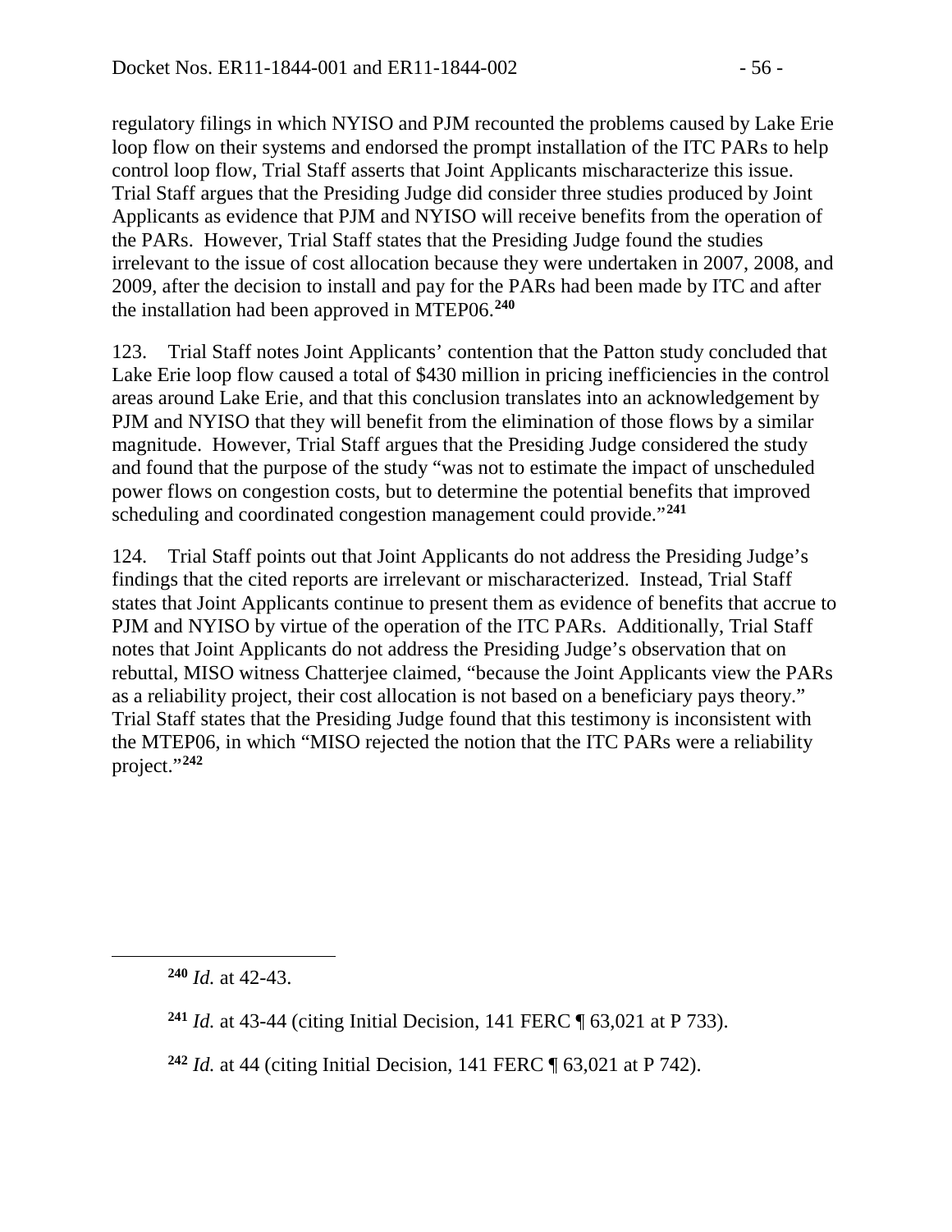regulatory filings in which NYISO and PJM recounted the problems caused by Lake Erie loop flow on their systems and endorsed the prompt installation of the ITC PARs to help control loop flow, Trial Staff asserts that Joint Applicants mischaracterize this issue. Trial Staff argues that the Presiding Judge did consider three studies produced by Joint Applicants as evidence that PJM and NYISO will receive benefits from the operation of the PARs. However, Trial Staff states that the Presiding Judge found the studies irrelevant to the issue of cost allocation because they were undertaken in 2007, 2008, and 2009, after the decision to install and pay for the PARs had been made by ITC and after the installation had been approved in MTEP06.[240]

123. Trial Staff notes Joint Applicants' contention that the Patton study concluded that Lake Erie loop flow caused a total of $430 million in pricing inefficiencies in the control areas around Lake Erie, and that this conclusion translates into an acknowledgement by PJM and NYISO that they will benefit from the elimination of those flows by a similar magnitude. However, Trial Staff argues that the Presiding Judge considered the study and found that the purpose of the study "was not to estimate the impact of unscheduled power flows on congestion costs, but to determine the potential benefits that improved scheduling and coordinated congestion management could provide."[241]

124. Trial Staff points out that Joint Applicants do not address the Presiding Judge's findings that the cited reports are irrelevant or mischaracterized. Instead, Trial Staff states that Joint Applicants continue to present them as evidence of benefits that accrue to PJM and NYISO by virtue of the operation of the ITC PARs. Additionally, Trial Staff notes that Joint Applicants do not address the Presiding Judge's observation that on rebuttal, MISO witness Chatterjee claimed, "because the Joint Applicants view the PARs as a reliability project, their cost allocation is not based on a beneficiary pays theory." Trial Staff states that the Presiding Judge found that this testimony is inconsistent with the MTEP06, in which "MISO rejected the notion that the ITC PARs were a reliability project."[242]

---

[240] *Id.* at 42-43.

[241] *Id.* at 43-44 (citing Initial Decision, 141 FERC ¶ 63,021 at P 733).

[242] *Id.* at 44 (citing Initial Decision, 141 FERC ¶ 63,021 at P 742).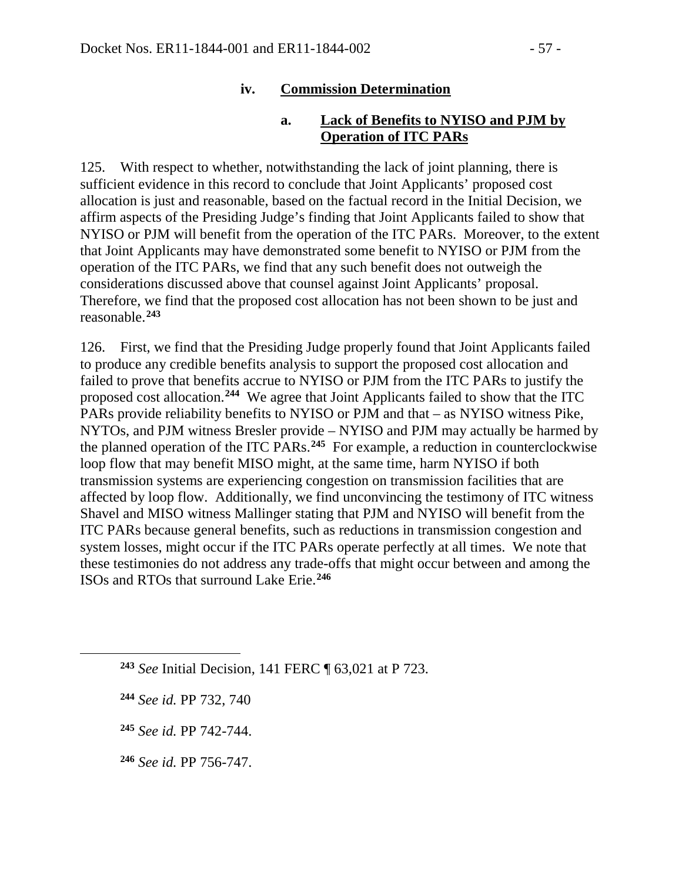#### iv. Commission Determination

##### a. Lack of Benefits to NYISO and PJM by Operation of ITC PARs

125. With respect to whether, notwithstanding the lack of joint planning, there is sufficient evidence in this record to conclude that Joint Applicants' proposed cost allocation is just and reasonable, based on the factual record in the Initial Decision, we affirm aspects of the Presiding Judge's finding that Joint Applicants failed to show that NYISO or PJM will benefit from the operation of the ITC PARs. Moreover, to the extent that Joint Applicants may have demonstrated some benefit to NYISO or PJM from the operation of the ITC PARs, we find that any such benefit does not outweigh the considerations discussed above that counsel against Joint Applicants' proposal. Therefore, we find that the proposed cost allocation has not been shown to be just and reasonable.[243]

126. First, we find that the Presiding Judge properly found that Joint Applicants failed to produce any credible benefits analysis to support the proposed cost allocation and failed to prove that benefits accrue to NYISO or PJM from the ITC PARs to justify the proposed cost allocation.[244] We agree that Joint Applicants failed to show that the ITC PARs provide reliability benefits to NYISO or PJM and that – as NYISO witness Pike, NYTOs, and PJM witness Bresler provide – NYISO and PJM may actually be harmed by the planned operation of the ITC PARs.[245] For example, a reduction in counterclockwise loop flow that may benefit MISO might, at the same time, harm NYISO if both transmission systems are experiencing congestion on transmission facilities that are affected by loop flow. Additionally, we find unconvincing the testimony of ITC witness Shavel and MISO witness Mallinger stating that PJM and NYISO will benefit from the ITC PARs because general benefits, such as reductions in transmission congestion and system losses, might occur if the ITC PARs operate perfectly at all times. We note that these testimonies do not address any trade-offs that might occur between and among the ISOs and RTOs that surround Lake Erie.[246]

---

[243] *See* Initial Decision, 141 FERC ¶ 63,021 at P 723.

[244] *See id.* PP 732, 740

[245] *See id.* PP 742-744.

[246] *See id.* PP 756-747.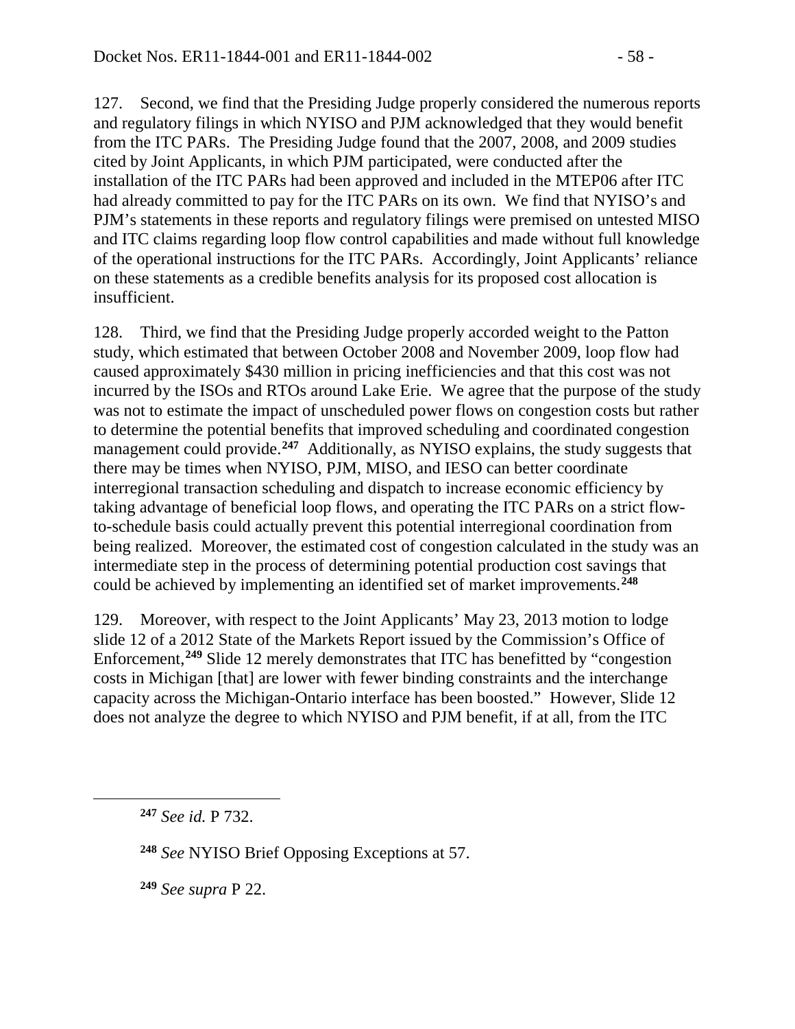127. Second, we find that the Presiding Judge properly considered the numerous reports and regulatory filings in which NYISO and PJM acknowledged that they would benefit from the ITC PARs. The Presiding Judge found that the 2007, 2008, and 2009 studies cited by Joint Applicants, in which PJM participated, were conducted after the installation of the ITC PARs had been approved and included in the MTEP06 after ITC had already committed to pay for the ITC PARs on its own. We find that NYISO's and PJM's statements in these reports and regulatory filings were premised on untested MISO and ITC claims regarding loop flow control capabilities and made without full knowledge of the operational instructions for the ITC PARs. Accordingly, Joint Applicants' reliance on these statements as a credible benefits analysis for its proposed cost allocation is insufficient.

128. Third, we find that the Presiding Judge properly accorded weight to the Patton study, which estimated that between October 2008 and November 2009, loop flow had caused approximately $430 million in pricing inefficiencies and that this cost was not incurred by the ISOs and RTOs around Lake Erie. We agree that the purpose of the study was not to estimate the impact of unscheduled power flows on congestion costs but rather to determine the potential benefits that improved scheduling and coordinated congestion management could provide.[247] Additionally, as NYISO explains, the study suggests that there may be times when NYISO, PJM, MISO, and IESO can better coordinate interregional transaction scheduling and dispatch to increase economic efficiency by taking advantage of beneficial loop flows, and operating the ITC PARs on a strict flow-to-schedule basis could actually prevent this potential interregional coordination from being realized. Moreover, the estimated cost of congestion calculated in the study was an intermediate step in the process of determining potential production cost savings that could be achieved by implementing an identified set of market improvements.[248]

129. Moreover, with respect to the Joint Applicants' May 23, 2013 motion to lodge slide 12 of a 2012 State of the Markets Report issued by the Commission's Office of Enforcement,[249] Slide 12 merely demonstrates that ITC has benefitted by "congestion costs in Michigan [that] are lower with fewer binding constraints and the interchange capacity across the Michigan-Ontario interface has been boosted." However, Slide 12 does not analyze the degree to which NYISO and PJM benefit, if at all, from the ITC

---

[247] *See id.* P 732.

[248] *See* NYISO Brief Opposing Exceptions at 57.

[249] *See supra* P 22.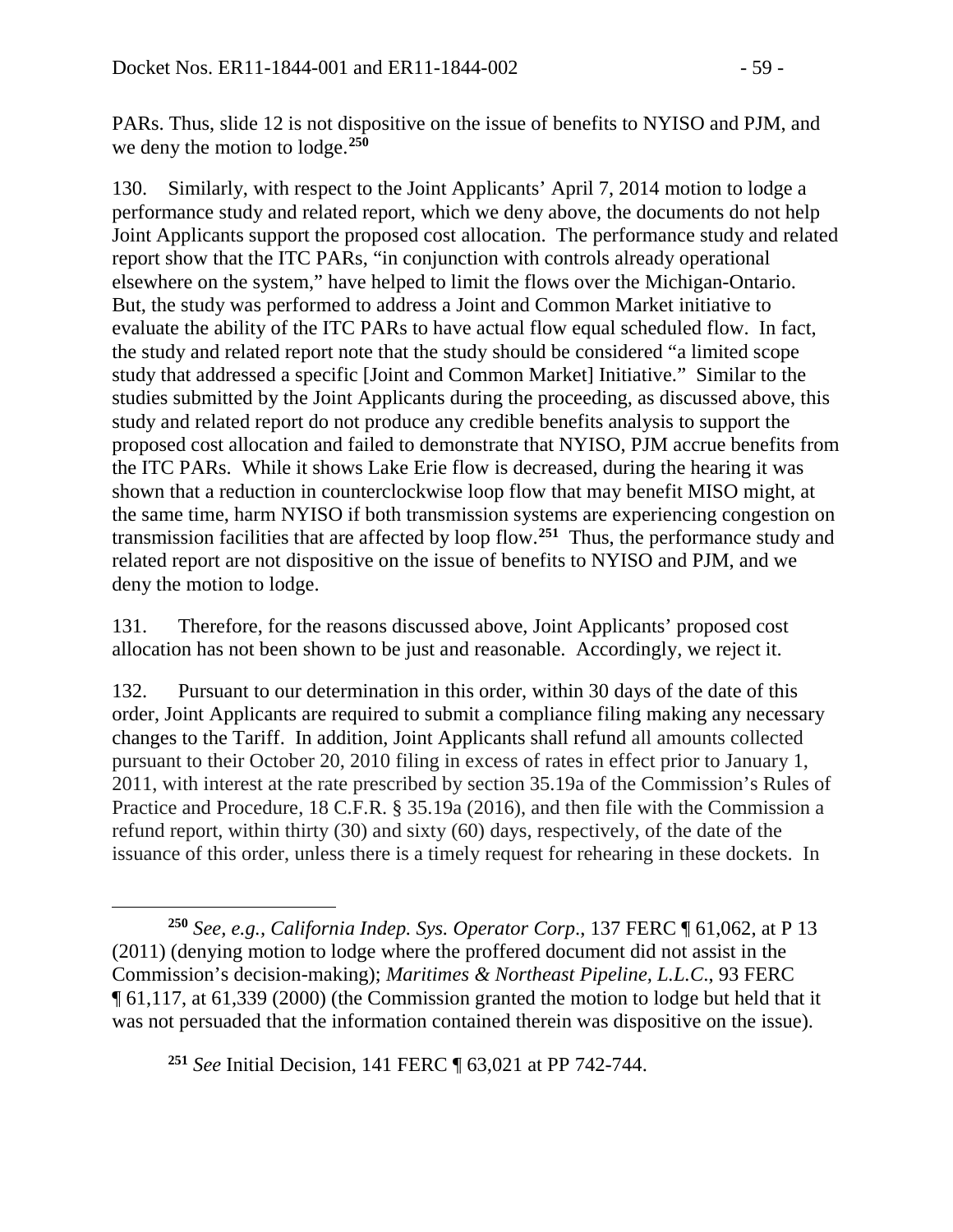PARs. Thus, slide 12 is not dispositive on the issue of benefits to NYISO and PJM, and we deny the motion to lodge.[250]

130. Similarly, with respect to the Joint Applicants' April 7, 2014 motion to lodge a performance study and related report, which we deny above, the documents do not help Joint Applicants support the proposed cost allocation. The performance study and related report show that the ITC PARs, "in conjunction with controls already operational elsewhere on the system," have helped to limit the flows over the Michigan-Ontario. But, the study was performed to address a Joint and Common Market initiative to evaluate the ability of the ITC PARs to have actual flow equal scheduled flow. In fact, the study and related report note that the study should be considered "a limited scope study that addressed a specific [Joint and Common Market] Initiative." Similar to the studies submitted by the Joint Applicants during the proceeding, as discussed above, this study and related report do not produce any credible benefits analysis to support the proposed cost allocation and failed to demonstrate that NYISO, PJM accrue benefits from the ITC PARs. While it shows Lake Erie flow is decreased, during the hearing it was shown that a reduction in counterclockwise loop flow that may benefit MISO might, at the same time, harm NYISO if both transmission systems are experiencing congestion on transmission facilities that are affected by loop flow.[251] Thus, the performance study and related report are not dispositive on the issue of benefits to NYISO and PJM, and we deny the motion to lodge.

131. Therefore, for the reasons discussed above, Joint Applicants' proposed cost allocation has not been shown to be just and reasonable. Accordingly, we reject it.

132. Pursuant to our determination in this order, within 30 days of the date of this order, Joint Applicants are required to submit a compliance filing making any necessary changes to the Tariff. In addition, Joint Applicants shall refund all amounts collected pursuant to their October 20, 2010 filing in excess of rates in effect prior to January 1, 2011, with interest at the rate prescribed by section 35.19a of the Commission's Rules of Practice and Procedure, 18 C.F.R. § 35.19a (2016), and then file with the Commission a refund report, within thirty (30) and sixty (60) days, respectively, of the date of the issuance of this order, unless there is a timely request for rehearing in these dockets. In

---

[250] *See, e.g.*, *California Indep. Sys. Operator Corp*., 137 FERC ¶ 61,062, at P 13 (2011) (denying motion to lodge where the proffered document did not assist in the Commission's decision-making); *Maritimes & Northeast Pipeline, L.L.C*., 93 FERC ¶ 61,117, at 61,339 (2000) (the Commission granted the motion to lodge but held that it was not persuaded that the information contained therein was dispositive on the issue).

[251] *See* Initial Decision, 141 FERC ¶ 63,021 at PP 742-744.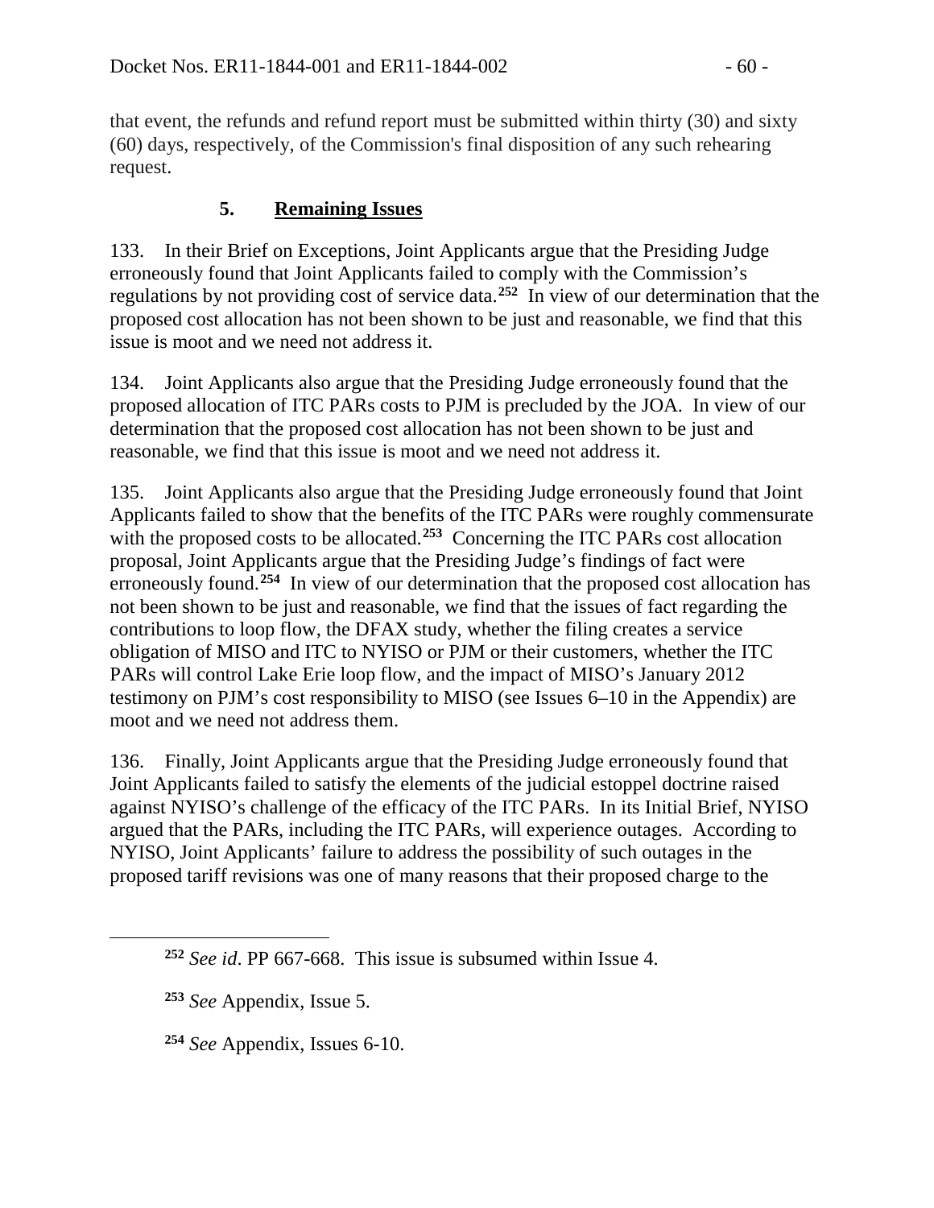that event, the refunds and refund report must be submitted within thirty (30) and sixty (60) days, respectively, of the Commission's final disposition of any such rehearing request.

### 5. **Remaining Issues**

133. In their Brief on Exceptions, Joint Applicants argue that the Presiding Judge erroneously found that Joint Applicants failed to comply with the Commission's regulations by not providing cost of service data.[252] In view of our determination that the proposed cost allocation has not been shown to be just and reasonable, we find that this issue is moot and we need not address it.

134. Joint Applicants also argue that the Presiding Judge erroneously found that the proposed allocation of ITC PARs costs to PJM is precluded by the JOA. In view of our determination that the proposed cost allocation has not been shown to be just and reasonable, we find that this issue is moot and we need not address it.

135. Joint Applicants also argue that the Presiding Judge erroneously found that Joint Applicants failed to show that the benefits of the ITC PARs were roughly commensurate with the proposed costs to be allocated.[253] Concerning the ITC PARs cost allocation proposal, Joint Applicants argue that the Presiding Judge's findings of fact were erroneously found.[254] In view of our determination that the proposed cost allocation has not been shown to be just and reasonable, we find that the issues of fact regarding the contributions to loop flow, the DFAX study, whether the filing creates a service obligation of MISO and ITC to NYISO or PJM or their customers, whether the ITC PARs will control Lake Erie loop flow, and the impact of MISO's January 2012 testimony on PJM's cost responsibility to MISO (see Issues 6–10 in the Appendix) are moot and we need not address them.

136. Finally, Joint Applicants argue that the Presiding Judge erroneously found that Joint Applicants failed to satisfy the elements of the judicial estoppel doctrine raised against NYISO's challenge of the efficacy of the ITC PARs. In its Initial Brief, NYISO argued that the PARs, including the ITC PARs, will experience outages. According to NYISO, Joint Applicants' failure to address the possibility of such outages in the proposed tariff revisions was one of many reasons that their proposed charge to the

---

[252] *See id*. PP 667-668. This issue is subsumed within Issue 4.

[253] *See* Appendix, Issue 5.

[254] *See* Appendix, Issues 6-10.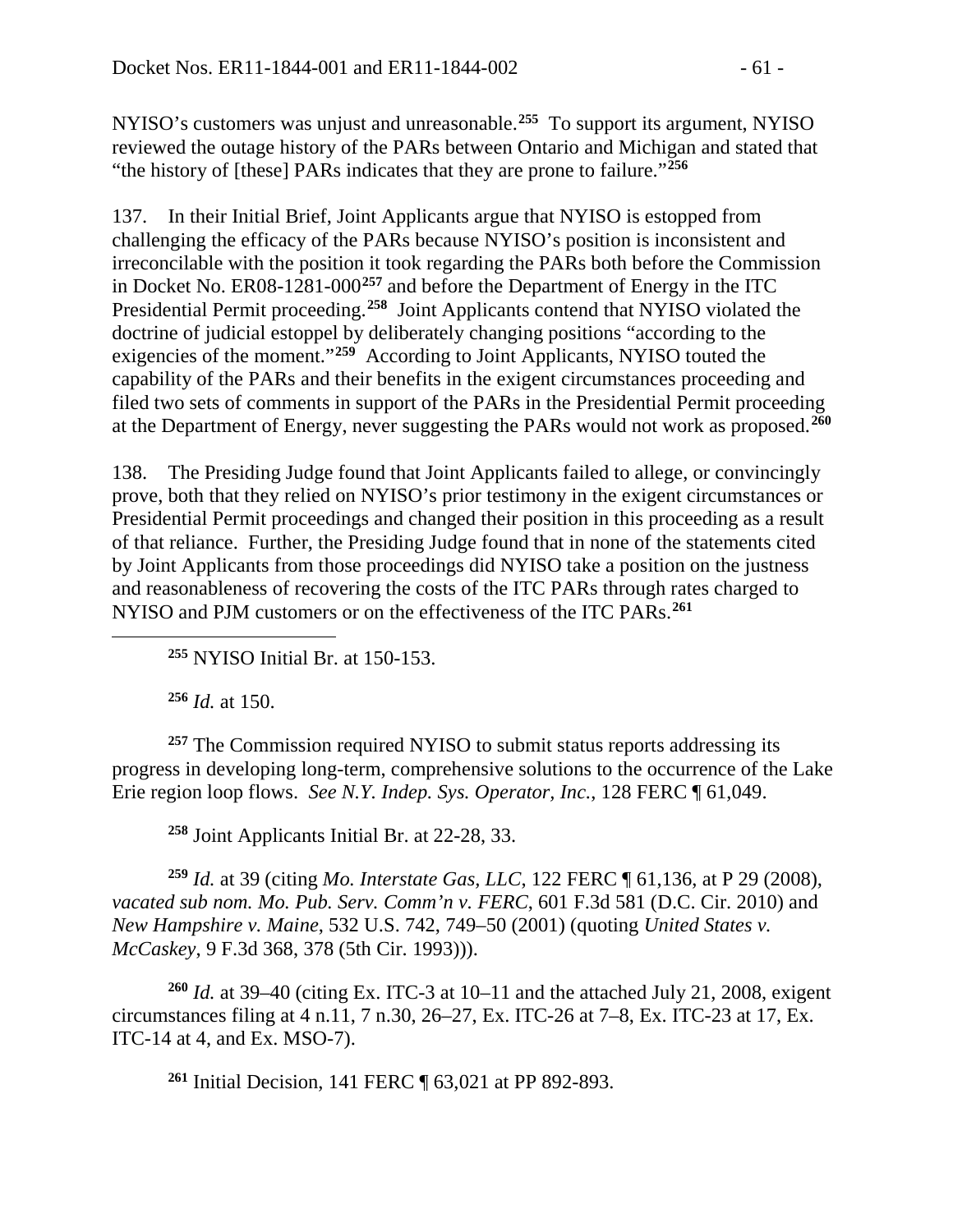NYISO's customers was unjust and unreasonable.[255] To support its argument, NYISO reviewed the outage history of the PARs between Ontario and Michigan and stated that "the history of [these] PARs indicates that they are prone to failure."[256]

137. In their Initial Brief, Joint Applicants argue that NYISO is estopped from challenging the efficacy of the PARs because NYISO's position is inconsistent and irreconcilable with the position it took regarding the PARs both before the Commission in Docket No. ER08-1281-000[257] and before the Department of Energy in the ITC Presidential Permit proceeding.[258] Joint Applicants contend that NYISO violated the doctrine of judicial estoppel by deliberately changing positions "according to the exigencies of the moment."[259] According to Joint Applicants, NYISO touted the capability of the PARs and their benefits in the exigent circumstances proceeding and filed two sets of comments in support of the PARs in the Presidential Permit proceeding at the Department of Energy, never suggesting the PARs would not work as proposed.[260]

138. The Presiding Judge found that Joint Applicants failed to allege, or convincingly prove, both that they relied on NYISO's prior testimony in the exigent circumstances or Presidential Permit proceedings and changed their position in this proceeding as a result of that reliance. Further, the Presiding Judge found that in none of the statements cited by Joint Applicants from those proceedings did NYISO take a position on the justness and reasonableness of recovering the costs of the ITC PARs through rates charged to NYISO and PJM customers or on the effectiveness of the ITC PARs.[261]

---

[255] NYISO Initial Br. at 150-153.

[256] *Id.* at 150.

[257] The Commission required NYISO to submit status reports addressing its progress in developing long-term, comprehensive solutions to the occurrence of the Lake Erie region loop flows. *See N.Y. Indep. Sys. Operator, Inc.*, 128 FERC ¶ 61,049.

[258] Joint Applicants Initial Br. at 22-28, 33.

[259] *Id.* at 39 (citing *Mo. Interstate Gas, LLC*, 122 FERC ¶ 61,136, at P 29 (2008), *vacated sub nom. Mo. Pub. Serv. Comm'n v. FERC*, 601 F.3d 581 (D.C. Cir. 2010) and *New Hampshire v. Maine*, 532 U.S. 742, 749–50 (2001) (quoting *United States v. McCaskey*, 9 F.3d 368, 378 (5th Cir. 1993))).

[260] *Id.* at 39–40 (citing Ex. ITC-3 at 10–11 and the attached July 21, 2008, exigent circumstances filing at 4 n.11, 7 n.30, 26–27, Ex. ITC-26 at 7–8, Ex. ITC-23 at 17, Ex. ITC-14 at 4, and Ex. MSO-7).

[261] Initial Decision, 141 FERC ¶ 63,021 at PP 892-893.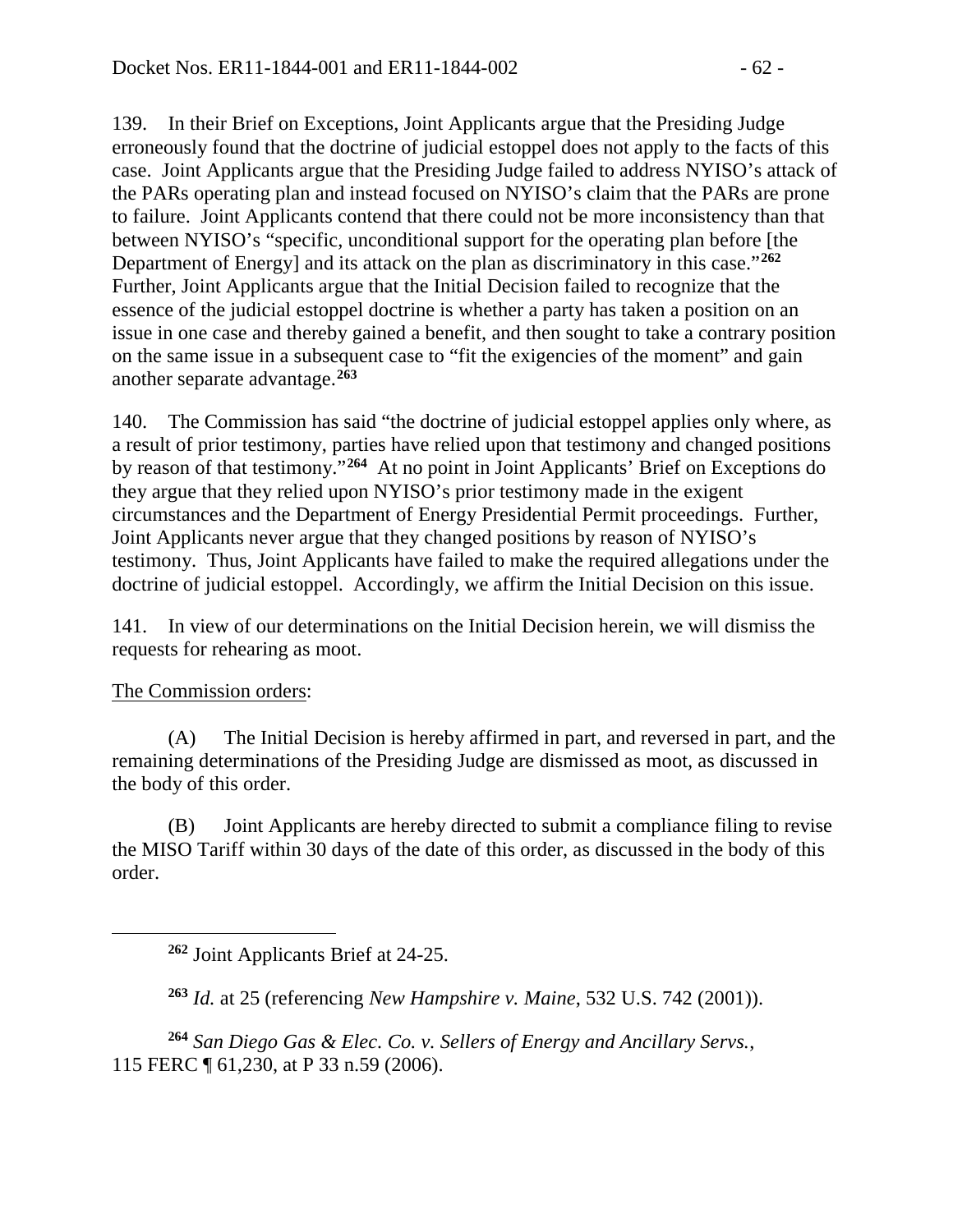139. In their Brief on Exceptions, Joint Applicants argue that the Presiding Judge erroneously found that the doctrine of judicial estoppel does not apply to the facts of this case. Joint Applicants argue that the Presiding Judge failed to address NYISO's attack of the PARs operating plan and instead focused on NYISO's claim that the PARs are prone to failure. Joint Applicants contend that there could not be more inconsistency than that between NYISO's "specific, unconditional support for the operating plan before [the Department of Energy] and its attack on the plan as discriminatory in this case."[262] Further, Joint Applicants argue that the Initial Decision failed to recognize that the essence of the judicial estoppel doctrine is whether a party has taken a position on an issue in one case and thereby gained a benefit, and then sought to take a contrary position on the same issue in a subsequent case to "fit the exigencies of the moment" and gain another separate advantage.[263]

140. The Commission has said "the doctrine of judicial estoppel applies only where, as a result of prior testimony, parties have relied upon that testimony and changed positions by reason of that testimony."[264] At no point in Joint Applicants' Brief on Exceptions do they argue that they relied upon NYISO's prior testimony made in the exigent circumstances and the Department of Energy Presidential Permit proceedings. Further, Joint Applicants never argue that they changed positions by reason of NYISO's testimony. Thus, Joint Applicants have failed to make the required allegations under the doctrine of judicial estoppel. Accordingly, we affirm the Initial Decision on this issue.

141. In view of our determinations on the Initial Decision herein, we will dismiss the requests for rehearing as moot.

The Commission orders:

(A) The Initial Decision is hereby affirmed in part, and reversed in part, and the remaining determinations of the Presiding Judge are dismissed as moot, as discussed in the body of this order.

(B) Joint Applicants are hereby directed to submit a compliance filing to revise the MISO Tariff within 30 days of the date of this order, as discussed in the body of this order.

---

[262] Joint Applicants Brief at 24-25.

[263] *Id.* at 25 (referencing *New Hampshire v. Maine*, 532 U.S. 742 (2001)).

[264] *San Diego Gas & Elec. Co. v. Sellers of Energy and Ancillary Servs.*, 115 FERC ¶ 61,230, at P 33 n.59 (2006).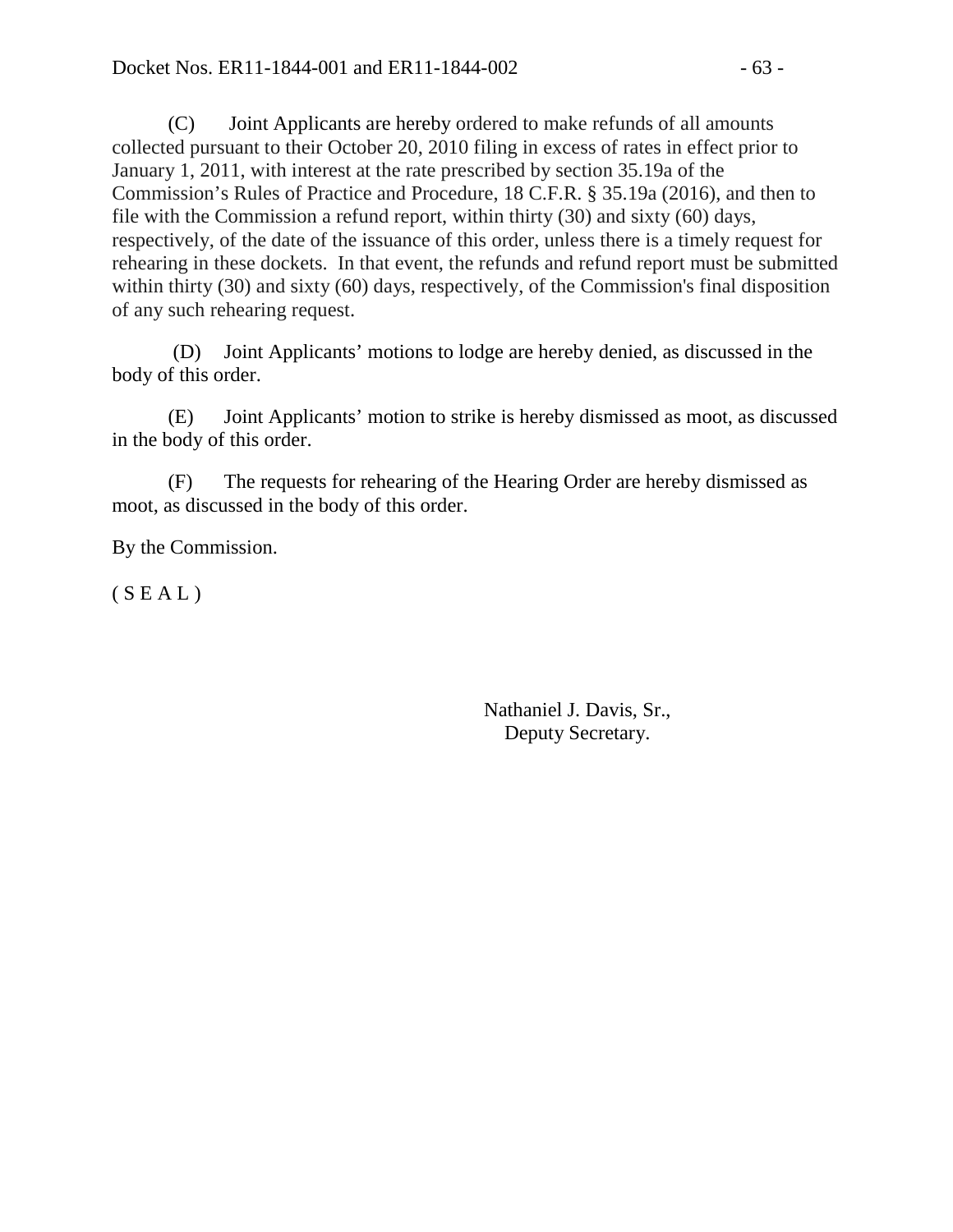(C) Joint Applicants are hereby ordered to make refunds of all amounts collected pursuant to their October 20, 2010 filing in excess of rates in effect prior to January 1, 2011, with interest at the rate prescribed by section 35.19a of the Commission's Rules of Practice and Procedure, 18 C.F.R. § 35.19a (2016), and then to file with the Commission a refund report, within thirty (30) and sixty (60) days, respectively, of the date of the issuance of this order, unless there is a timely request for rehearing in these dockets. In that event, the refunds and refund report must be submitted within thirty (30) and sixty (60) days, respectively, of the Commission's final disposition of any such rehearing request.

(D) Joint Applicants' motions to lodge are hereby denied, as discussed in the body of this order.

(E) Joint Applicants' motion to strike is hereby dismissed as moot, as discussed in the body of this order.

(F) The requests for rehearing of the Hearing Order are hereby dismissed as moot, as discussed in the body of this order.

By the Commission.

( S E A L )

Nathaniel J. Davis, Sr.,
Deputy Secretary.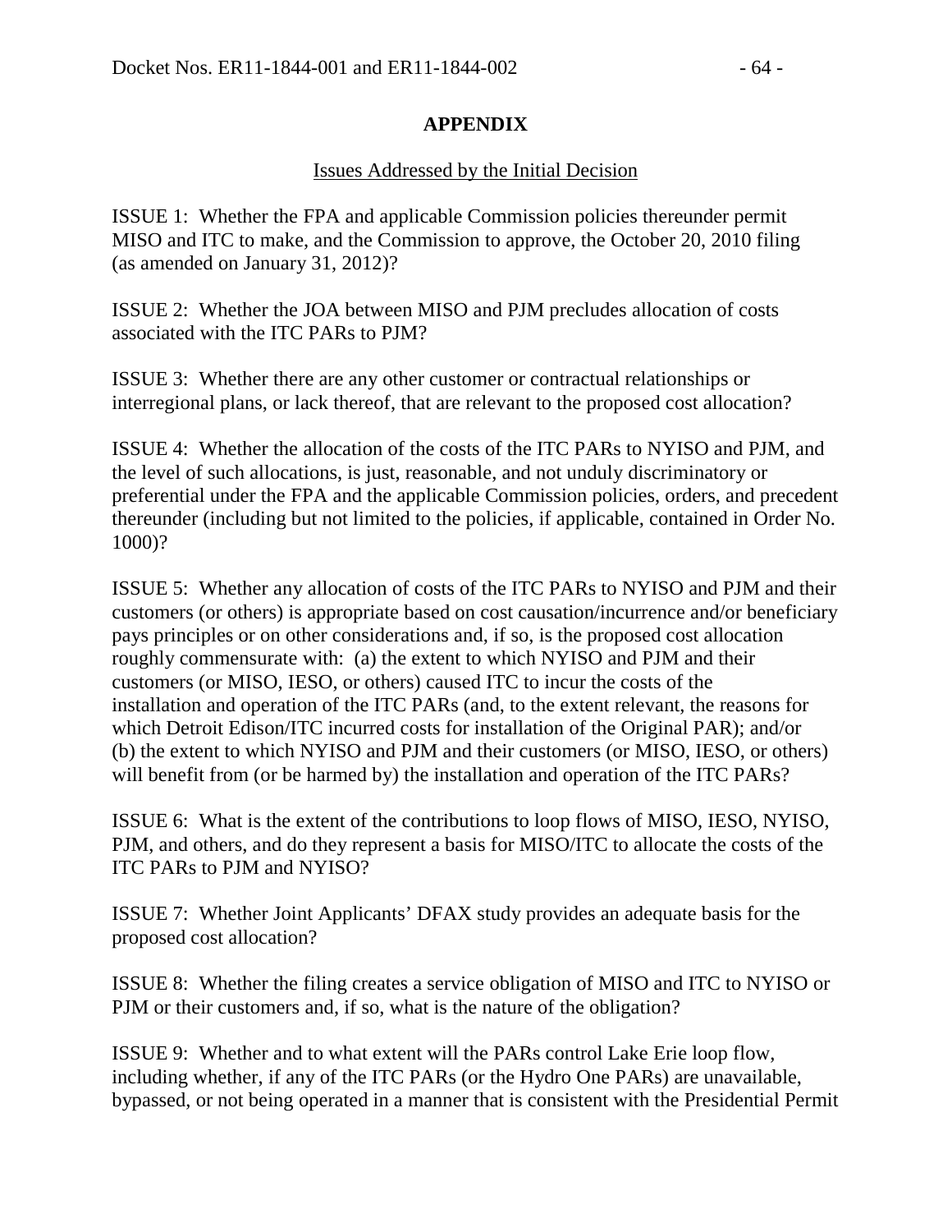## APPENDIX

Issues Addressed by the Initial Decision

ISSUE 1: Whether the FPA and applicable Commission policies thereunder permit MISO and ITC to make, and the Commission to approve, the October 20, 2010 filing (as amended on January 31, 2012)?

ISSUE 2: Whether the JOA between MISO and PJM precludes allocation of costs associated with the ITC PARs to PJM?

ISSUE 3: Whether there are any other customer or contractual relationships or interregional plans, or lack thereof, that are relevant to the proposed cost allocation?

ISSUE 4: Whether the allocation of the costs of the ITC PARs to NYISO and PJM, and the level of such allocations, is just, reasonable, and not unduly discriminatory or preferential under the FPA and the applicable Commission policies, orders, and precedent thereunder (including but not limited to the policies, if applicable, contained in Order No. 1000)?

ISSUE 5: Whether any allocation of costs of the ITC PARs to NYISO and PJM and their customers (or others) is appropriate based on cost causation/incurrence and/or beneficiary pays principles or on other considerations and, if so, is the proposed cost allocation roughly commensurate with: (a) the extent to which NYISO and PJM and their customers (or MISO, IESO, or others) caused ITC to incur the costs of the installation and operation of the ITC PARs (and, to the extent relevant, the reasons for which Detroit Edison/ITC incurred costs for installation of the Original PAR); and/or (b) the extent to which NYISO and PJM and their customers (or MISO, IESO, or others) will benefit from (or be harmed by) the installation and operation of the ITC PARs?

ISSUE 6: What is the extent of the contributions to loop flows of MISO, IESO, NYISO, PJM, and others, and do they represent a basis for MISO/ITC to allocate the costs of the ITC PARs to PJM and NYISO?

ISSUE 7: Whether Joint Applicants' DFAX study provides an adequate basis for the proposed cost allocation?

ISSUE 8: Whether the filing creates a service obligation of MISO and ITC to NYISO or PJM or their customers and, if so, what is the nature of the obligation?

ISSUE 9: Whether and to what extent will the PARs control Lake Erie loop flow, including whether, if any of the ITC PARs (or the Hydro One PARs) are unavailable, bypassed, or not being operated in a manner that is consistent with the Presidential Permit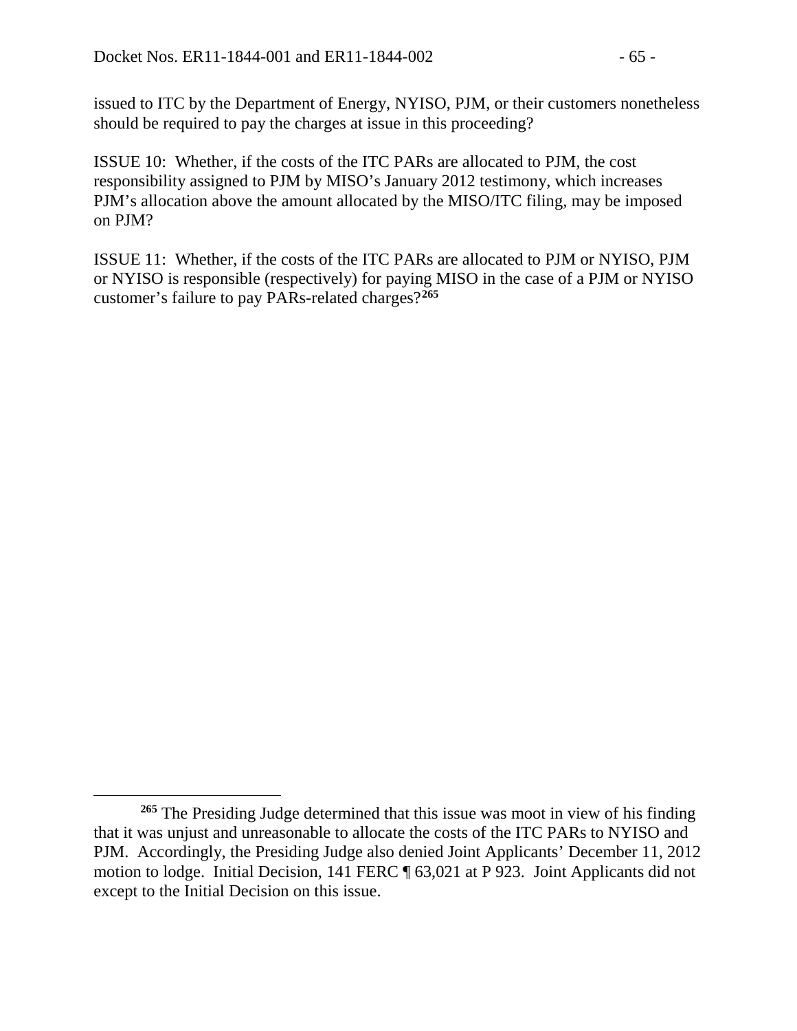issued to ITC by the Department of Energy, NYISO, PJM, or their customers nonetheless should be required to pay the charges at issue in this proceeding?

ISSUE 10: Whether, if the costs of the ITC PARs are allocated to PJM, the cost responsibility assigned to PJM by MISO's January 2012 testimony, which increases PJM's allocation above the amount allocated by the MISO/ITC filing, may be imposed on PJM?

ISSUE 11: Whether, if the costs of the ITC PARs are allocated to PJM or NYISO, PJM or NYISO is responsible (respectively) for paying MISO in the case of a PJM or NYISO customer's failure to pay PARs-related charges?[265]

[265] The Presiding Judge determined that this issue was moot in view of his finding that it was unjust and unreasonable to allocate the costs of the ITC PARs to NYISO and PJM. Accordingly, the Presiding Judge also denied Joint Applicants' December 11, 2012 motion to lodge. Initial Decision, 141 FERC ¶ 63,021 at P 923. Joint Applicants did not except to the Initial Decision on this issue.